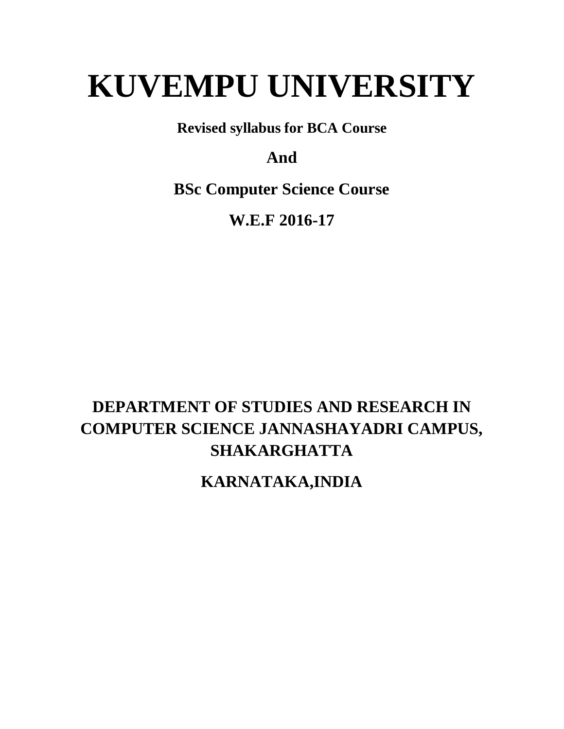# KUVEMPU UNIVERSITY

**Revised syllabus for BCA Course**

**And**

**BSc Computer Science Course**

**W.E.F 2016-17**

## DEPARTMENT OF STUDIES AND RESEARCH IN COMPUTER SCIENCE JANNASHAYADRI CAMPUS, SHAKARGHATTA

## KARNATAKA,INDIA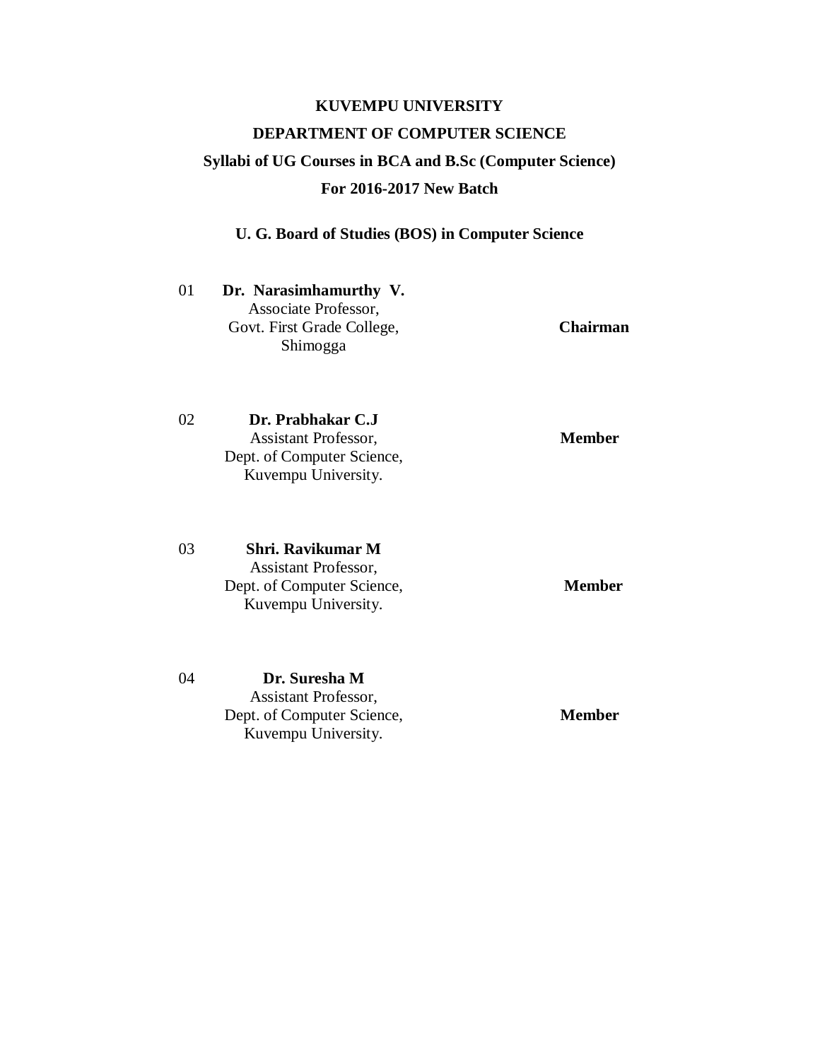**KUVEMPU UNIVERSITY**

**DEPARTMENT OF COMPUTER SCIENCE**

**Syllabi of UG Courses in BCA and B.Sc (Computer Science)**

**For 2016-2017 New Batch**

**U. G. Board of Studies (BOS) in Computer Science**

| No. | Name and Designation | Role |
|---|---|---|
| 01 | **Dr. Narasimhamurthy V.**<br>Associate Professor,<br>Govt. First Grade College,<br>Shimogga | **Chairman** |
| 02 | **Dr. Prabhakar C.J**<br>Assistant Professor,<br>Dept. of Computer Science,<br>Kuvempu University. | **Member** |
| 03 | **Shri. Ravikumar M**<br>Assistant Professor,<br>Dept. of Computer Science,<br>Kuvempu University. | **Member** |
| 04 | **Dr. Suresha M**<br>Assistant Professor,<br>Dept. of Computer Science,<br>Kuvempu University. | **Member** |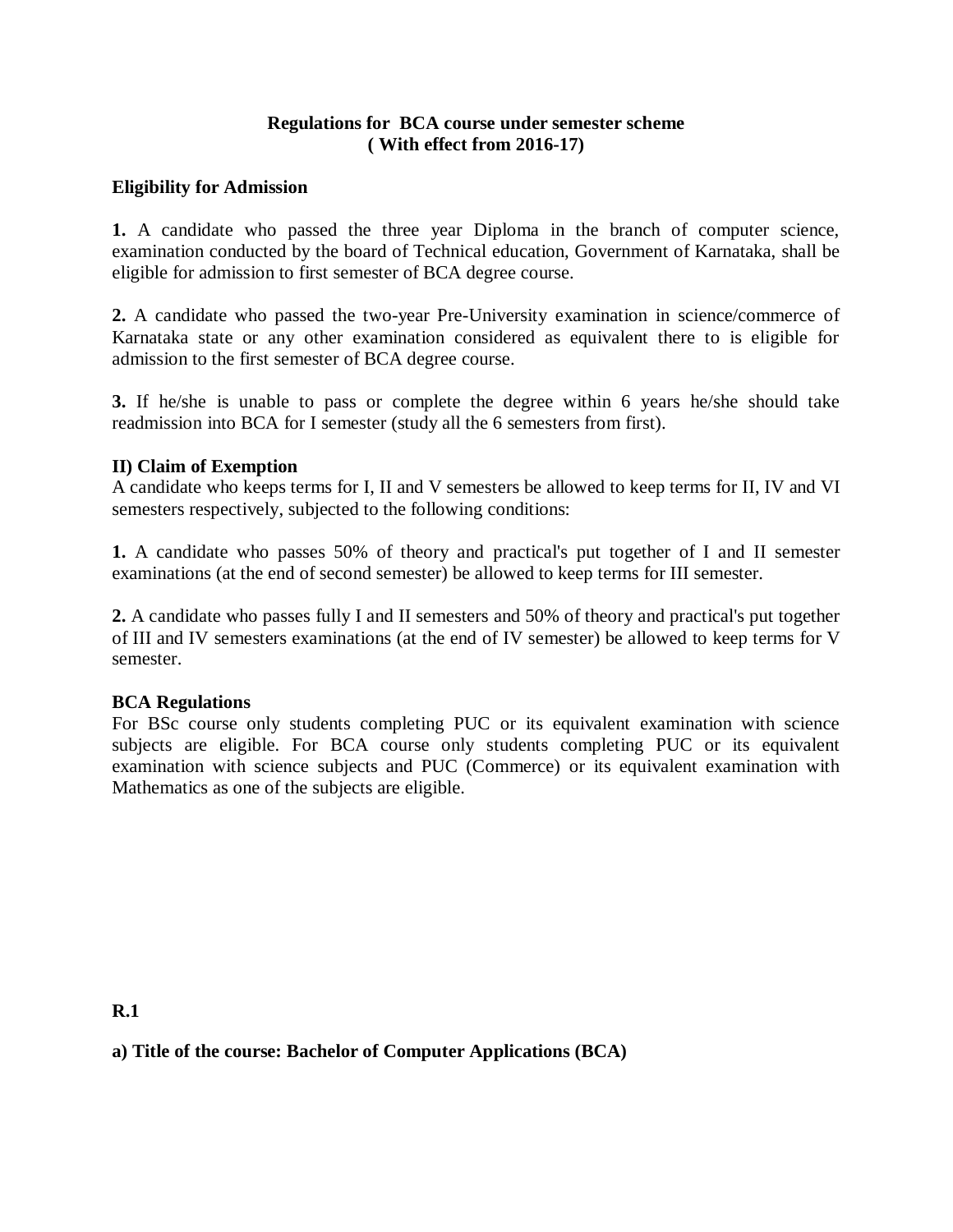## Regulations for BCA course under semester scheme
### ( With effect from 2016-17)

**Eligibility for Admission**

**1.** A candidate who passed the three year Diploma in the branch of computer science, examination conducted by the board of Technical education, Government of Karnataka, shall be eligible for admission to first semester of BCA degree course.

**2.** A candidate who passed the two-year Pre-University examination in science/commerce of Karnataka state or any other examination considered as equivalent there to is eligible for admission to the first semester of BCA degree course.

**3.** If he/she is unable to pass or complete the degree within 6 years he/she should take readmission into BCA for I semester (study all the 6 semesters from first).

**II) Claim of Exemption**

A candidate who keeps terms for I, II and V semesters be allowed to keep terms for II, IV and VI semesters respectively, subjected to the following conditions:

**1.** A candidate who passes 50% of theory and practical's put together of I and II semester examinations (at the end of second semester) be allowed to keep terms for III semester.

**2.** A candidate who passes fully I and II semesters and 50% of theory and practical's put together of III and IV semesters examinations (at the end of IV semester) be allowed to keep terms for V semester.

**BCA Regulations**

For BSc course only students completing PUC or its equivalent examination with science subjects are eligible. For BCA course only students completing PUC or its equivalent examination with science subjects and PUC (Commerce) or its equivalent examination with Mathematics as one of the subjects are eligible.

**R.1**

**a) Title of the course: Bachelor of Computer Applications (BCA)**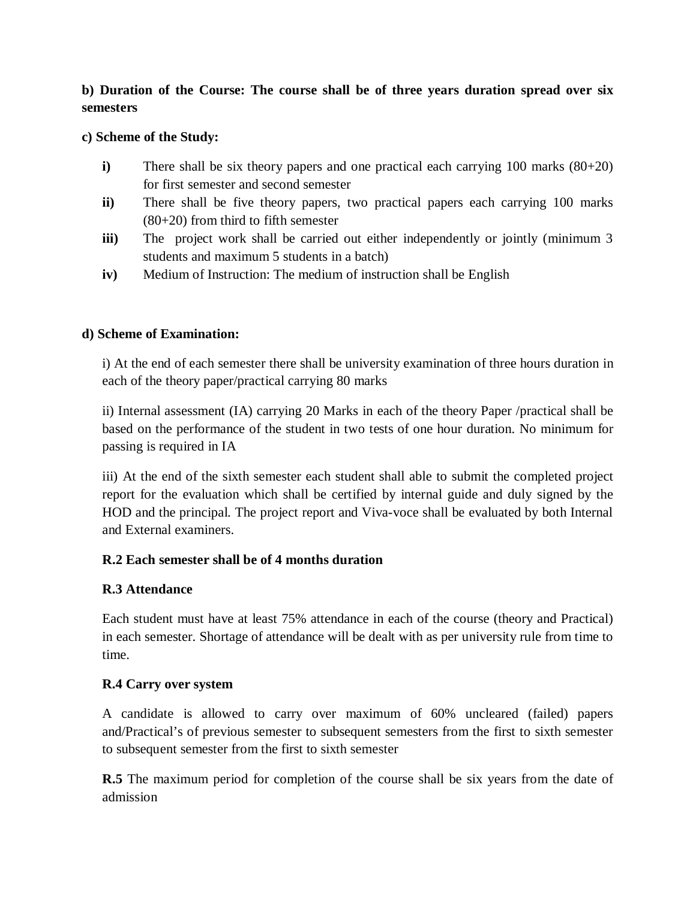**b) Duration of the Course: The course shall be of three years duration spread over six semesters**

**c) Scheme of the Study:**

- **i)** There shall be six theory papers and one practical each carrying 100 marks (80+20) for first semester and second semester
- **ii)** There shall be five theory papers, two practical papers each carrying 100 marks (80+20) from third to fifth semester
- **iii)** The project work shall be carried out either independently or jointly (minimum 3 students and maximum 5 students in a batch)
- **iv)** Medium of Instruction: The medium of instruction shall be English

**d) Scheme of Examination:**

i) At the end of each semester there shall be university examination of three hours duration in each of the theory paper/practical carrying 80 marks

ii) Internal assessment (IA) carrying 20 Marks in each of the theory Paper /practical shall be based on the performance of the student in two tests of one hour duration. No minimum for passing is required in IA

iii) At the end of the sixth semester each student shall able to submit the completed project report for the evaluation which shall be certified by internal guide and duly signed by the HOD and the principal. The project report and Viva-voce shall be evaluated by both Internal and External examiners.

**R.2 Each semester shall be of 4 months duration**

**R.3 Attendance**

Each student must have at least 75% attendance in each of the course (theory and Practical) in each semester. Shortage of attendance will be dealt with as per university rule from time to time.

**R.4 Carry over system**

A candidate is allowed to carry over maximum of 60% uncleared (failed) papers and/Practical's of previous semester to subsequent semesters from the first to sixth semester to subsequent semester from the first to sixth semester

**R.5** The maximum period for completion of the course shall be six years from the date of admission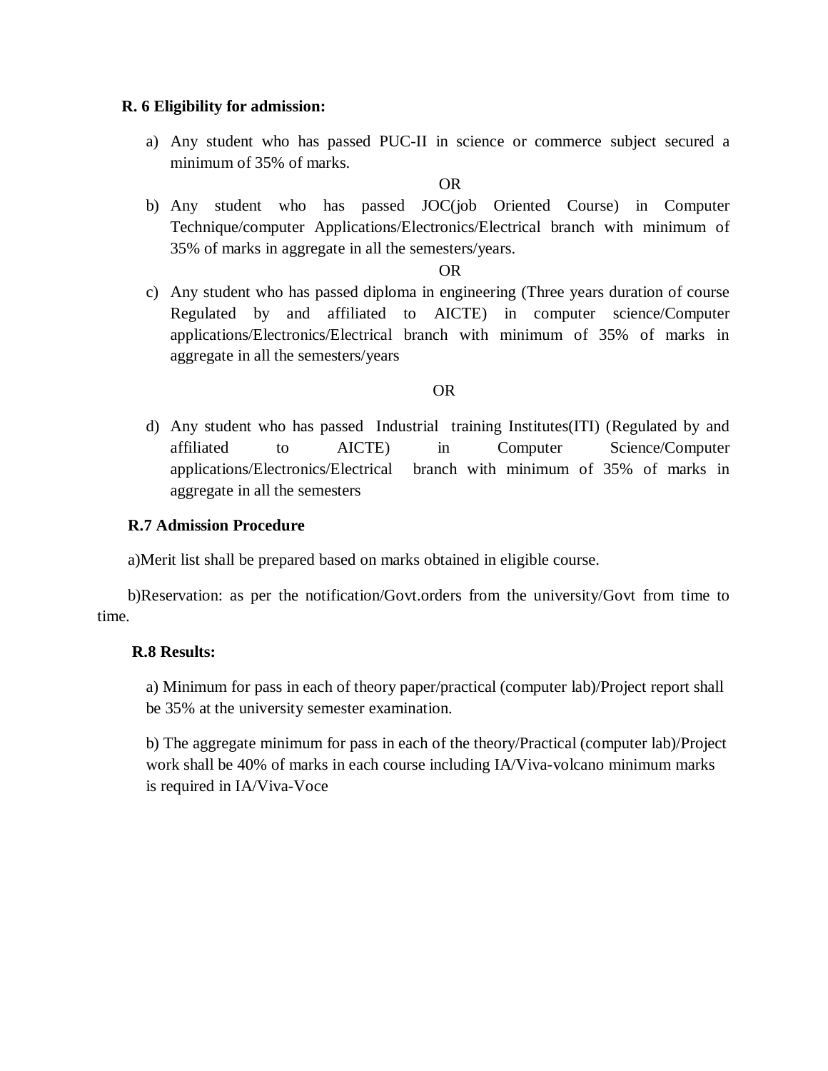**R. 6 Eligibility for admission:**

a) Any student who has passed PUC-II in science or commerce subject secured a minimum of 35% of marks.

OR

b) Any student who has passed JOC(job Oriented Course) in Computer Technique/computer Applications/Electronics/Electrical branch with minimum of 35% of marks in aggregate in all the semesters/years.

OR

c) Any student who has passed diploma in engineering (Three years duration of course Regulated by and affiliated to AICTE) in computer science/Computer applications/Electronics/Electrical branch with minimum of 35% of marks in aggregate in all the semesters/years

OR

d) Any student who has passed Industrial training Institutes(ITI) (Regulated by and affiliated to AICTE) in Computer Science/Computer applications/Electronics/Electrical branch with minimum of 35% of marks in aggregate in all the semesters

**R.7 Admission Procedure**

a)Merit list shall be prepared based on marks obtained in eligible course.

b)Reservation: as per the notification/Govt.orders from the university/Govt from time to time.

**R.8 Results:**

a) Minimum for pass in each of theory paper/practical (computer lab)/Project report shall be 35% at the university semester examination.

b) The aggregate minimum for pass in each of the theory/Practical (computer lab)/Project work shall be 40% of marks in each course including IA/Viva-volcano minimum marks is required in IA/Viva-Voce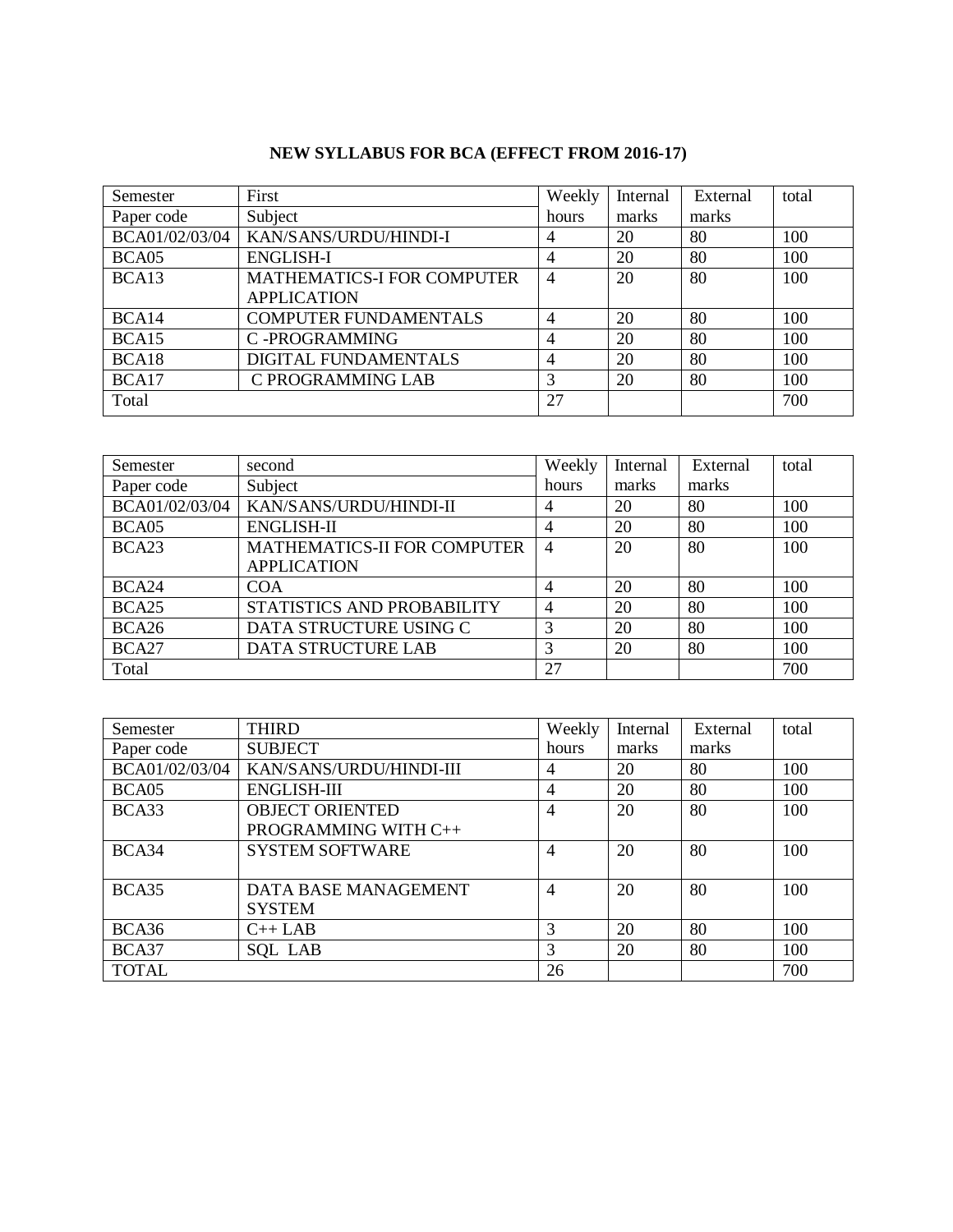**NEW SYLLABUS FOR BCA (EFFECT FROM 2016-17)**

| Semester | First | Weekly | Internal | External | total |
|---|---|---|---|---|---|
| Paper code | Subject | hours | marks | marks | |
| BCA01/02/03/04 | KAN/SANS/URDU/HINDI-I | 4 | 20 | 80 | 100 |
| BCA05 | ENGLISH-I | 4 | 20 | 80 | 100 |
| BCA13 | MATHEMATICS-I FOR COMPUTER APPLICATION | 4 | 20 | 80 | 100 |
| BCA14 | COMPUTER FUNDAMENTALS | 4 | 20 | 80 | 100 |
| BCA15 | C -PROGRAMMING | 4 | 20 | 80 | 100 |
| BCA18 | DIGITAL FUNDAMENTALS | 4 | 20 | 80 | 100 |
| BCA17 | C PROGRAMMING LAB | 3 | 20 | 80 | 100 |
| Total | | 27 | | | 700 |

| Semester | second | Weekly | Internal | External | total |
|---|---|---|---|---|---|
| Paper code | Subject | hours | marks | marks | |
| BCA01/02/03/04 | KAN/SANS/URDU/HINDI-II | 4 | 20 | 80 | 100 |
| BCA05 | ENGLISH-II | 4 | 20 | 80 | 100 |
| BCA23 | MATHEMATICS-II FOR COMPUTER APPLICATION | 4 | 20 | 80 | 100 |
| BCA24 | COA | 4 | 20 | 80 | 100 |
| BCA25 | STATISTICS AND PROBABILITY | 4 | 20 | 80 | 100 |
| BCA26 | DATA STRUCTURE USING C | 3 | 20 | 80 | 100 |
| BCA27 | DATA STRUCTURE LAB | 3 | 20 | 80 | 100 |
| Total | | 27 | | | 700 |

| Semester | THIRD | Weekly | Internal | External | total |
|---|---|---|---|---|---|
| Paper code | SUBJECT | hours | marks | marks | |
| BCA01/02/03/04 | KAN/SANS/URDU/HINDI-III | 4 | 20 | 80 | 100 |
| BCA05 | ENGLISH-III | 4 | 20 | 80 | 100 |
| BCA33 | OBJECT ORIENTED PROGRAMMING WITH C++ | 4 | 20 | 80 | 100 |
| BCA34 | SYSTEM SOFTWARE | 4 | 20 | 80 | 100 |
| BCA35 | DATA BASE MANAGEMENT SYSTEM | 4 | 20 | 80 | 100 |
| BCA36 | C++ LAB | 3 | 20 | 80 | 100 |
| BCA37 | SQL LAB | 3 | 20 | 80 | 100 |
| TOTAL | | 26 | | | 700 |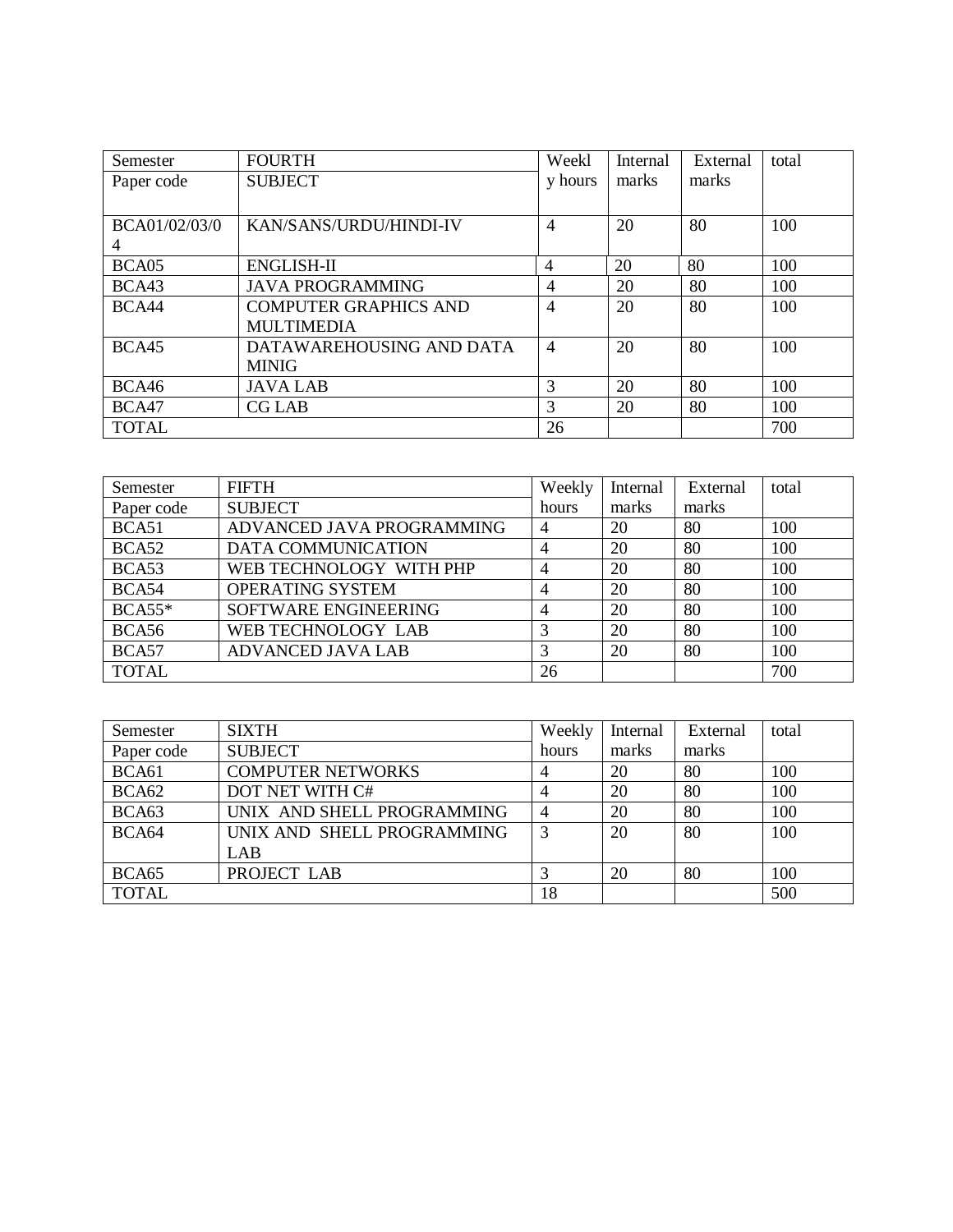| Semester | FOURTH | Weekly hours | Internal marks | External marks | total |
|---|---|---|---|---|---|
| Paper code | SUBJECT | | | | |
| BCA01/02/03/04 | KAN/SANS/URDU/HINDI-IV | 4 | 20 | 80 | 100 |
| BCA05 | ENGLISH-II | 4 | 20 | 80 | 100 |
| BCA43 | JAVA PROGRAMMING | 4 | 20 | 80 | 100 |
| BCA44 | COMPUTER GRAPHICS AND MULTIMEDIA | 4 | 20 | 80 | 100 |
| BCA45 | DATAWAREHOUSING AND DATA MINIG | 4 | 20 | 80 | 100 |
| BCA46 | JAVA LAB | 3 | 20 | 80 | 100 |
| BCA47 | CG LAB | 3 | 20 | 80 | 100 |
| TOTAL | | 26 | | | 700 |

| Semester | FIFTH | Weekly hours | Internal marks | External marks | total |
|---|---|---|---|---|---|
| Paper code | SUBJECT | | | | |
| BCA51 | ADVANCED JAVA PROGRAMMING | 4 | 20 | 80 | 100 |
| BCA52 | DATA COMMUNICATION | 4 | 20 | 80 | 100 |
| BCA53 | WEB TECHNOLOGY WITH PHP | 4 | 20 | 80 | 100 |
| BCA54 | OPERATING SYSTEM | 4 | 20 | 80 | 100 |
| BCA55* | SOFTWARE ENGINEERING | 4 | 20 | 80 | 100 |
| BCA56 | WEB TECHNOLOGY LAB | 3 | 20 | 80 | 100 |
| BCA57 | ADVANCED JAVA LAB | 3 | 20 | 80 | 100 |
| TOTAL | | 26 | | | 700 |

| Semester | SIXTH | Weekly hours | Internal marks | External marks | total |
|---|---|---|---|---|---|
| Paper code | SUBJECT | | | | |
| BCA61 | COMPUTER NETWORKS | 4 | 20 | 80 | 100 |
| BCA62 | DOT NET WITH C# | 4 | 20 | 80 | 100 |
| BCA63 | UNIX AND SHELL PROGRAMMING | 4 | 20 | 80 | 100 |
| BCA64 | UNIX AND SHELL PROGRAMMING LAB | 3 | 20 | 80 | 100 |
| BCA65 | PROJECT LAB | 3 | 20 | 80 | 100 |
| TOTAL | | 18 | | | 500 |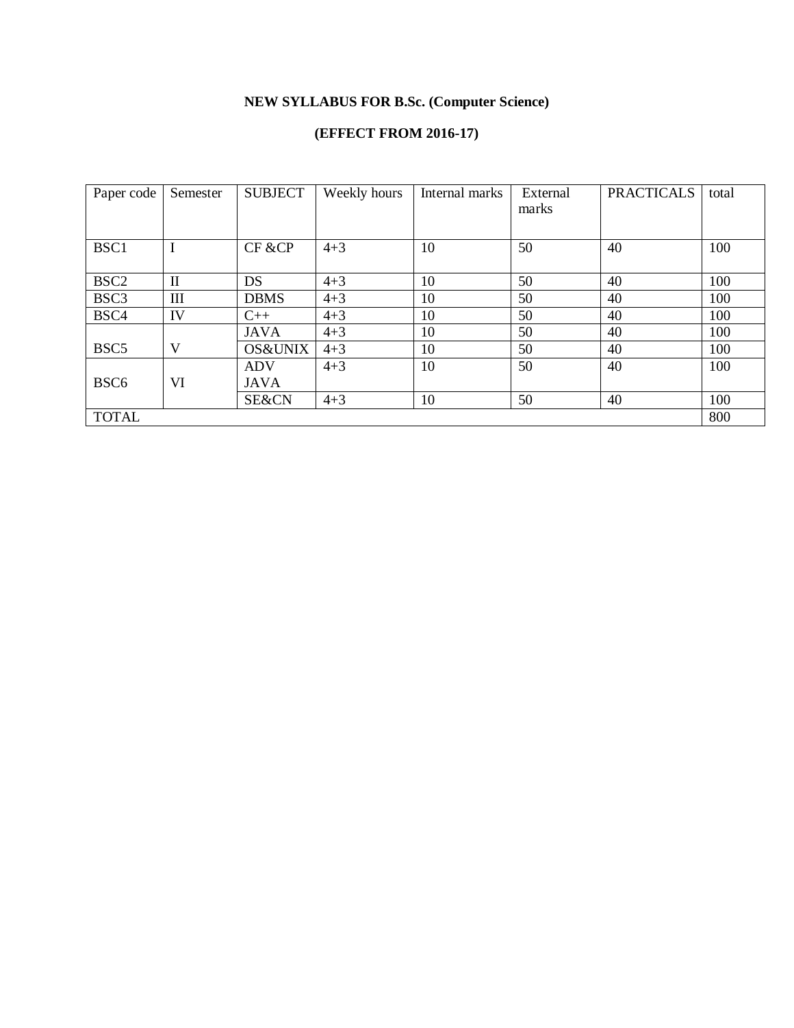**NEW SYLLABUS FOR B.Sc. (Computer Science)**

**(EFFECT FROM 2016-17)**

| Paper code | Semester | SUBJECT | Weekly hours | Internal marks | External marks | PRACTICALS | total |
|---|---|---|---|---|---|---|---|
| BSC1 | I | CF &CP | 4+3 | 10 | 50 | 40 | 100 |
| BSC2 | II | DS | 4+3 | 10 | 50 | 40 | 100 |
| BSC3 | III | DBMS | 4+3 | 10 | 50 | 40 | 100 |
| BSC4 | IV | C++ | 4+3 | 10 | 50 | 40 | 100 |
| BSC5 | V | JAVA | 4+3 | 10 | 50 | 40 | 100 |
| | | OS&UNIX | 4+3 | 10 | 50 | 40 | 100 |
| BSC6 | VI | ADV JAVA | 4+3 | 10 | 50 | 40 | 100 |
| | | SE&CN | 4+3 | 10 | 50 | 40 | 100 |
| TOTAL | | | | | | | 800 |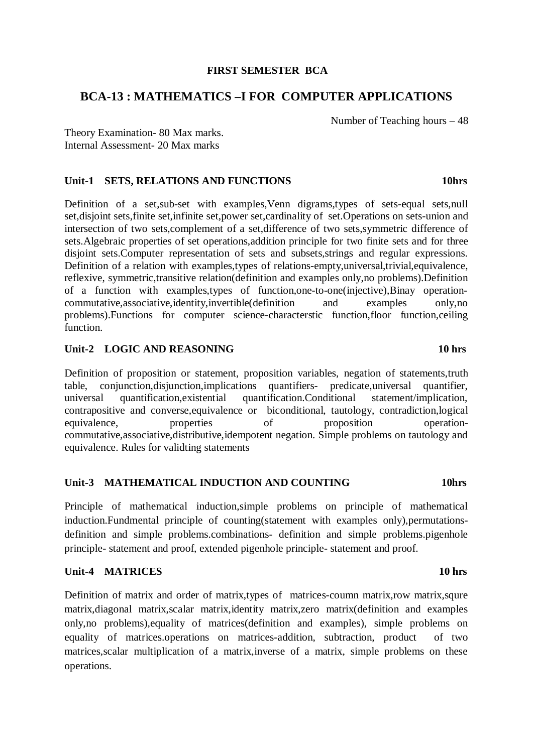**FIRST SEMESTER BCA**

## BCA-13 : MATHEMATICS –I FOR COMPUTER APPLICATIONS

Number of Teaching hours – 48

Theory Examination- 80 Max marks.
Internal Assessment- 20 Max marks

### Unit-1 SETS, RELATIONS AND FUNCTIONS 10hrs

Definition of a set,sub-set with examples,Venn digrams,types of sets-equal sets,null set,disjoint sets,finite set,infinite set,power set,cardinality of set.Operations on sets-union and intersection of two sets,complement of a set,difference of two sets,symmetric difference of sets.Algebraic properties of set operations,addition principle for two finite sets and for three disjoint sets.Computer representation of sets and subsets,strings and regular expressions. Definition of a relation with examples,types of relations-empty,universal,trivial,equivalence, reflexive, symmetric,transitive relation(definition and examples only,no problems).Definition of a function with examples,types of function,one-to-one(injective),Binay operation-commutative,associative,identity,invertible(definition and examples only,no problems).Functions for computer science-characterstic function,floor function,ceiling function.

### Unit-2 LOGIC AND REASONING 10 hrs

Definition of proposition or statement, proposition variables, negation of statements,truth table, conjunction,disjunction,implications quantifiers- predicate,universal quantifier, universal quantification,existential quantification.Conditional statement/implication, contrapositive and converse,equivalence or biconditional, tautology, contradiction,logical equivalence, properties of proposition operation-commutative,associative,distributive,idempotent negation. Simple problems on tautology and equivalence. Rules for validting statements

### Unit-3 MATHEMATICAL INDUCTION AND COUNTING 10hrs

Principle of mathematical induction,simple problems on principle of mathematical induction.Fundmental principle of counting(statement with examples only),permutations-definition and simple problems.combinations- definition and simple problems.pigenhole principle- statement and proof, extended pigenhole principle- statement and proof.

### Unit-4 MATRICES 10 hrs

Definition of matrix and order of matrix,types of matrices-coumn matrix,row matrix,squre matrix,diagonal matrix,scalar matrix,identity matrix,zero matrix(definition and examples only,no problems),equality of matrices(definition and examples), simple problems on equality of matrices.operations on matrices-addition, subtraction, product of two matrices,scalar multiplication of a matrix,inverse of a matrix, simple problems on these operations.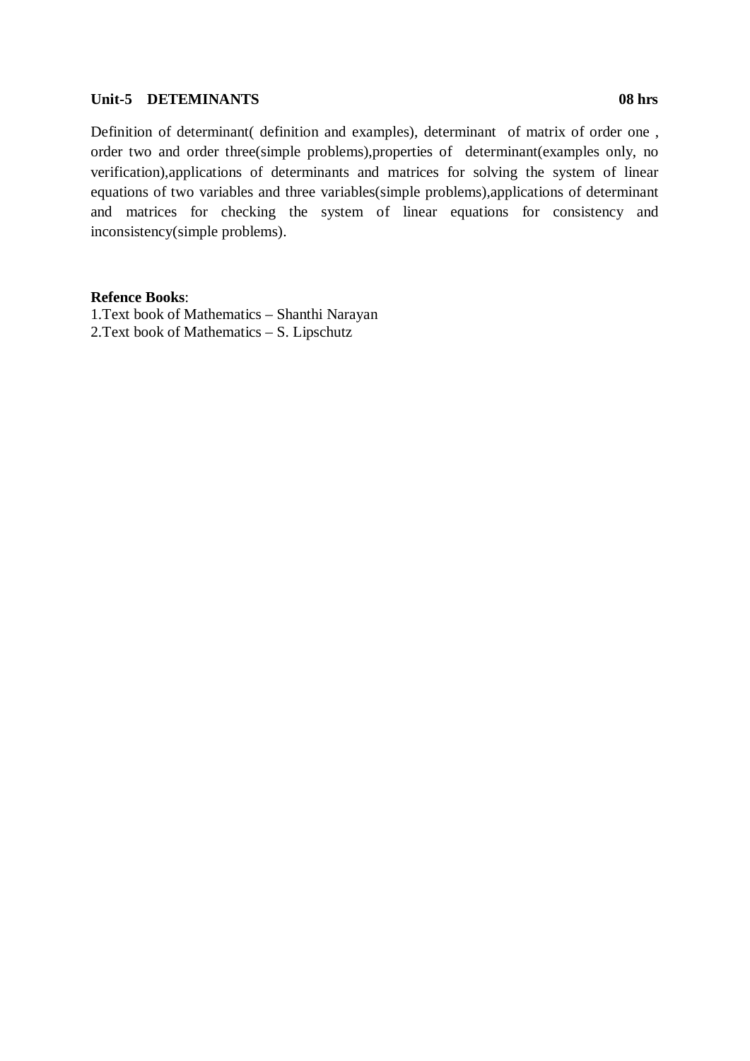**Unit-5 DETEMINANTS** **08 hrs**

Definition of determinant( definition and examples), determinant of matrix of order one , order two and order three(simple problems),properties of determinant(examples only, no verification),applications of determinants and matrices for solving the system of linear equations of two variables and three variables(simple problems),applications of determinant and matrices for checking the system of linear equations for consistency and inconsistency(simple problems).

**Refence Books**:

1.Text book of Mathematics – Shanthi Narayan

2.Text book of Mathematics – S. Lipschutz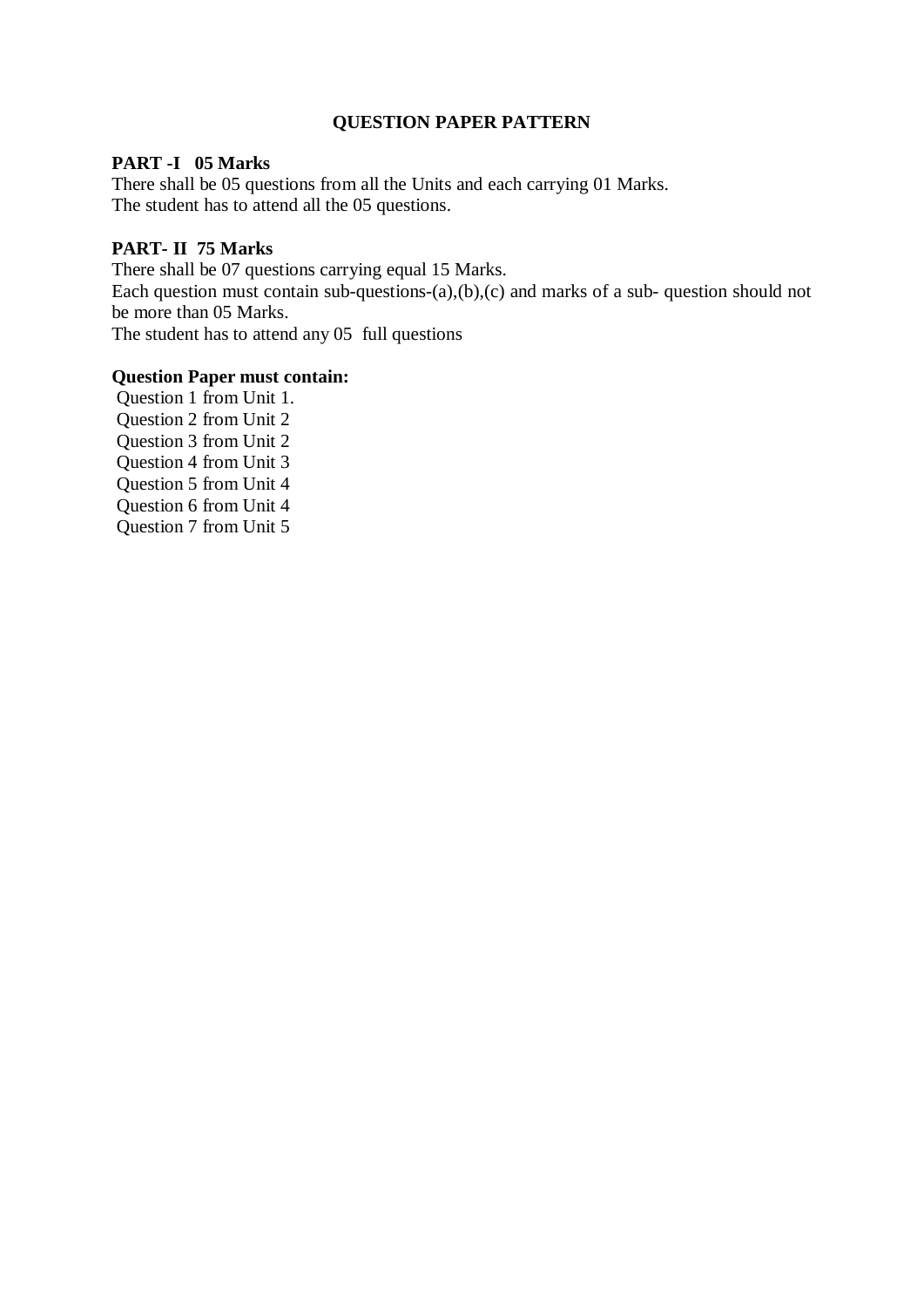## QUESTION PAPER PATTERN

**PART -I 05 Marks**

There shall be 05 questions from all the Units and each carrying 01 Marks.
The student has to attend all the 05 questions.

**PART- II 75 Marks**

There shall be 07 questions carrying equal 15 Marks.
Each question must contain sub-questions-(a),(b),(c) and marks of a sub- question should not be more than 05 Marks.
The student has to attend any 05 full questions

**Question Paper must contain:**

Question 1 from Unit 1.
Question 2 from Unit 2
Question 3 from Unit 2
Question 4 from Unit 3
Question 5 from Unit 4
Question 6 from Unit 4
Question 7 from Unit 5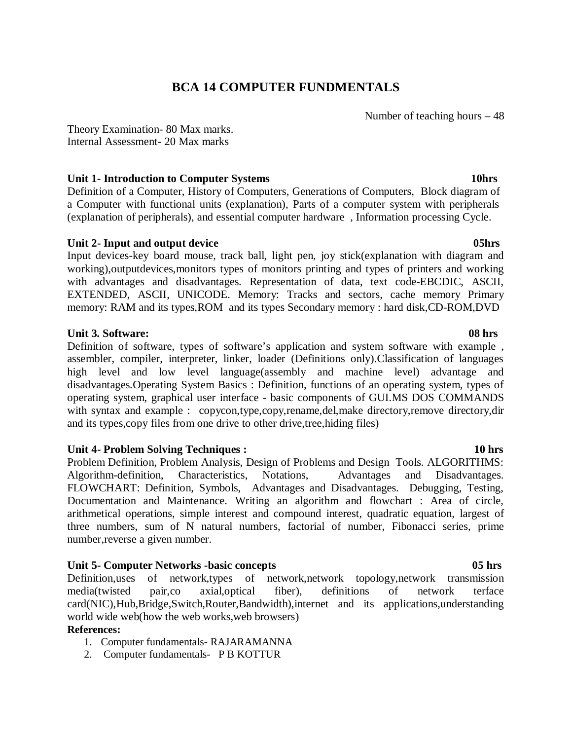# BCA 14 COMPUTER FUNDMENTALS

Number of teaching hours – 48

Theory Examination- 80 Max marks.
Internal Assessment- 20 Max marks

**Unit 1- Introduction to Computer Systems** **10hrs**

Definition of a Computer, History of Computers, Generations of Computers, Block diagram of a Computer with functional units (explanation), Parts of a computer system with peripherals (explanation of peripherals), and essential computer hardware , Information processing Cycle.

**Unit 2- Input and output device** **05hrs**

Input devices-key board mouse, track ball, light pen, joy stick(explanation with diagram and working),outputdevices,monitors types of monitors printing and types of printers and working with advantages and disadvantages. Representation of data, text code-EBCDIC, ASCII, EXTENDED, ASCII, UNICODE. Memory: Tracks and sectors, cache memory Primary memory: RAM and its types,ROM and its types Secondary memory : hard disk,CD-ROM,DVD

**Unit 3. Software:** **08 hrs**

Definition of software, types of software's application and system software with example , assembler, compiler, interpreter, linker, loader (Definitions only).Classification of languages high level and low level language(assembly and machine level) advantage and disadvantages.Operating System Basics : Definition, functions of an operating system, types of operating system, graphical user interface - basic components of GUI.MS DOS COMMANDS with syntax and example : copycon,type,copy,rename,del,make directory,remove directory,dir and its types,copy files from one drive to other drive,tree,hiding files)

**Unit 4- Problem Solving Techniques :** **10 hrs**

Problem Definition, Problem Analysis, Design of Problems and Design Tools. ALGORITHMS: Algorithm-definition, Characteristics, Notations, Advantages and Disadvantages. FLOWCHART: Definition, Symbols, Advantages and Disadvantages. Debugging, Testing, Documentation and Maintenance. Writing an algorithm and flowchart : Area of circle, arithmetical operations, simple interest and compound interest, quadratic equation, largest of three numbers, sum of N natural numbers, factorial of number, Fibonacci series, prime number,reverse a given number.

**Unit 5- Computer Networks -basic concepts** **05 hrs**

Definition,uses of network,types of network,network topology,network transmission media(twisted pair,co axial,optical fiber), definitions of network terface card(NIC),Hub,Bridge,Switch,Router,Bandwidth),internet and its applications,understanding world wide web(how the web works,web browsers)

**References:**

1. Computer fundamentals- RAJARAMANNA
2. Computer fundamentals- P B KOTTUR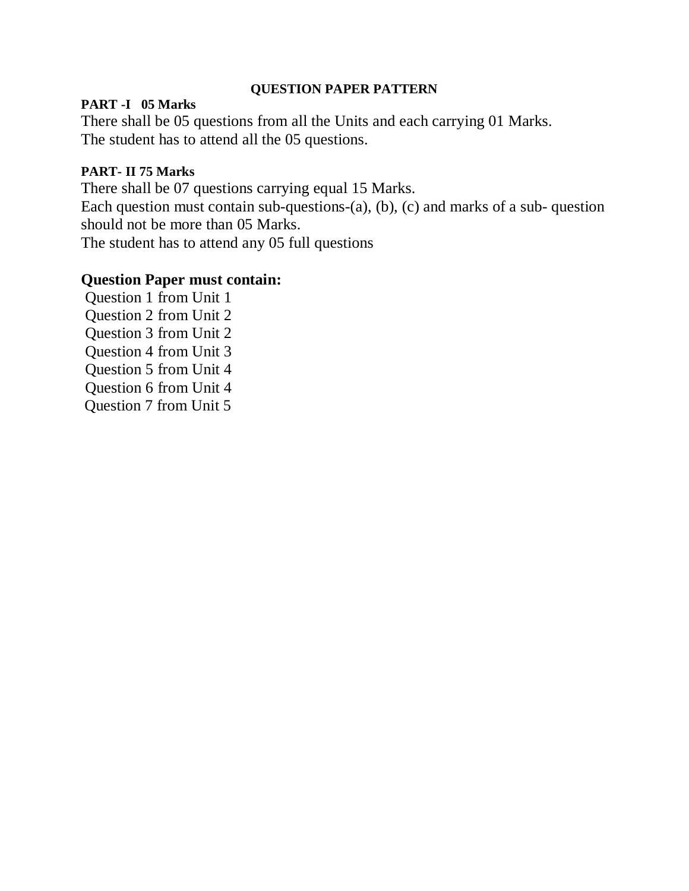## QUESTION PAPER PATTERN

**PART -I 05 Marks**

There shall be 05 questions from all the Units and each carrying 01 Marks.
The student has to attend all the 05 questions.

**PART- II 75 Marks**

There shall be 07 questions carrying equal 15 Marks.
Each question must contain sub-questions-(a), (b), (c) and marks of a sub- question should not be more than 05 Marks.
The student has to attend any 05 full questions

### Question Paper must contain:

Question 1 from Unit 1
Question 2 from Unit 2
Question 3 from Unit 2
Question 4 from Unit 3
Question 5 from Unit 4
Question 6 from Unit 4
Question 7 from Unit 5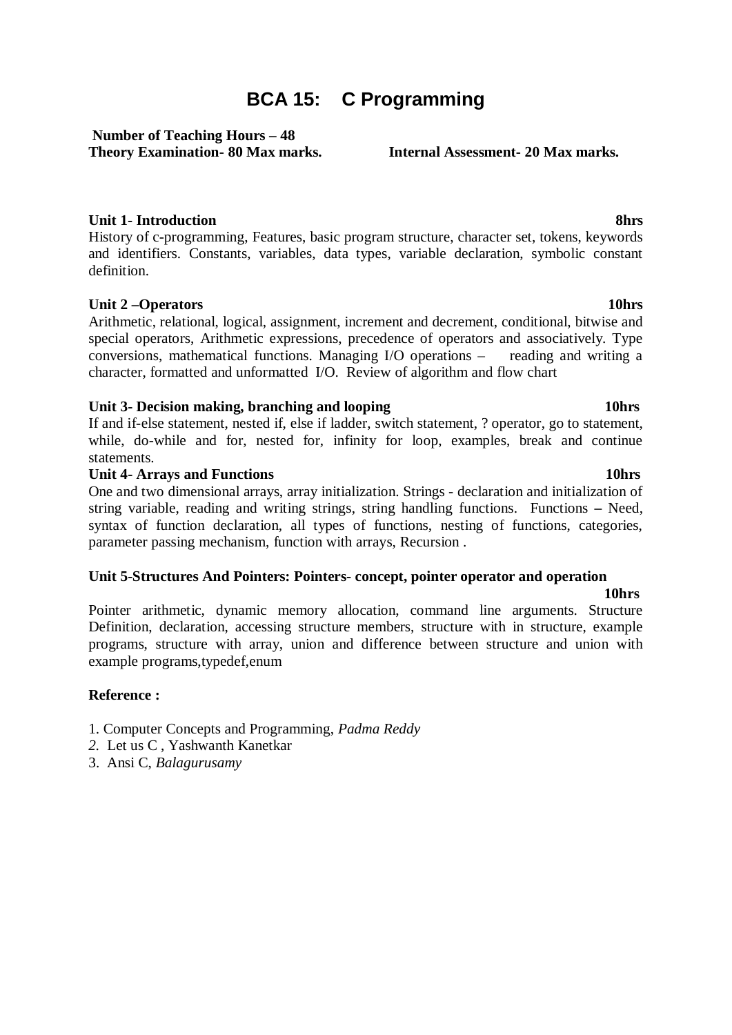# BCA 15: C Programming

**Number of Teaching Hours – 48**
**Theory Examination- 80 Max marks.** **Internal Assessment- 20 Max marks.**

**Unit 1- Introduction** **8hrs**
History of c-programming, Features, basic program structure, character set, tokens, keywords and identifiers. Constants, variables, data types, variable declaration, symbolic constant definition.

**Unit 2 –Operators** **10hrs**
Arithmetic, relational, logical, assignment, increment and decrement, conditional, bitwise and special operators, Arithmetic expressions, precedence of operators and associatively. Type conversions, mathematical functions. Managing I/O operations – reading and writing a character, formatted and unformatted I/O. Review of algorithm and flow chart

**Unit 3- Decision making, branching and looping** **10hrs**
If and if-else statement, nested if, else if ladder, switch statement, ? operator, go to statement, while, do-while and for, nested for, infinity for loop, examples, break and continue statements.

**Unit 4- Arrays and Functions** **10hrs**
One and two dimensional arrays, array initialization. Strings - declaration and initialization of string variable, reading and writing strings, string handling functions. Functions **–** Need, syntax of function declaration, all types of functions, nesting of functions, categories, parameter passing mechanism, function with arrays, Recursion .

**Unit 5-Structures And Pointers: Pointers- concept, pointer operator and operation** **10hrs**
Pointer arithmetic, dynamic memory allocation, command line arguments. Structure Definition, declaration, accessing structure members, structure with in structure, example programs, structure with array, union and difference between structure and union with example programs,typedef,enum

**Reference :**

1. Computer Concepts and Programming, *Padma Reddy*
2. Let us C , Yashwanth Kanetkar
3. Ansi C, *Balagurusamy*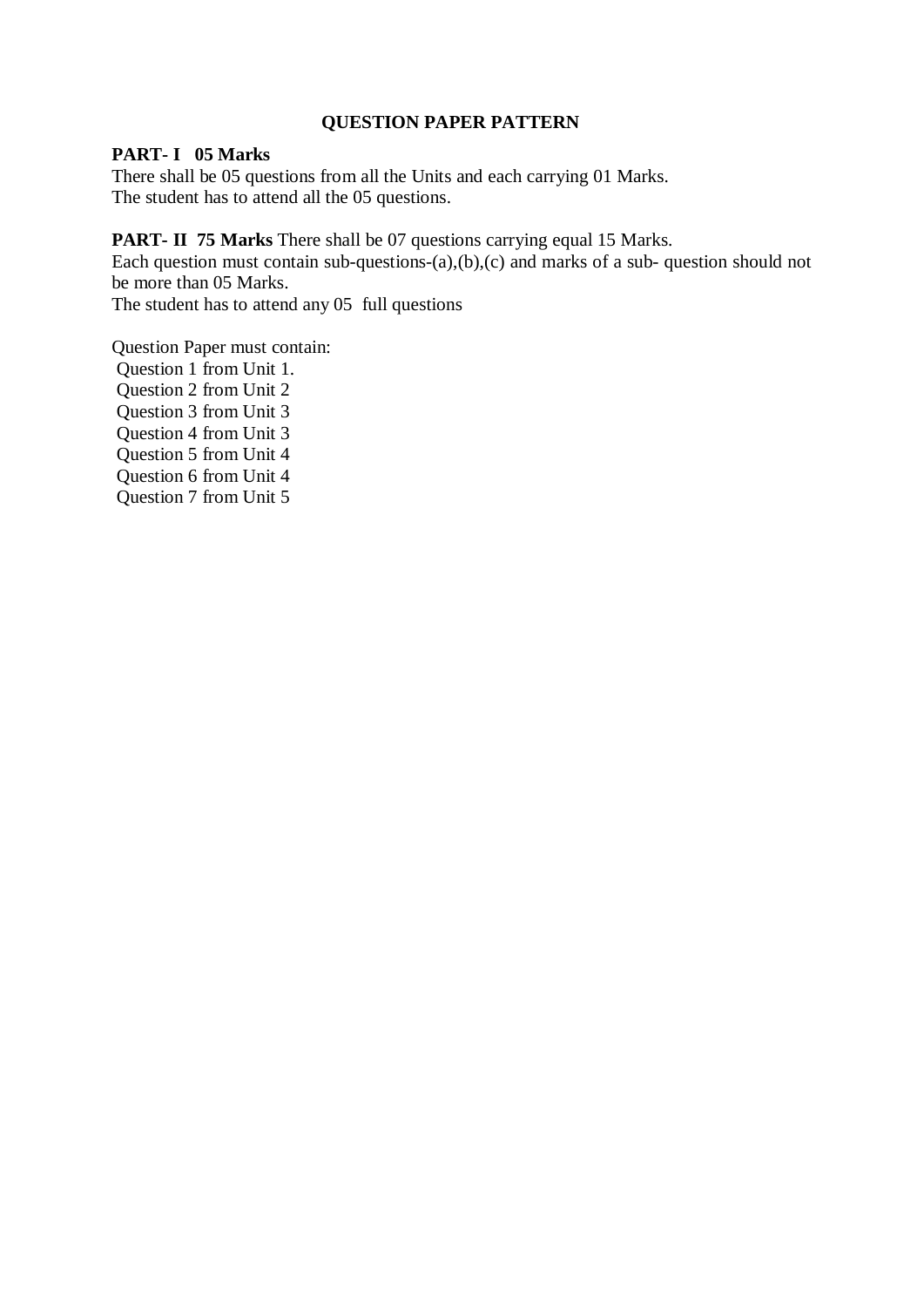## QUESTION PAPER PATTERN

**PART- I 05 Marks**
There shall be 05 questions from all the Units and each carrying 01 Marks.
The student has to attend all the 05 questions.

**PART- II 75 Marks** There shall be 07 questions carrying equal 15 Marks.
Each question must contain sub-questions-(a),(b),(c) and marks of a sub- question should not be more than 05 Marks.
The student has to attend any 05 full questions

Question Paper must contain:
Question 1 from Unit 1.
Question 2 from Unit 2
Question 3 from Unit 3
Question 4 from Unit 3
Question 5 from Unit 4
Question 6 from Unit 4
Question 7 from Unit 5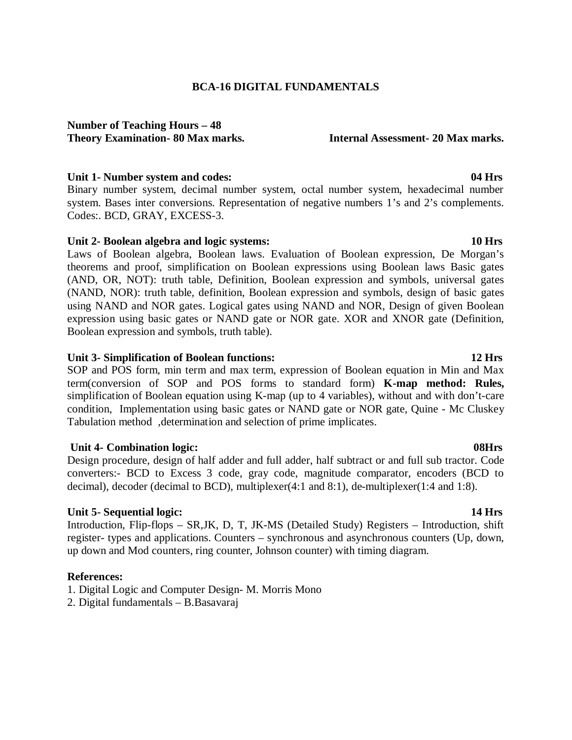# BCA-16 DIGITAL FUNDAMENTALS

**Number of Teaching Hours – 48**
**Theory Examination- 80 Max marks.** **Internal Assessment- 20 Max marks.**

**Unit 1- Number system and codes: 04 Hrs**
Binary number system, decimal number system, octal number system, hexadecimal number system. Bases inter conversions. Representation of negative numbers 1's and 2's complements. Codes:. BCD, GRAY, EXCESS-3.

**Unit 2- Boolean algebra and logic systems: 10 Hrs**
Laws of Boolean algebra, Boolean laws. Evaluation of Boolean expression, De Morgan's theorems and proof, simplification on Boolean expressions using Boolean laws Basic gates (AND, OR, NOT): truth table, Definition, Boolean expression and symbols, universal gates (NAND, NOR): truth table, definition, Boolean expression and symbols, design of basic gates using NAND and NOR gates. Logical gates using NAND and NOR, Design of given Boolean expression using basic gates or NAND gate or NOR gate. XOR and XNOR gate (Definition, Boolean expression and symbols, truth table).

**Unit 3- Simplification of Boolean functions: 12 Hrs**
SOP and POS form, min term and max term, expression of Boolean equation in Min and Max term(conversion of SOP and POS forms to standard form) **K-map method: Rules,** simplification of Boolean equation using K-map (up to 4 variables), without and with don't-care condition, Implementation using basic gates or NAND gate or NOR gate, Quine - Mc Cluskey Tabulation method ,determination and selection of prime implicates.

**Unit 4- Combination logic: 08Hrs**
Design procedure, design of half adder and full adder, half subtract or and full sub tractor. Code converters:- BCD to Excess 3 code, gray code, magnitude comparator, encoders (BCD to decimal), decoder (decimal to BCD), multiplexer(4:1 and 8:1), de-multiplexer(1:4 and 1:8).

**Unit 5- Sequential logic: 14 Hrs**
Introduction, Flip-flops – SR,JK, D, T, JK-MS (Detailed Study) Registers – Introduction, shift register- types and applications. Counters – synchronous and asynchronous counters (Up, down, up down and Mod counters, ring counter, Johnson counter) with timing diagram.

**References:**
1. Digital Logic and Computer Design- M. Morris Mono
2. Digital fundamentals – B.Basavaraj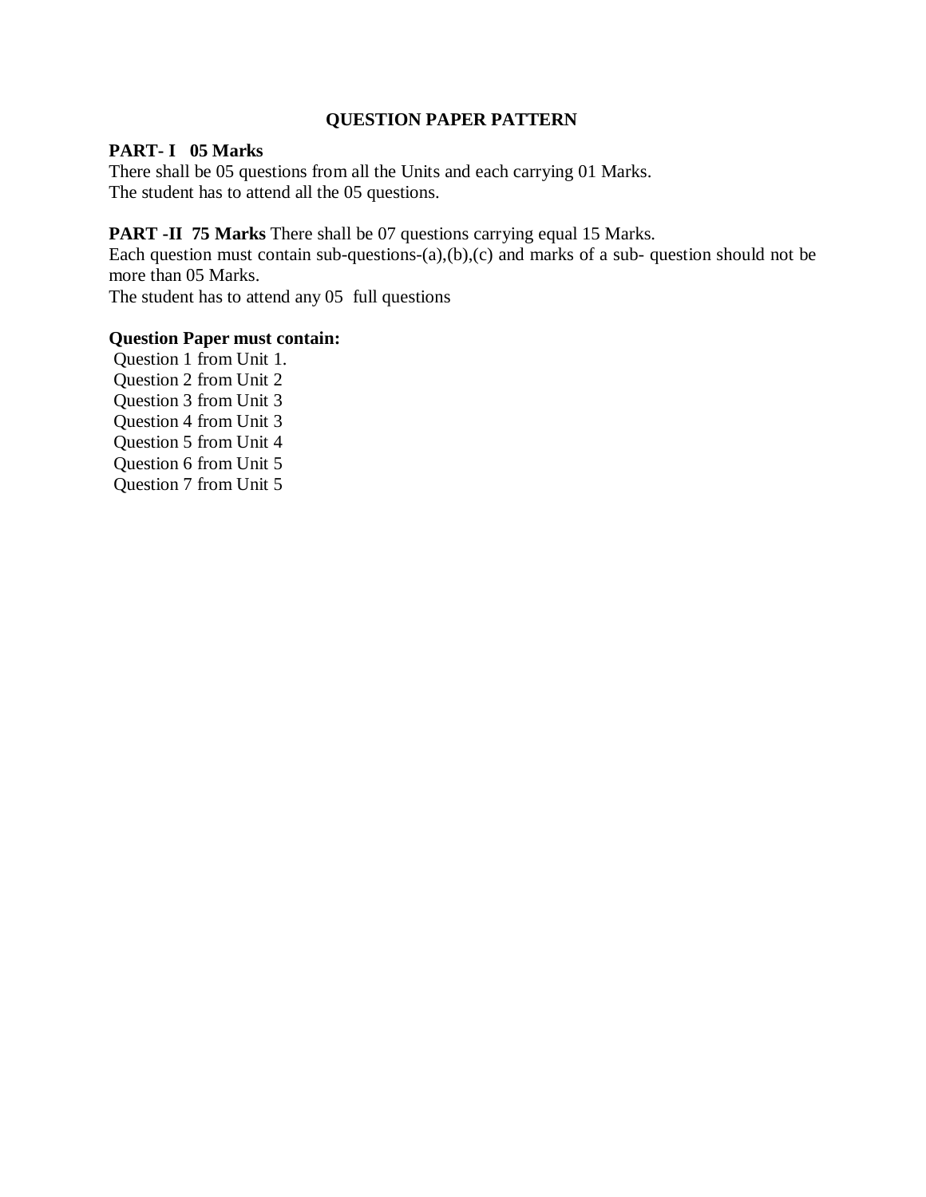## QUESTION PAPER PATTERN

**PART- I 05 Marks**
There shall be 05 questions from all the Units and each carrying 01 Marks.
The student has to attend all the 05 questions.

**PART -II 75 Marks** There shall be 07 questions carrying equal 15 Marks.
Each question must contain sub-questions-(a),(b),(c) and marks of a sub- question should not be more than 05 Marks.
The student has to attend any 05 full questions

**Question Paper must contain:**
Question 1 from Unit 1.
Question 2 from Unit 2
Question 3 from Unit 3
Question 4 from Unit 3
Question 5 from Unit 4
Question 6 from Unit 5
Question 7 from Unit 5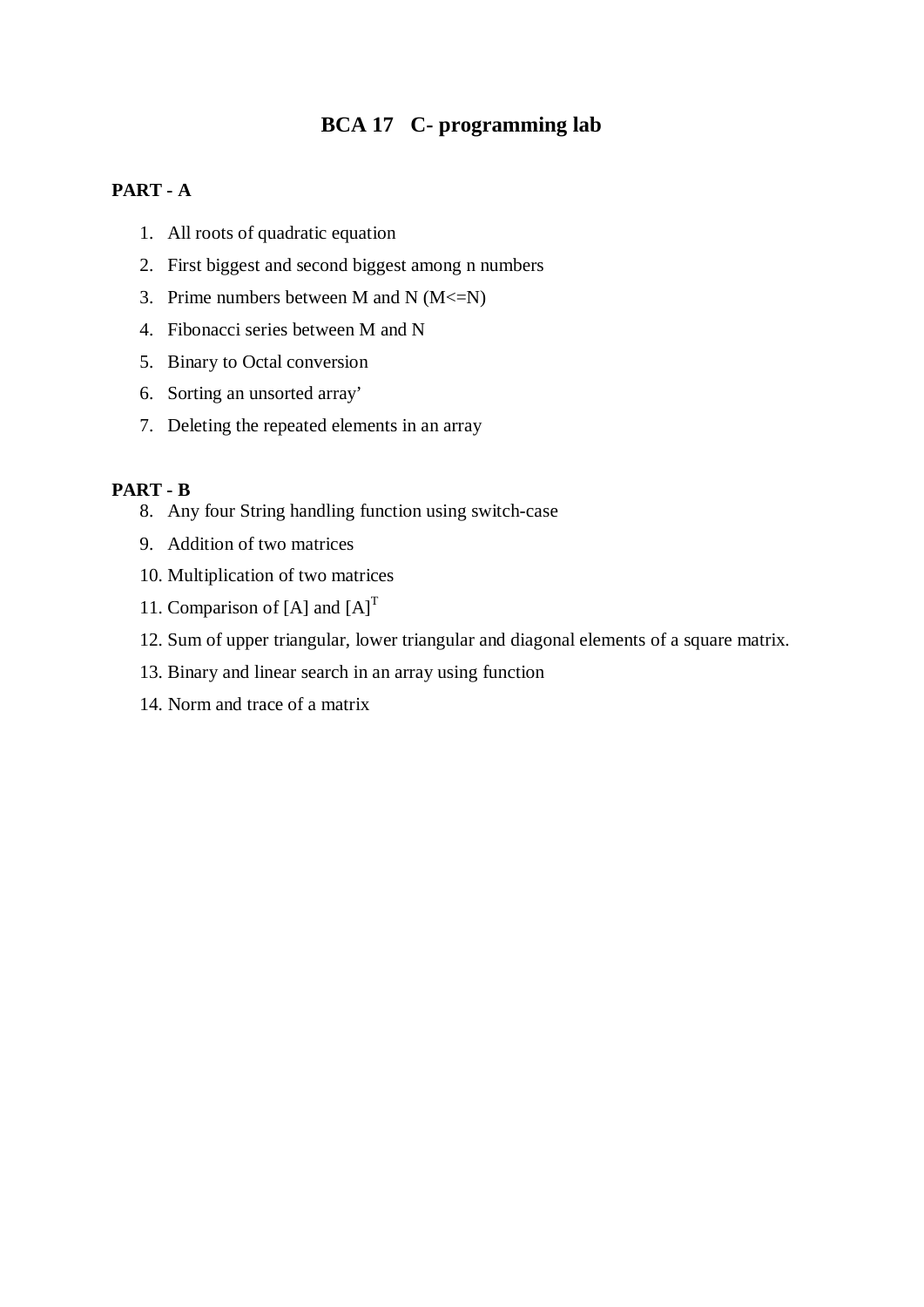# BCA 17 C- programming lab

**PART - A**

1. All roots of quadratic equation
2. First biggest and second biggest among n numbers
3. Prime numbers between M and N (M<=N)
4. Fibonacci series between M and N
5. Binary to Octal conversion
6. Sorting an unsorted array'
7. Deleting the repeated elements in an array

**PART - B**

8. Any four String handling function using switch-case
9. Addition of two matrices
10. Multiplication of two matrices
11. Comparison of [A] and $[A]^T$
12. Sum of upper triangular, lower triangular and diagonal elements of a square matrix.
13. Binary and linear search in an array using function
14. Norm and trace of a matrix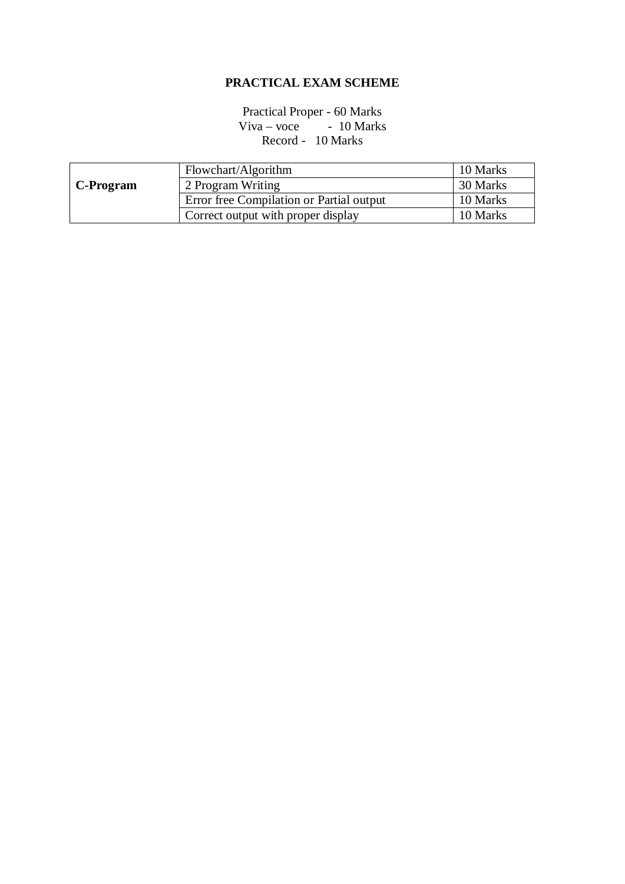## PRACTICAL EXAM SCHEME

Practical Proper - 60 Marks
Viva – voce - 10 Marks
Record - 10 Marks

| | | |
|---|---|---|
| **C-Program** | Flowchart/Algorithm | 10 Marks |
| | 2 Program Writing | 30 Marks |
| | Error free Compilation or Partial output | 10 Marks |
| | Correct output with proper display | 10 Marks |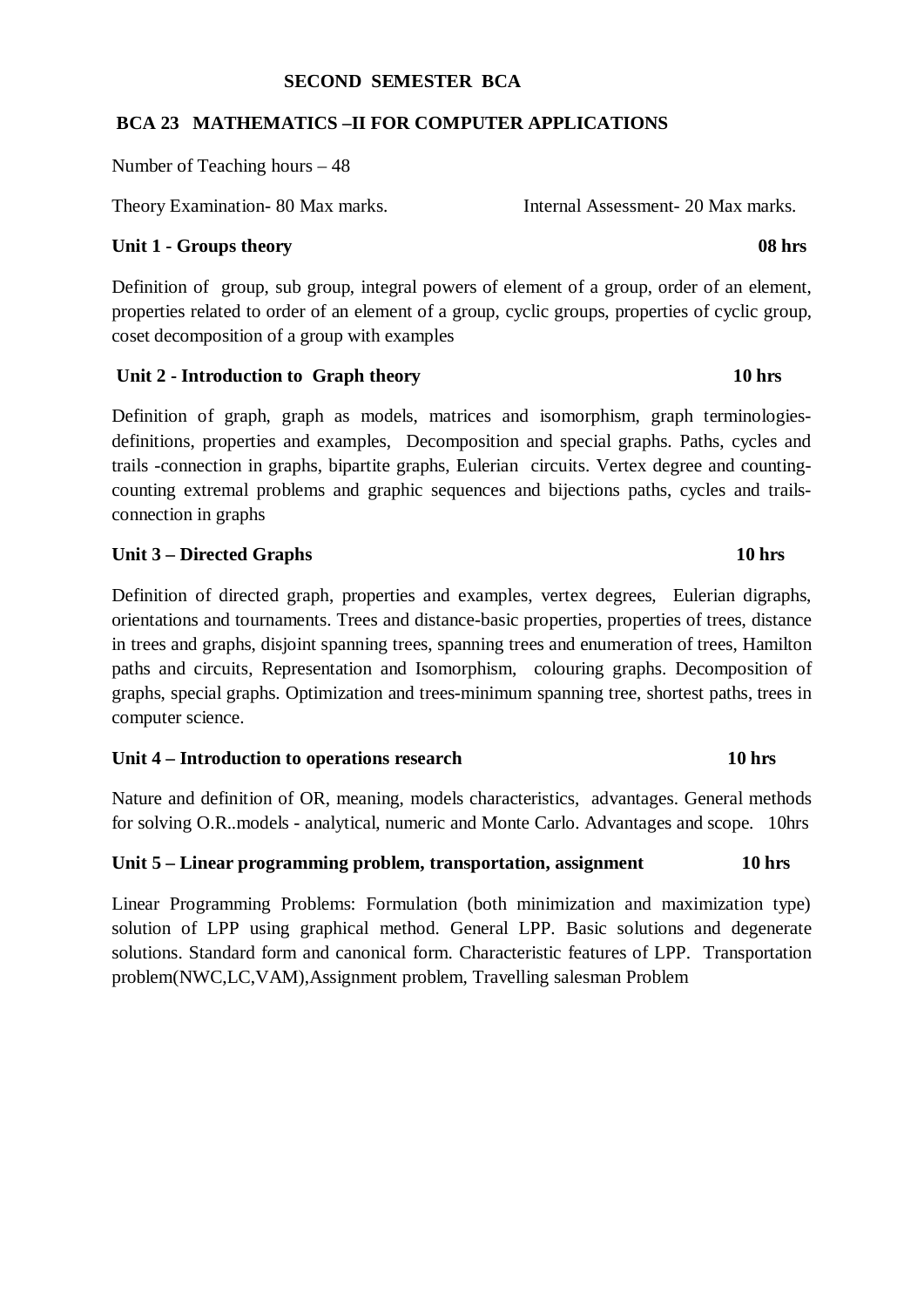## SECOND SEMESTER BCA

### BCA 23 MATHEMATICS –II FOR COMPUTER APPLICATIONS

Number of Teaching hours – 48

Theory Examination- 80 Max marks. Internal Assessment- 20 Max marks.

**Unit 1 - Groups theory** **08 hrs**

Definition of group, sub group, integral powers of element of a group, order of an element, properties related to order of an element of a group, cyclic groups, properties of cyclic group, coset decomposition of a group with examples

**Unit 2 - Introduction to Graph theory** **10 hrs**

Definition of graph, graph as models, matrices and isomorphism, graph terminologies-definitions, properties and examples, Decomposition and special graphs. Paths, cycles and trails -connection in graphs, bipartite graphs, Eulerian circuits. Vertex degree and counting-counting extremal problems and graphic sequences and bijections paths, cycles and trails-connection in graphs

**Unit 3 – Directed Graphs** **10 hrs**

Definition of directed graph, properties and examples, vertex degrees, Eulerian digraphs, orientations and tournaments. Trees and distance-basic properties, properties of trees, distance in trees and graphs, disjoint spanning trees, spanning trees and enumeration of trees, Hamilton paths and circuits, Representation and Isomorphism, colouring graphs. Decomposition of graphs, special graphs. Optimization and trees-minimum spanning tree, shortest paths, trees in computer science.

**Unit 4 – Introduction to operations research** **10 hrs**

Nature and definition of OR, meaning, models characteristics, advantages. General methods for solving O.R..models - analytical, numeric and Monte Carlo. Advantages and scope. 10hrs

**Unit 5 – Linear programming problem, transportation, assignment** **10 hrs**

Linear Programming Problems: Formulation (both minimization and maximization type) solution of LPP using graphical method. General LPP. Basic solutions and degenerate solutions. Standard form and canonical form. Characteristic features of LPP. Transportation problem(NWC,LC,VAM),Assignment problem, Travelling salesman Problem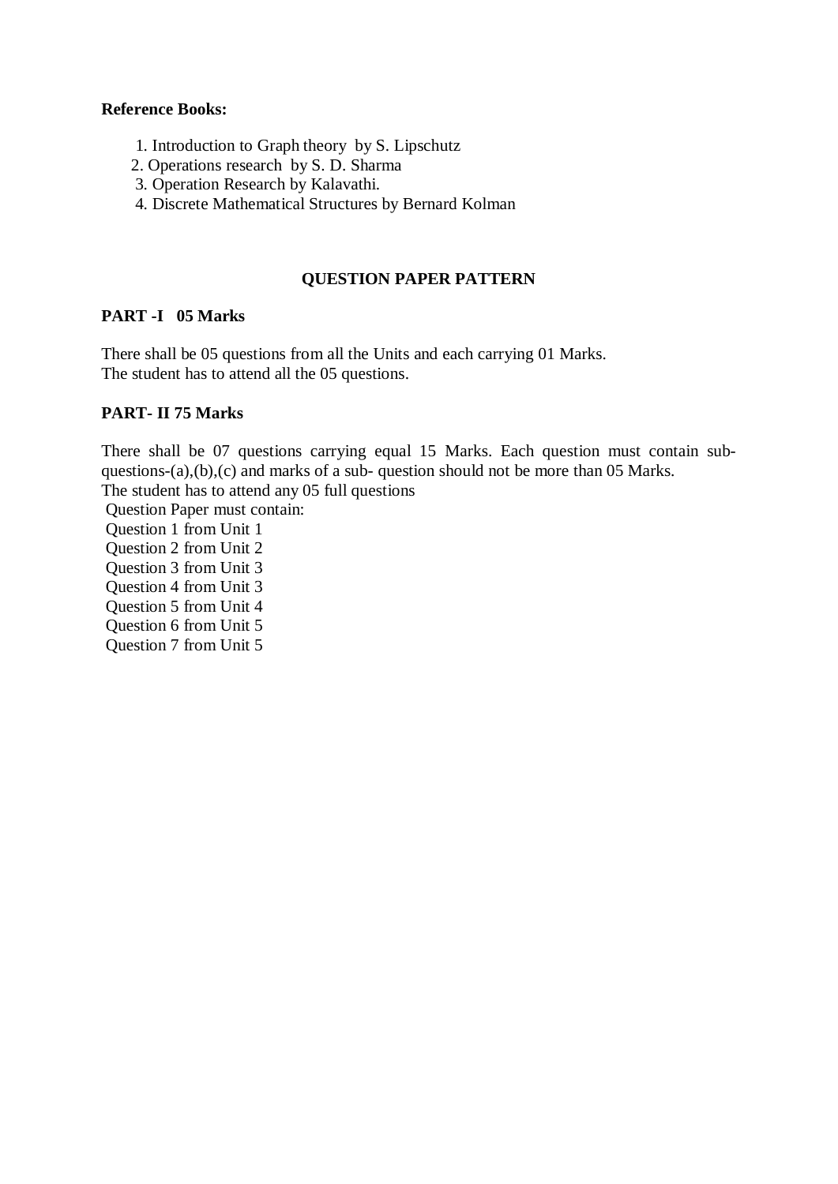**Reference Books:**

1. Introduction to Graph theory by S. Lipschutz
2. Operations research by S. D. Sharma
3. Operation Research by Kalavathi.
4. Discrete Mathematical Structures by Bernard Kolman

## QUESTION PAPER PATTERN

**PART -I 05 Marks**

There shall be 05 questions from all the Units and each carrying 01 Marks.
The student has to attend all the 05 questions.

**PART- II 75 Marks**

There shall be 07 questions carrying equal 15 Marks. Each question must contain sub-questions-(a),(b),(c) and marks of a sub- question should not be more than 05 Marks.
The student has to attend any 05 full questions

Question Paper must contain:
Question 1 from Unit 1
Question 2 from Unit 2
Question 3 from Unit 3
Question 4 from Unit 3
Question 5 from Unit 4
Question 6 from Unit 5
Question 7 from Unit 5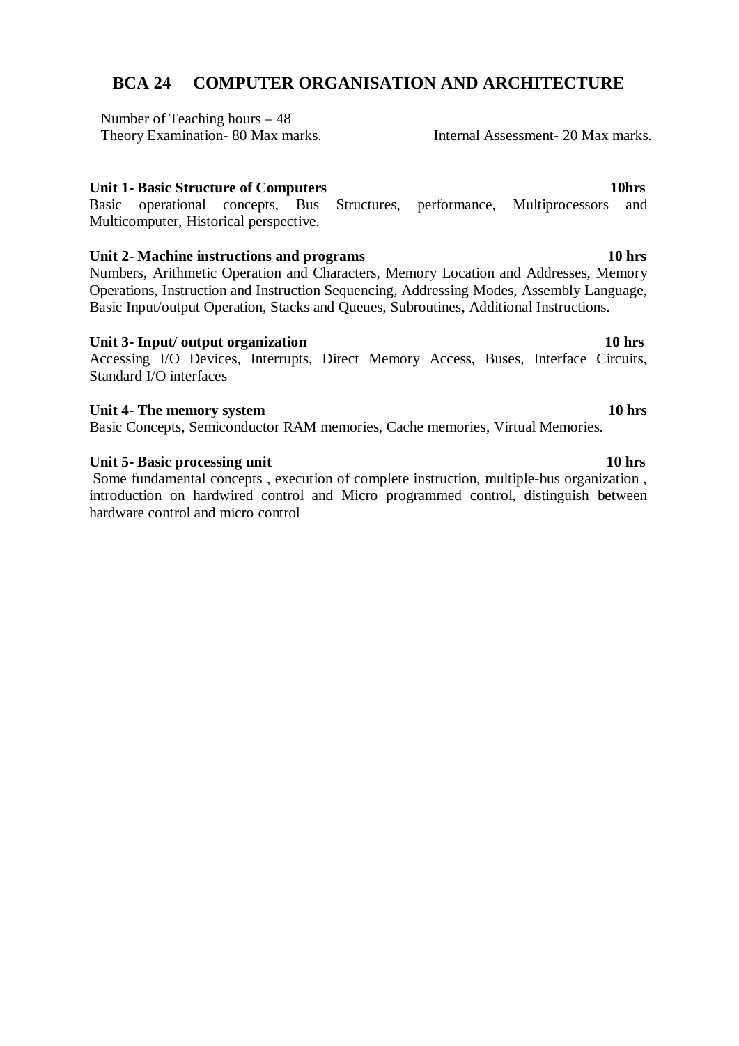## BCA 24 COMPUTER ORGANISATION AND ARCHITECTURE

Number of Teaching hours – 48
Theory Examination- 80 Max marks. Internal Assessment- 20 Max marks.

**Unit 1- Basic Structure of Computers** **10hrs**
Basic operational concepts, Bus Structures, performance, Multiprocessors and Multicomputer, Historical perspective.

**Unit 2- Machine instructions and programs** **10 hrs**
Numbers, Arithmetic Operation and Characters, Memory Location and Addresses, Memory Operations, Instruction and Instruction Sequencing, Addressing Modes, Assembly Language, Basic Input/output Operation, Stacks and Queues, Subroutines, Additional Instructions.

**Unit 3- Input/ output organization** **10 hrs**
Accessing I/O Devices, Interrupts, Direct Memory Access, Buses, Interface Circuits, Standard I/O interfaces

**Unit 4- The memory system** **10 hrs**
Basic Concepts, Semiconductor RAM memories, Cache memories, Virtual Memories.

**Unit 5- Basic processing unit** **10 hrs**
Some fundamental concepts , execution of complete instruction, multiple-bus organization , introduction on hardwired control and Micro programmed control, distinguish between hardware control and micro control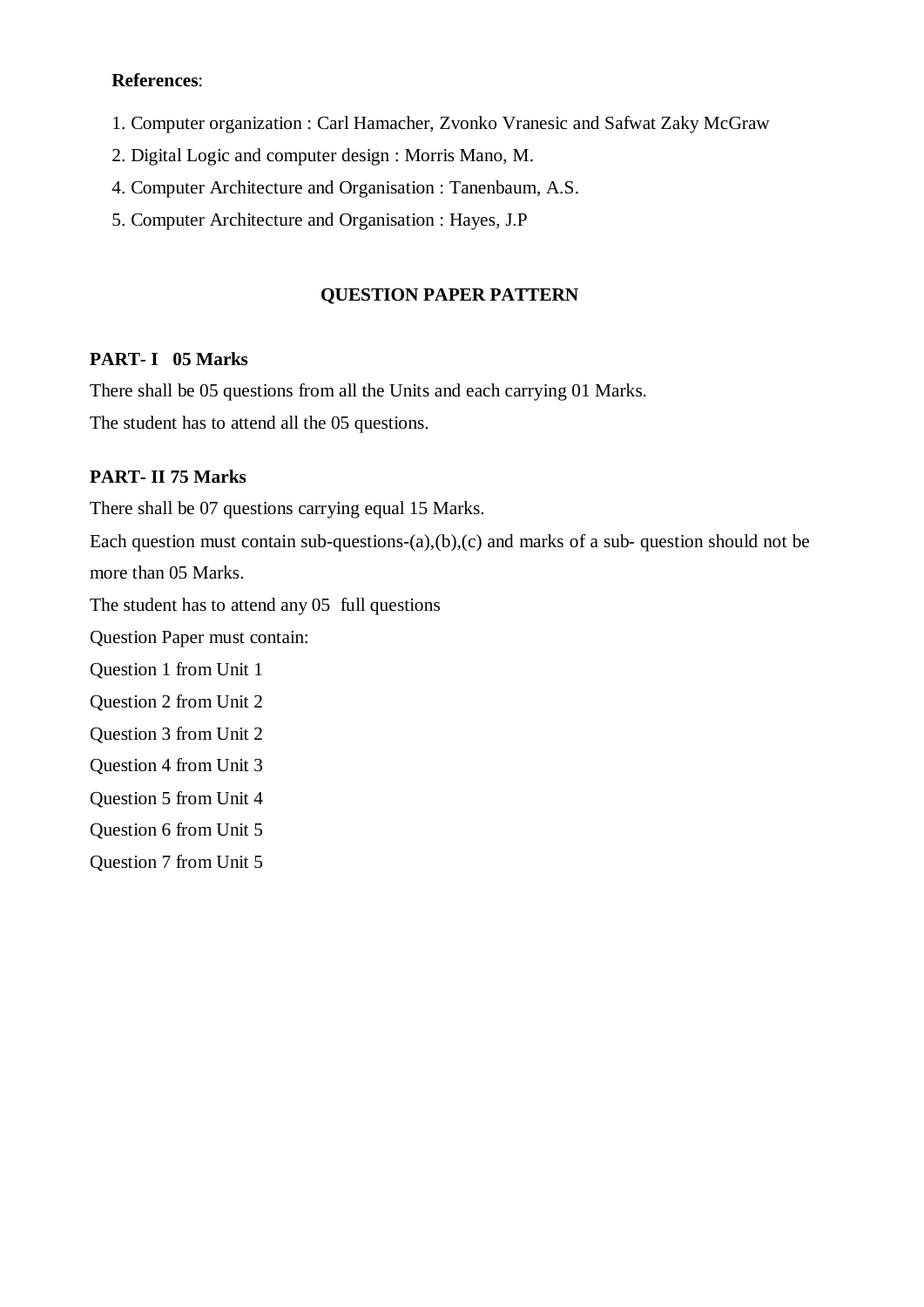**References**:

1. Computer organization : Carl Hamacher, Zvonko Vranesic and Safwat Zaky McGraw
2. Digital Logic and computer design : Morris Mano, M.
4. Computer Architecture and Organisation : Tanenbaum, A.S.
5. Computer Architecture and Organisation : Hayes, J.P

## QUESTION PAPER PATTERN

**PART- I 05 Marks**

There shall be 05 questions from all the Units and each carrying 01 Marks.

The student has to attend all the 05 questions.

**PART- II 75 Marks**

There shall be 07 questions carrying equal 15 Marks.

Each question must contain sub-questions-(a),(b),(c) and marks of a sub- question should not be more than 05 Marks.

The student has to attend any 05 full questions

Question Paper must contain:

Question 1 from Unit 1

Question 2 from Unit 2

Question 3 from Unit 2

Question 4 from Unit 3

Question 5 from Unit 4

Question 6 from Unit 5

Question 7 from Unit 5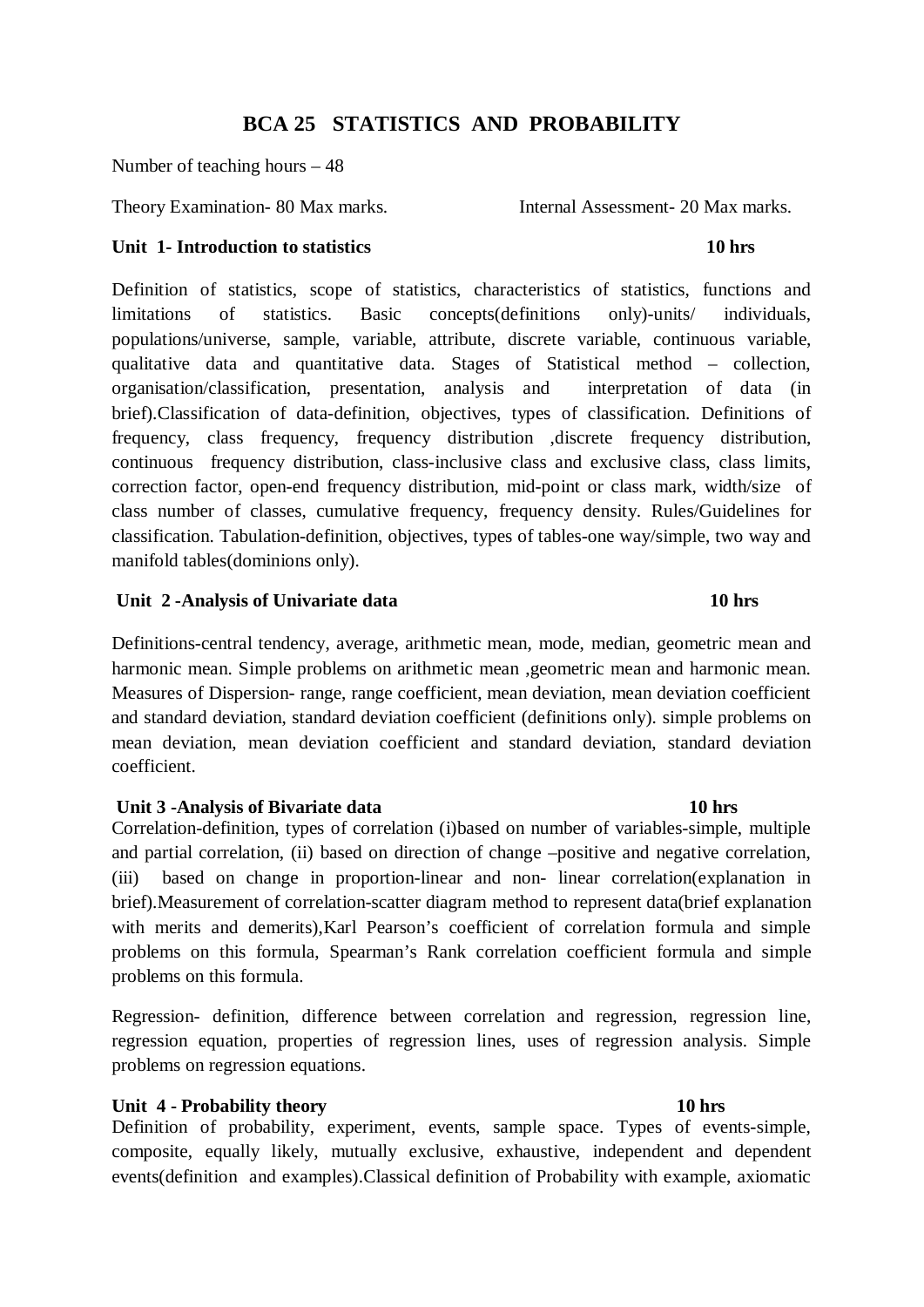# BCA 25 STATISTICS AND PROBABILITY

Number of teaching hours – 48

Theory Examination- 80 Max marks. Internal Assessment- 20 Max marks.

**Unit 1- Introduction to statistics** **10 hrs**

Definition of statistics, scope of statistics, characteristics of statistics, functions and limitations of statistics. Basic concepts(definitions only)-units/ individuals, populations/universe, sample, variable, attribute, discrete variable, continuous variable, qualitative data and quantitative data. Stages of Statistical method – collection, organisation/classification, presentation, analysis and interpretation of data (in brief).Classification of data-definition, objectives, types of classification. Definitions of frequency, class frequency, frequency distribution ,discrete frequency distribution, continuous frequency distribution, class-inclusive class and exclusive class, class limits, correction factor, open-end frequency distribution, mid-point or class mark, width/size of class number of classes, cumulative frequency, frequency density. Rules/Guidelines for classification. Tabulation-definition, objectives, types of tables-one way/simple, two way and manifold tables(dominions only).

**Unit 2 -Analysis of Univariate data** **10 hrs**

Definitions-central tendency, average, arithmetic mean, mode, median, geometric mean and harmonic mean. Simple problems on arithmetic mean ,geometric mean and harmonic mean. Measures of Dispersion- range, range coefficient, mean deviation, mean deviation coefficient and standard deviation, standard deviation coefficient (definitions only). simple problems on mean deviation, mean deviation coefficient and standard deviation, standard deviation coefficient.

**Unit 3 -Analysis of Bivariate data** **10 hrs**

Correlation-definition, types of correlation (i)based on number of variables-simple, multiple and partial correlation, (ii) based on direction of change –positive and negative correlation, (iii) based on change in proportion-linear and non- linear correlation(explanation in brief).Measurement of correlation-scatter diagram method to represent data(brief explanation with merits and demerits),Karl Pearson's coefficient of correlation formula and simple problems on this formula, Spearman's Rank correlation coefficient formula and simple problems on this formula.

Regression- definition, difference between correlation and regression, regression line, regression equation, properties of regression lines, uses of regression analysis. Simple problems on regression equations.

**Unit 4 - Probability theory** **10 hrs**

Definition of probability, experiment, events, sample space. Types of events-simple, composite, equally likely, mutually exclusive, exhaustive, independent and dependent events(definition and examples).Classical definition of Probability with example, axiomatic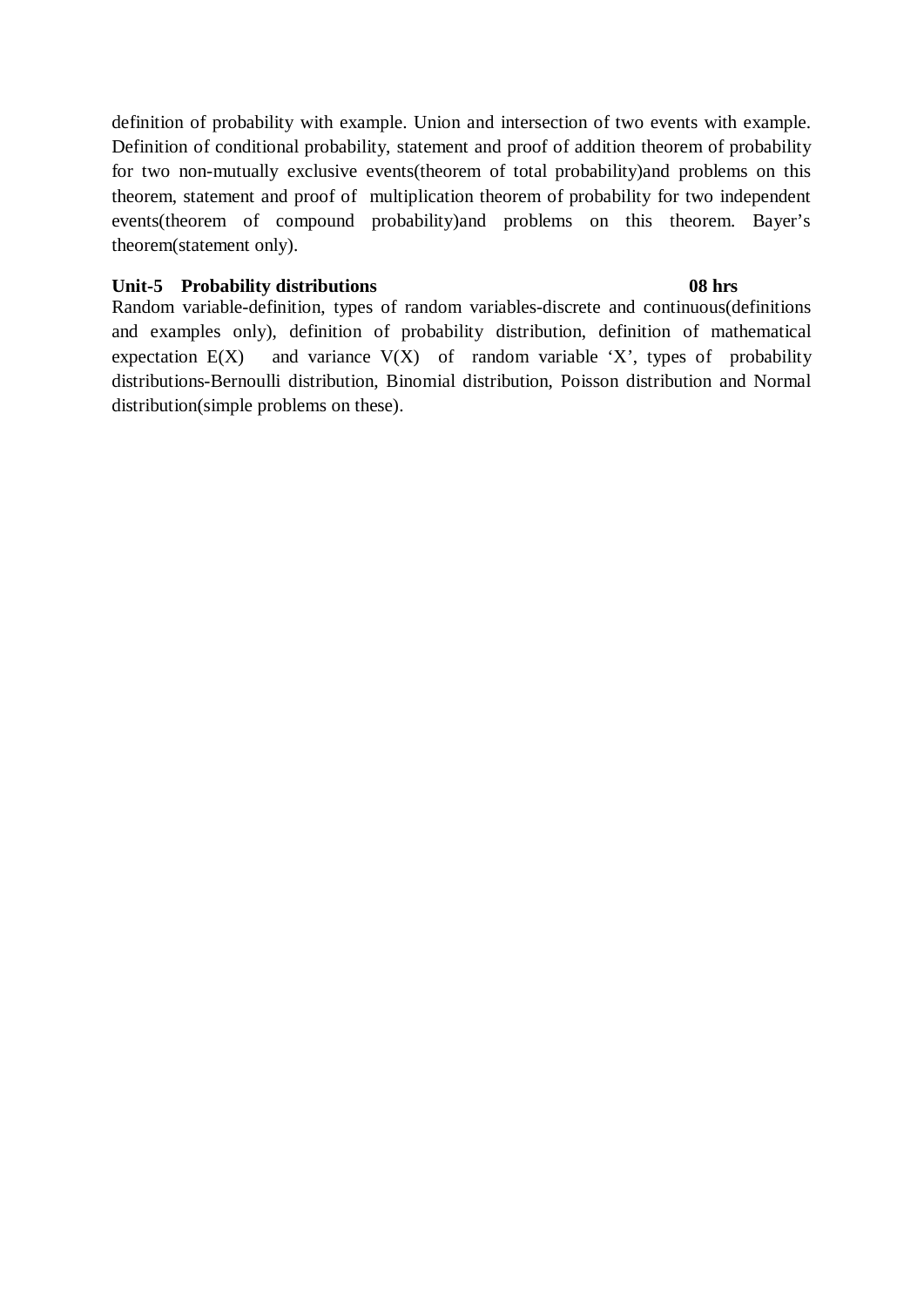definition of probability with example. Union and intersection of two events with example. Definition of conditional probability, statement and proof of addition theorem of probability for two non-mutually exclusive events(theorem of total probability)and problems on this theorem, statement and proof of multiplication theorem of probability for two independent events(theorem of compound probability)and problems on this theorem. Bayer's theorem(statement only).

**Unit-5 Probability distributions 08 hrs**

Random variable-definition, types of random variables-discrete and continuous(definitions and examples only), definition of probability distribution, definition of mathematical expectation E(X) and variance V(X) of random variable 'X', types of probability distributions-Bernoulli distribution, Binomial distribution, Poisson distribution and Normal distribution(simple problems on these).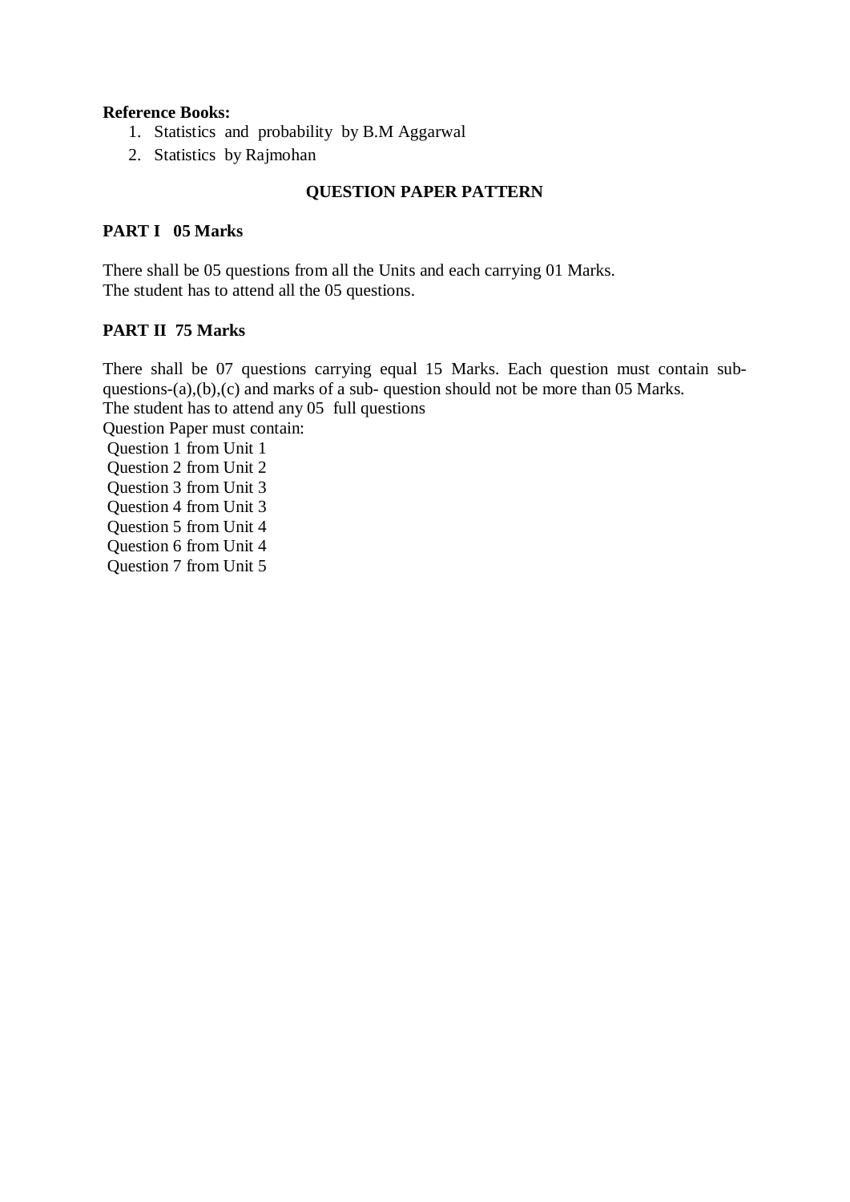**Reference Books:**

1. Statistics and probability by B.M Aggarwal
2. Statistics by Rajmohan

## QUESTION PAPER PATTERN

**PART I 05 Marks**

There shall be 05 questions from all the Units and each carrying 01 Marks.
The student has to attend all the 05 questions.

**PART II 75 Marks**

There shall be 07 questions carrying equal 15 Marks. Each question must contain sub-questions-(a),(b),(c) and marks of a sub- question should not be more than 05 Marks.
The student has to attend any 05 full questions
Question Paper must contain:
Question 1 from Unit 1
Question 2 from Unit 2
Question 3 from Unit 3
Question 4 from Unit 3
Question 5 from Unit 4
Question 6 from Unit 4
Question 7 from Unit 5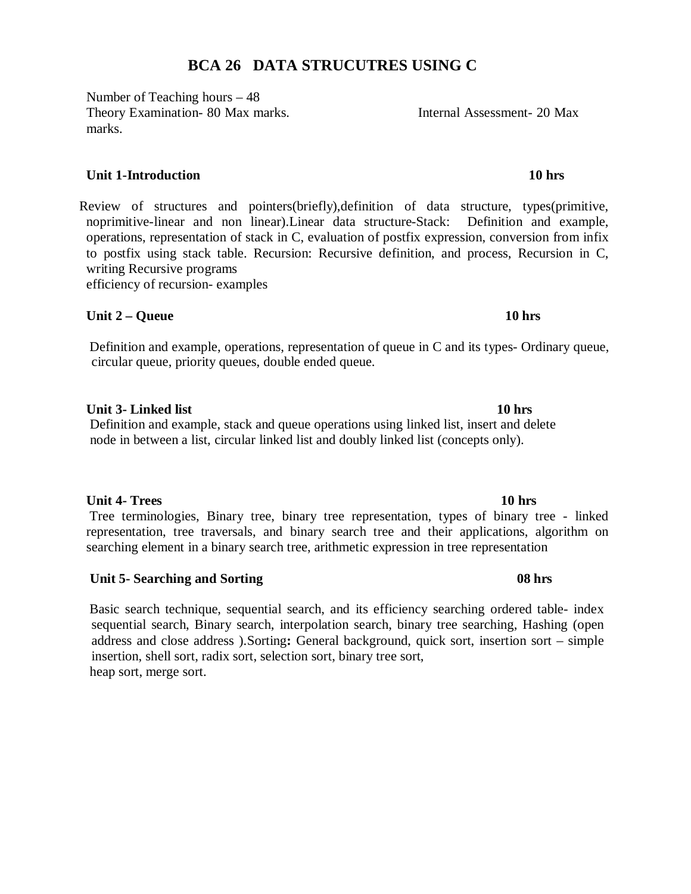# BCA 26 DATA STRUCUTRES USING C

Number of Teaching hours – 48
Theory Examination- 80 Max marks. Internal Assessment- 20 Max marks.

**Unit 1-Introduction** **10 hrs**

Review of structures and pointers(briefly),definition of data structure, types(primitive, noprimitive-linear and non linear).Linear data structure-Stack: Definition and example, operations, representation of stack in C, evaluation of postfix expression, conversion from infix to postfix using stack table. Recursion: Recursive definition, and process, Recursion in C, writing Recursive programs
efficiency of recursion- examples

**Unit 2 – Queue** **10 hrs**

Definition and example, operations, representation of queue in C and its types- Ordinary queue, circular queue, priority queues, double ended queue.

**Unit 3- Linked list** **10 hrs**

Definition and example, stack and queue operations using linked list, insert and delete node in between a list, circular linked list and doubly linked list (concepts only).

**Unit 4- Trees** **10 hrs**

Tree terminologies, Binary tree, binary tree representation, types of binary tree - linked representation, tree traversals, and binary search tree and their applications, algorithm on searching element in a binary search tree, arithmetic expression in tree representation

**Unit 5- Searching and Sorting** **08 hrs**

Basic search technique, sequential search, and its efficiency searching ordered table- index sequential search, Binary search, interpolation search, binary tree searching, Hashing (open address and close address ).Sorting**:** General background, quick sort, insertion sort – simple insertion, shell sort, radix sort, selection sort, binary tree sort,
heap sort, merge sort.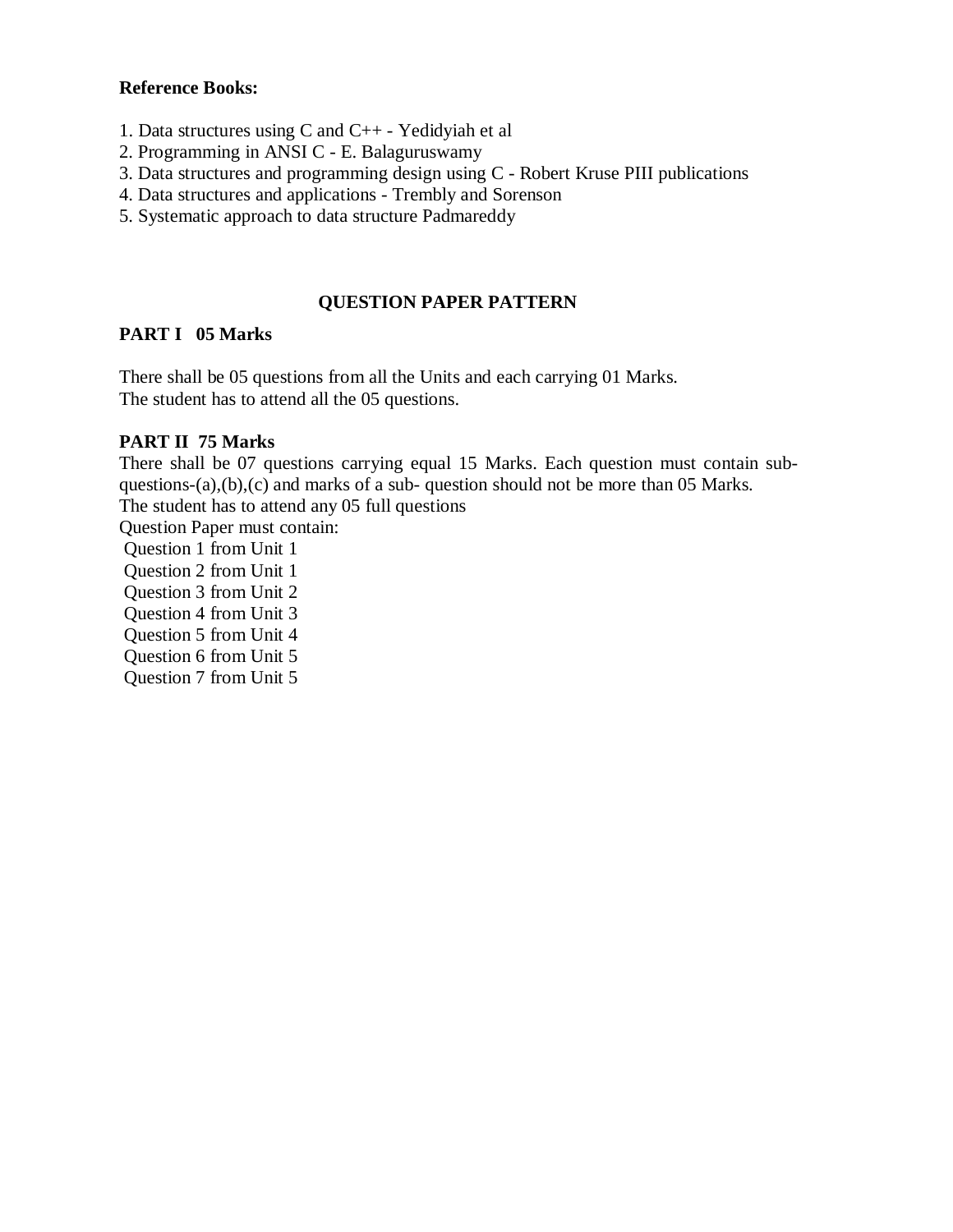**Reference Books:**

1. Data structures using C and C++ - Yedidyiah et al
2. Programming in ANSI C - E. Balaguruswamy
3. Data structures and programming design using C - Robert Kruse PIII publications
4. Data structures and applications - Trembly and Sorenson
5. Systematic approach to data structure Padmareddy

## QUESTION PAPER PATTERN

**PART I 05 Marks**

There shall be 05 questions from all the Units and each carrying 01 Marks.
The student has to attend all the 05 questions.

**PART II 75 Marks**

There shall be 07 questions carrying equal 15 Marks. Each question must contain sub-questions-(a),(b),(c) and marks of a sub- question should not be more than 05 Marks.
The student has to attend any 05 full questions
Question Paper must contain:
Question 1 from Unit 1
Question 2 from Unit 1
Question 3 from Unit 2
Question 4 from Unit 3
Question 5 from Unit 4
Question 6 from Unit 5
Question 7 from Unit 5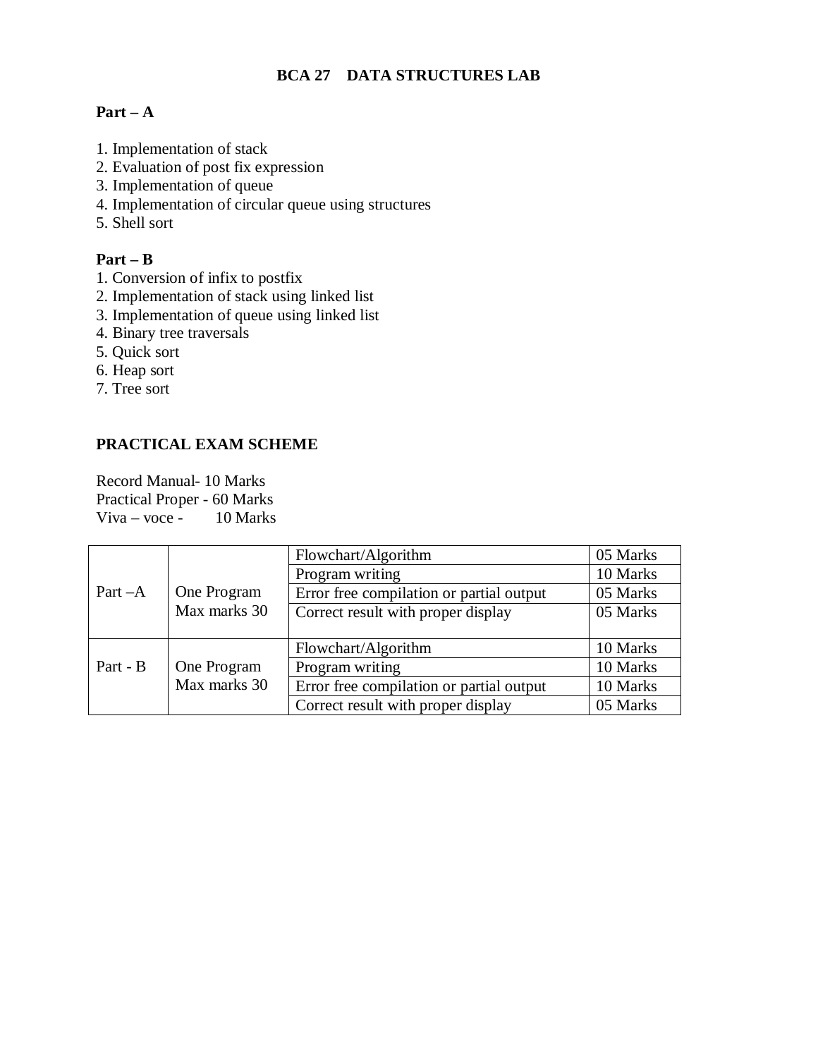# BCA 27 DATA STRUCTURES LAB

**Part – A**

1. Implementation of stack
2. Evaluation of post fix expression
3. Implementation of queue
4. Implementation of circular queue using structures
5. Shell sort

**Part – B**

1. Conversion of infix to postfix
2. Implementation of stack using linked list
3. Implementation of queue using linked list
4. Binary tree traversals
5. Quick sort
6. Heap sort
7. Tree sort

**PRACTICAL EXAM SCHEME**

Record Manual- 10 Marks
Practical Proper - 60 Marks
Viva – voce - 10 Marks

| | | | |
|---|---|---|---|
| Part –A | One Program Max marks 30 | Flowchart/Algorithm | 05 Marks |
| | | Program writing | 10 Marks |
| | | Error free compilation or partial output | 05 Marks |
| | | Correct result with proper display | 05 Marks |
| Part - B | One Program Max marks 30 | Flowchart/Algorithm | 10 Marks |
| | | Program writing | 10 Marks |
| | | Error free compilation or partial output | 10 Marks |
| | | Correct result with proper display | 05 Marks |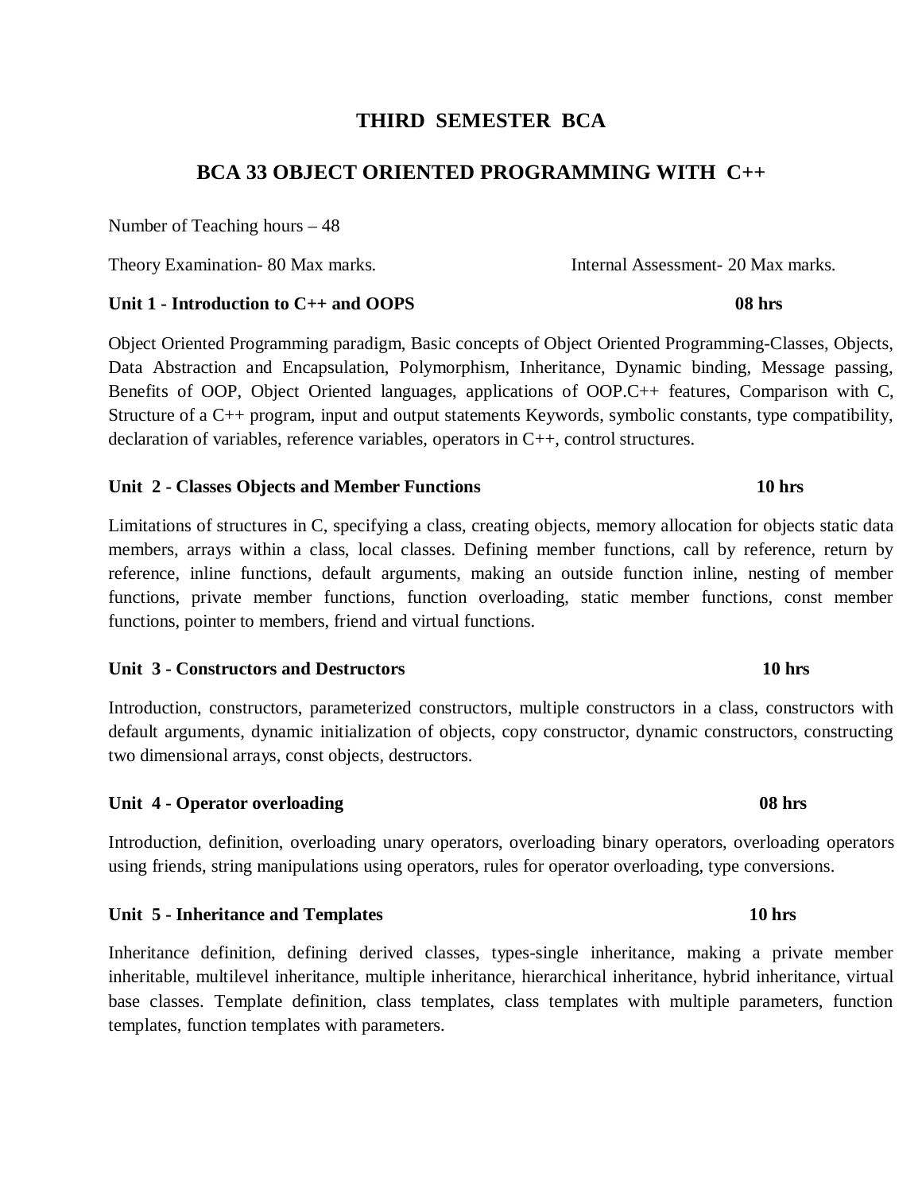# THIRD SEMESTER BCA

## BCA 33 OBJECT ORIENTED PROGRAMMING WITH C++

Number of Teaching hours – 48

Theory Examination- 80 Max marks. Internal Assessment- 20 Max marks.

**Unit 1 - Introduction to C++ and OOPS 08 hrs**

Object Oriented Programming paradigm, Basic concepts of Object Oriented Programming-Classes, Objects, Data Abstraction and Encapsulation, Polymorphism, Inheritance, Dynamic binding, Message passing, Benefits of OOP, Object Oriented languages, applications of OOP.C++ features, Comparison with C, Structure of a C++ program, input and output statements Keywords, symbolic constants, type compatibility, declaration of variables, reference variables, operators in C++, control structures.

**Unit 2 - Classes Objects and Member Functions 10 hrs**

Limitations of structures in C, specifying a class, creating objects, memory allocation for objects static data members, arrays within a class, local classes. Defining member functions, call by reference, return by reference, inline functions, default arguments, making an outside function inline, nesting of member functions, private member functions, function overloading, static member functions, const member functions, pointer to members, friend and virtual functions.

**Unit 3 - Constructors and Destructors 10 hrs**

Introduction, constructors, parameterized constructors, multiple constructors in a class, constructors with default arguments, dynamic initialization of objects, copy constructor, dynamic constructors, constructing two dimensional arrays, const objects, destructors.

**Unit 4 - Operator overloading 08 hrs**

Introduction, definition, overloading unary operators, overloading binary operators, overloading operators using friends, string manipulations using operators, rules for operator overloading, type conversions.

**Unit 5 - Inheritance and Templates 10 hrs**

Inheritance definition, defining derived classes, types-single inheritance, making a private member inheritable, multilevel inheritance, multiple inheritance, hierarchical inheritance, hybrid inheritance, virtual base classes. Template definition, class templates, class templates with multiple parameters, function templates, function templates with parameters.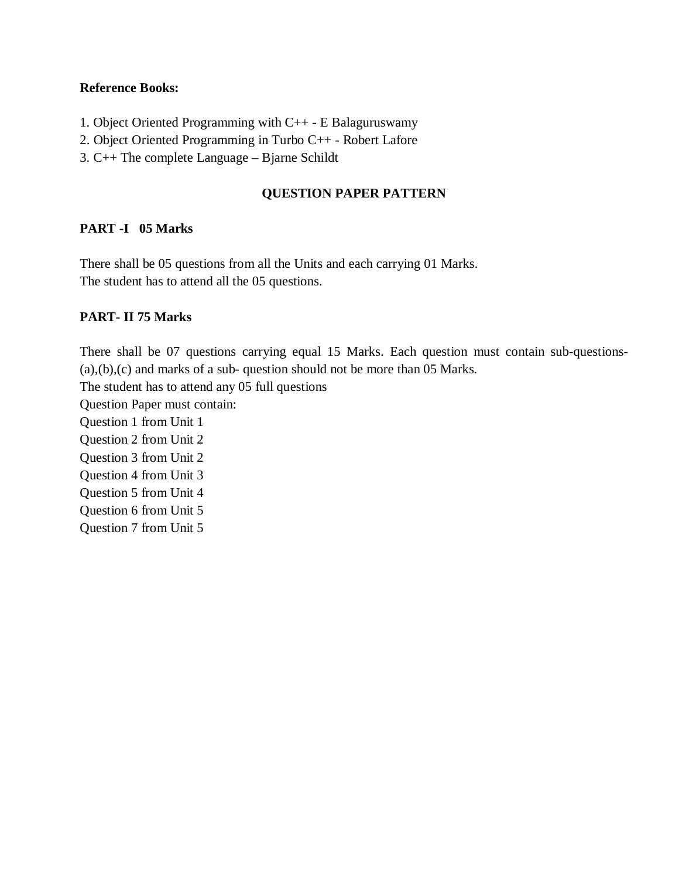**Reference Books:**

1. Object Oriented Programming with C++ - E Balaguruswamy
2. Object Oriented Programming in Turbo C++ - Robert Lafore
3. C++ The complete Language – Bjarne Schildt

## QUESTION PAPER PATTERN

**PART -I 05 Marks**

There shall be 05 questions from all the Units and each carrying 01 Marks.
The student has to attend all the 05 questions.

**PART- II 75 Marks**

There shall be 07 questions carrying equal 15 Marks. Each question must contain sub-questions-(a),(b),(c) and marks of a sub- question should not be more than 05 Marks.
The student has to attend any 05 full questions
Question Paper must contain:
Question 1 from Unit 1
Question 2 from Unit 2
Question 3 from Unit 2
Question 4 from Unit 3
Question 5 from Unit 4
Question 6 from Unit 5
Question 7 from Unit 5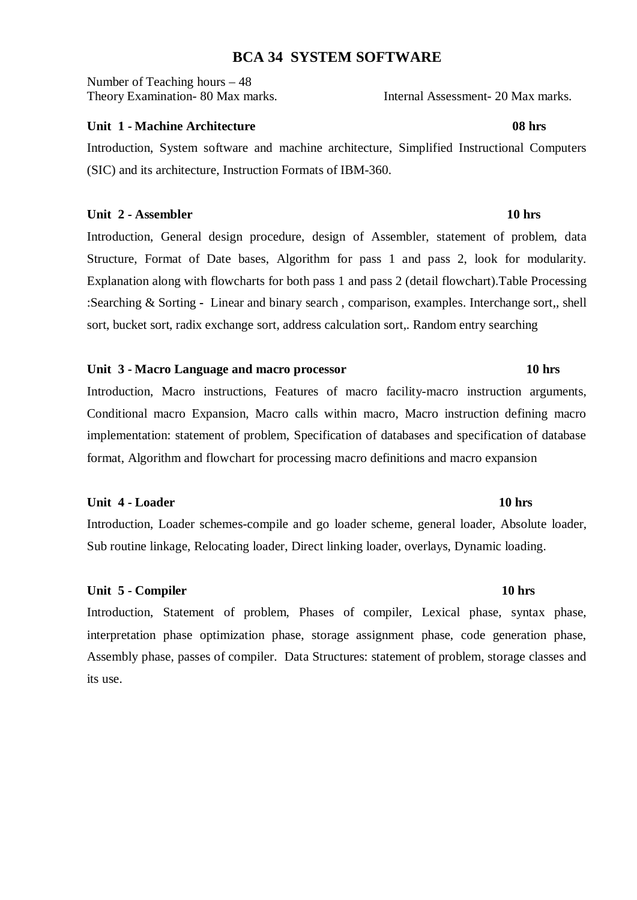# BCA 34 SYSTEM SOFTWARE

Number of Teaching hours – 48
Theory Examination- 80 Max marks. Internal Assessment- 20 Max marks.

**Unit 1 - Machine Architecture 08 hrs**

Introduction, System software and machine architecture, Simplified Instructional Computers (SIC) and its architecture, Instruction Formats of IBM-360.

**Unit 2 - Assembler 10 hrs**

Introduction, General design procedure, design of Assembler, statement of problem, data Structure, Format of Date bases, Algorithm for pass 1 and pass 2, look for modularity. Explanation along with flowcharts for both pass 1 and pass 2 (detail flowchart).Table Processing :Searching & Sorting - Linear and binary search , comparison, examples. Interchange sort,, shell sort, bucket sort, radix exchange sort, address calculation sort,. Random entry searching

**Unit 3 - Macro Language and macro processor 10 hrs**

Introduction, Macro instructions, Features of macro facility-macro instruction arguments, Conditional macro Expansion, Macro calls within macro, Macro instruction defining macro implementation: statement of problem, Specification of databases and specification of database format, Algorithm and flowchart for processing macro definitions and macro expansion

**Unit 4 - Loader 10 hrs**

Introduction, Loader schemes-compile and go loader scheme, general loader, Absolute loader, Sub routine linkage, Relocating loader, Direct linking loader, overlays, Dynamic loading.

**Unit 5 - Compiler 10 hrs**

Introduction, Statement of problem, Phases of compiler, Lexical phase, syntax phase, interpretation phase optimization phase, storage assignment phase, code generation phase, Assembly phase, passes of compiler. Data Structures: statement of problem, storage classes and its use.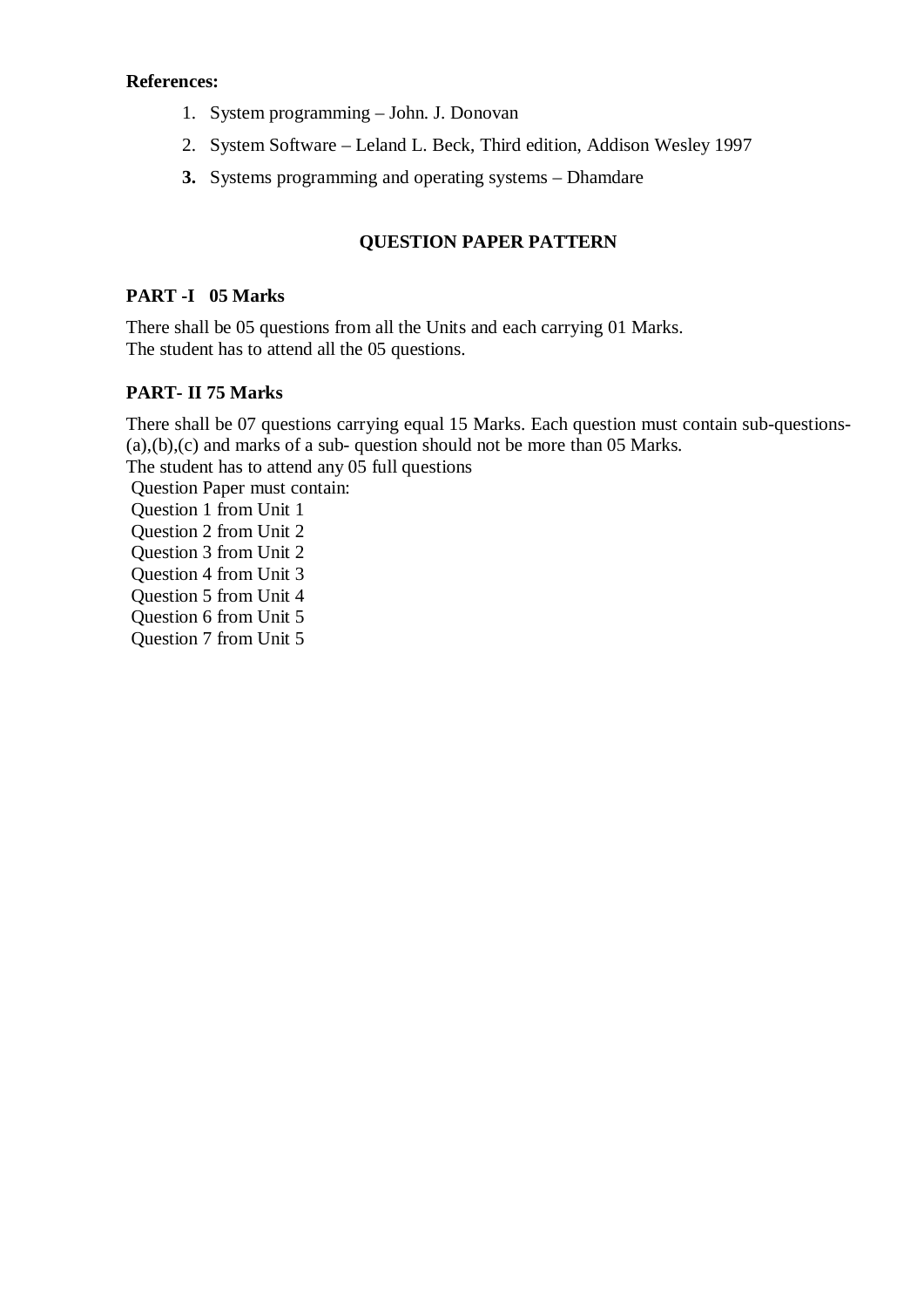**References:**

1. System programming – John. J. Donovan
2. System Software – Leland L. Beck, Third edition, Addison Wesley 1997
3. Systems programming and operating systems – Dhamdare

## QUESTION PAPER PATTERN

**PART -I 05 Marks**

There shall be 05 questions from all the Units and each carrying 01 Marks.
The student has to attend all the 05 questions.

**PART- II 75 Marks**

There shall be 07 questions carrying equal 15 Marks. Each question must contain sub-questions-(a),(b),(c) and marks of a sub- question should not be more than 05 Marks.
The student has to attend any 05 full questions
Question Paper must contain:
Question 1 from Unit 1
Question 2 from Unit 2
Question 3 from Unit 2
Question 4 from Unit 3
Question 5 from Unit 4
Question 6 from Unit 5
Question 7 from Unit 5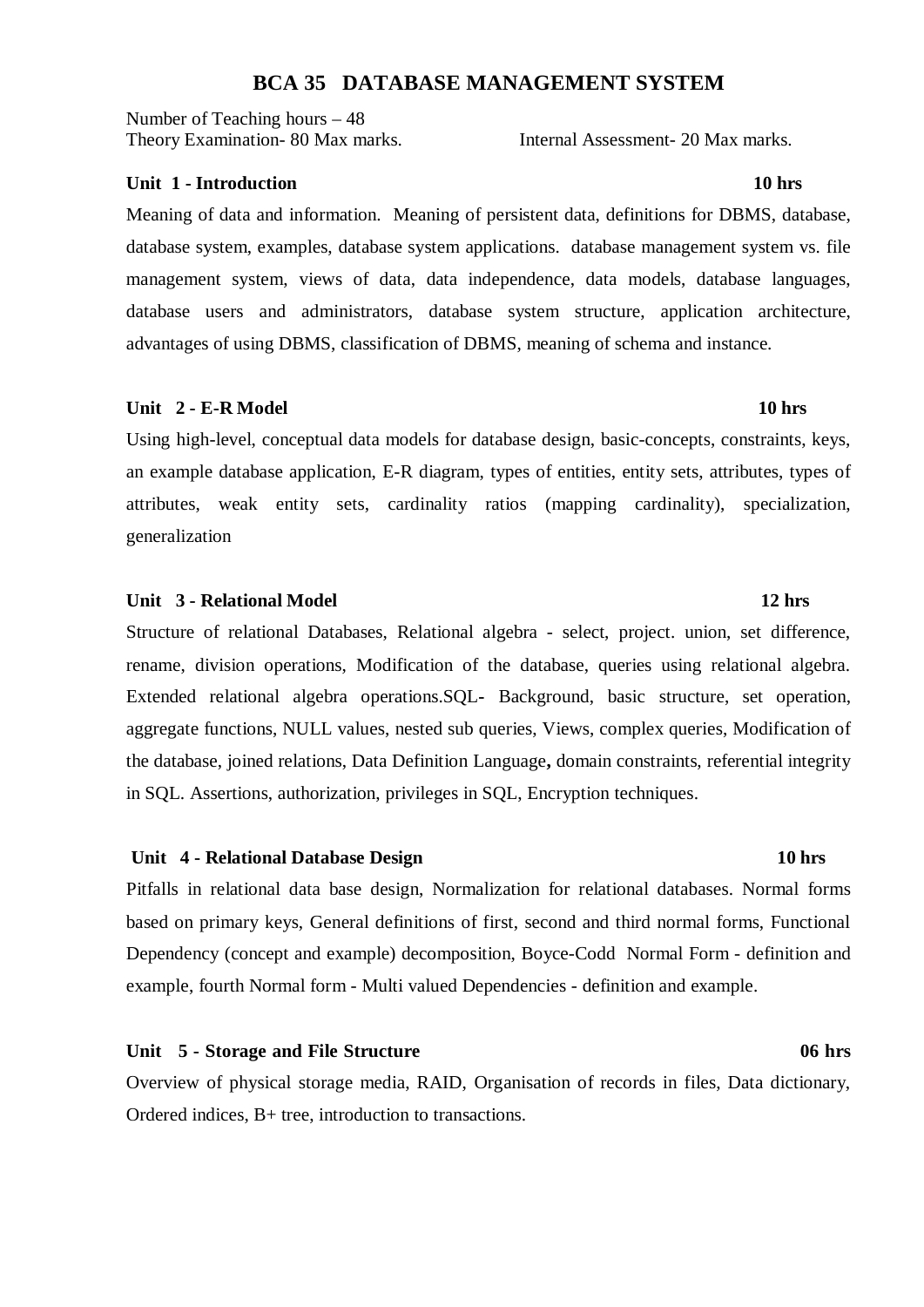# BCA 35 DATABASE MANAGEMENT SYSTEM

Number of Teaching hours – 48
Theory Examination- 80 Max marks. Internal Assessment- 20 Max marks.

**Unit 1 - Introduction** **10 hrs**

Meaning of data and information. Meaning of persistent data, definitions for DBMS, database, database system, examples, database system applications. database management system vs. file management system, views of data, data independence, data models, database languages, database users and administrators, database system structure, application architecture, advantages of using DBMS, classification of DBMS, meaning of schema and instance.

**Unit 2 - E-R Model** **10 hrs**

Using high-level, conceptual data models for database design, basic-concepts, constraints, keys, an example database application, E-R diagram, types of entities, entity sets, attributes, types of attributes, weak entity sets, cardinality ratios (mapping cardinality), specialization, generalization

**Unit 3 - Relational Model** **12 hrs**

Structure of relational Databases, Relational algebra - select, project. union, set difference, rename, division operations, Modification of the database, queries using relational algebra. Extended relational algebra operations.SQL- Background, basic structure, set operation, aggregate functions, NULL values, nested sub queries, Views, complex queries, Modification of the database, joined relations, Data Definition Language**,** domain constraints, referential integrity in SQL. Assertions, authorization, privileges in SQL, Encryption techniques.

**Unit 4 - Relational Database Design** **10 hrs**

Pitfalls in relational data base design, Normalization for relational databases. Normal forms based on primary keys, General definitions of first, second and third normal forms, Functional Dependency (concept and example) decomposition, Boyce-Codd Normal Form - definition and example, fourth Normal form - Multi valued Dependencies - definition and example.

**Unit 5 - Storage and File Structure** **06 hrs**

Overview of physical storage media, RAID, Organisation of records in files, Data dictionary, Ordered indices, B+ tree, introduction to transactions.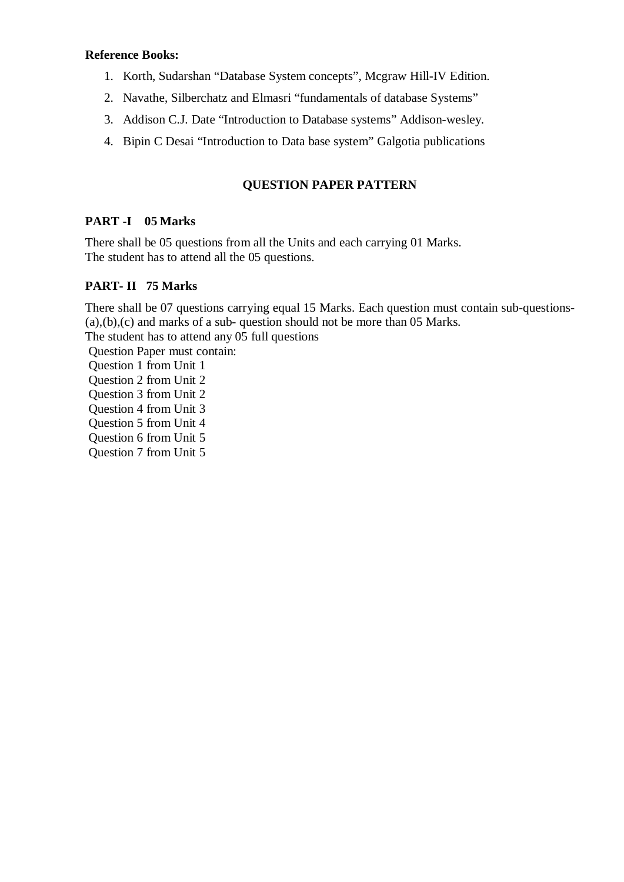**Reference Books:**

1. Korth, Sudarshan "Database System concepts", Mcgraw Hill-IV Edition.
2. Navathe, Silberchatz and Elmasri "fundamentals of database Systems"
3. Addison C.J. Date "Introduction to Database systems" Addison-wesley.
4. Bipin C Desai "Introduction to Data base system" Galgotia publications

## QUESTION PAPER PATTERN

**PART -I 05 Marks**

There shall be 05 questions from all the Units and each carrying 01 Marks.
The student has to attend all the 05 questions.

**PART- II 75 Marks**

There shall be 07 questions carrying equal 15 Marks. Each question must contain sub-questions- (a),(b),(c) and marks of a sub- question should not be more than 05 Marks.
The student has to attend any 05 full questions
Question Paper must contain:
Question 1 from Unit 1
Question 2 from Unit 2
Question 3 from Unit 2
Question 4 from Unit 3
Question 5 from Unit 4
Question 6 from Unit 5
Question 7 from Unit 5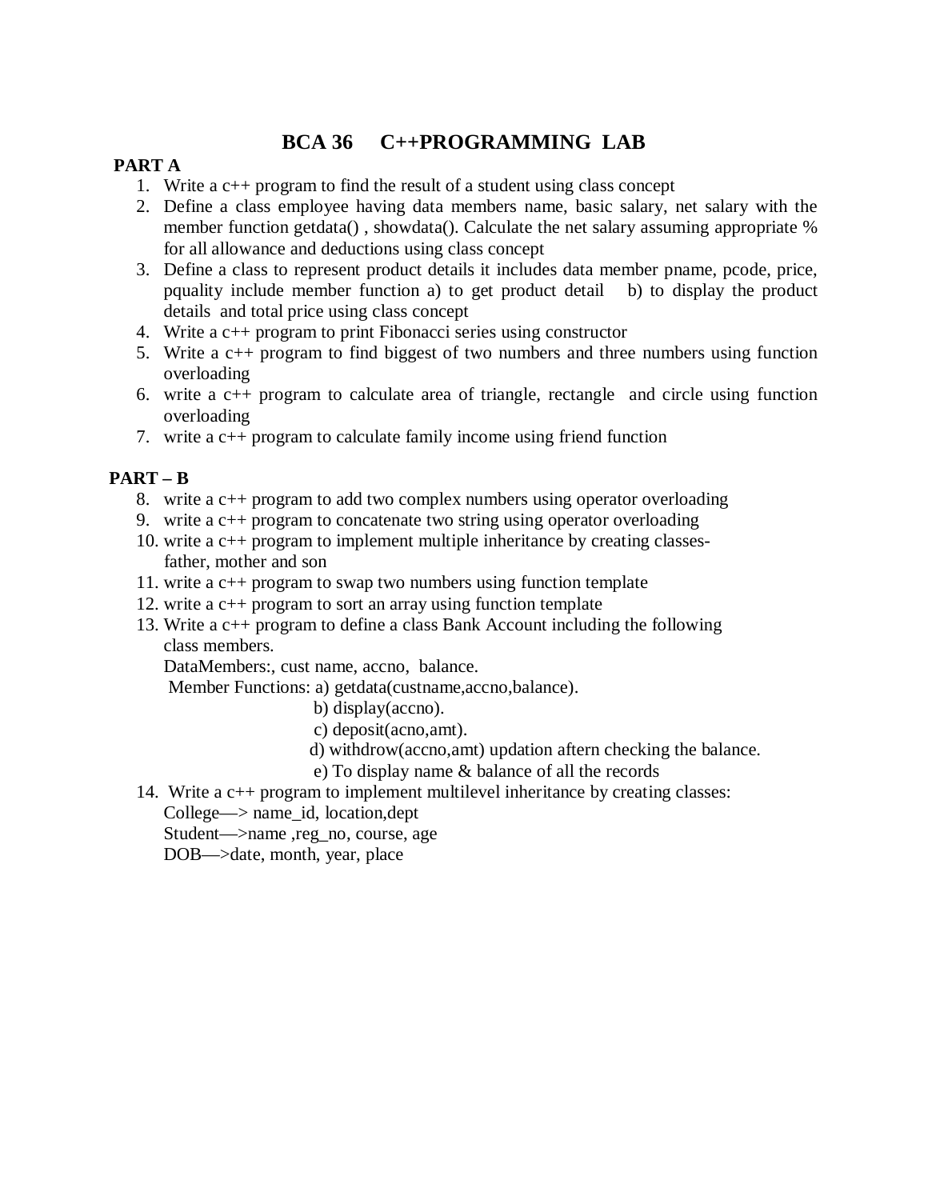# BCA 36 C++PROGRAMMING LAB

**PART A**

1. Write a c++ program to find the result of a student using class concept
2. Define a class employee having data members name, basic salary, net salary with the member function getdata() , showdata(). Calculate the net salary assuming appropriate % for all allowance and deductions using class concept
3. Define a class to represent product details it includes data member pname, pcode, price, pquality include member function a) to get product detail b) to display the product details and total price using class concept
4. Write a c++ program to print Fibonacci series using constructor
5. Write a c++ program to find biggest of two numbers and three numbers using function overloading
6. write a c++ program to calculate area of triangle, rectangle and circle using function overloading
7. write a c++ program to calculate family income using friend function

**PART – B**

8. write a c++ program to add two complex numbers using operator overloading
9. write a c++ program to concatenate two string using operator overloading
10. write a c++ program to implement multiple inheritance by creating classes- father, mother and son
11. write a c++ program to swap two numbers using function template
12. write a c++ program to sort an array using function template
13. Write a c++ program to define a class Bank Account including the following class members.
    DataMembers:, cust name, accno, balance.
    Member Functions: a) getdata(custname,accno,balance).
    b) display(accno).
    c) deposit(acno,amt).
    d) withdrow(accno,amt) updation aftern checking the balance.
    e) To display name & balance of all the records
14. Write a c++ program to implement multilevel inheritance by creating classes:
    College—> name_id, location,dept
    Student—>name ,reg_no, course, age
    DOB—>date, month, year, place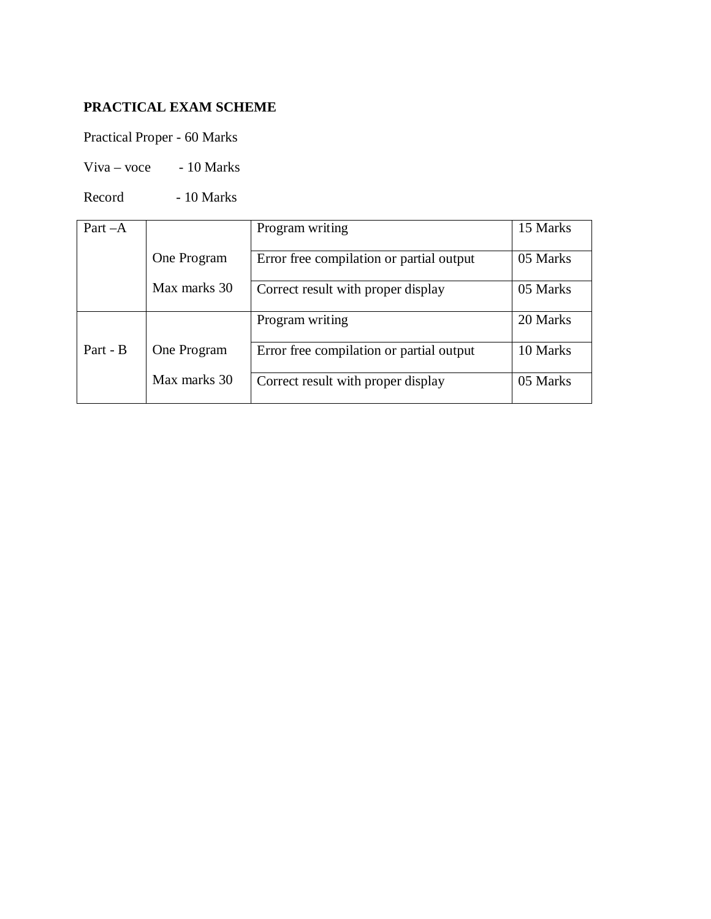**PRACTICAL EXAM SCHEME**

Practical Proper - 60 Marks

Viva – voce - 10 Marks

Record - 10 Marks

| | | | |
|---|---|---|---|
| Part –A | One Program<br>Max marks 30 | Program writing | 15 Marks |
| | | Error free compilation or partial output | 05 Marks |
| | | Correct result with proper display | 05 Marks |
| Part - B | One Program<br>Max marks 30 | Program writing | 20 Marks |
| | | Error free compilation or partial output | 10 Marks |
| | | Correct result with proper display | 05 Marks |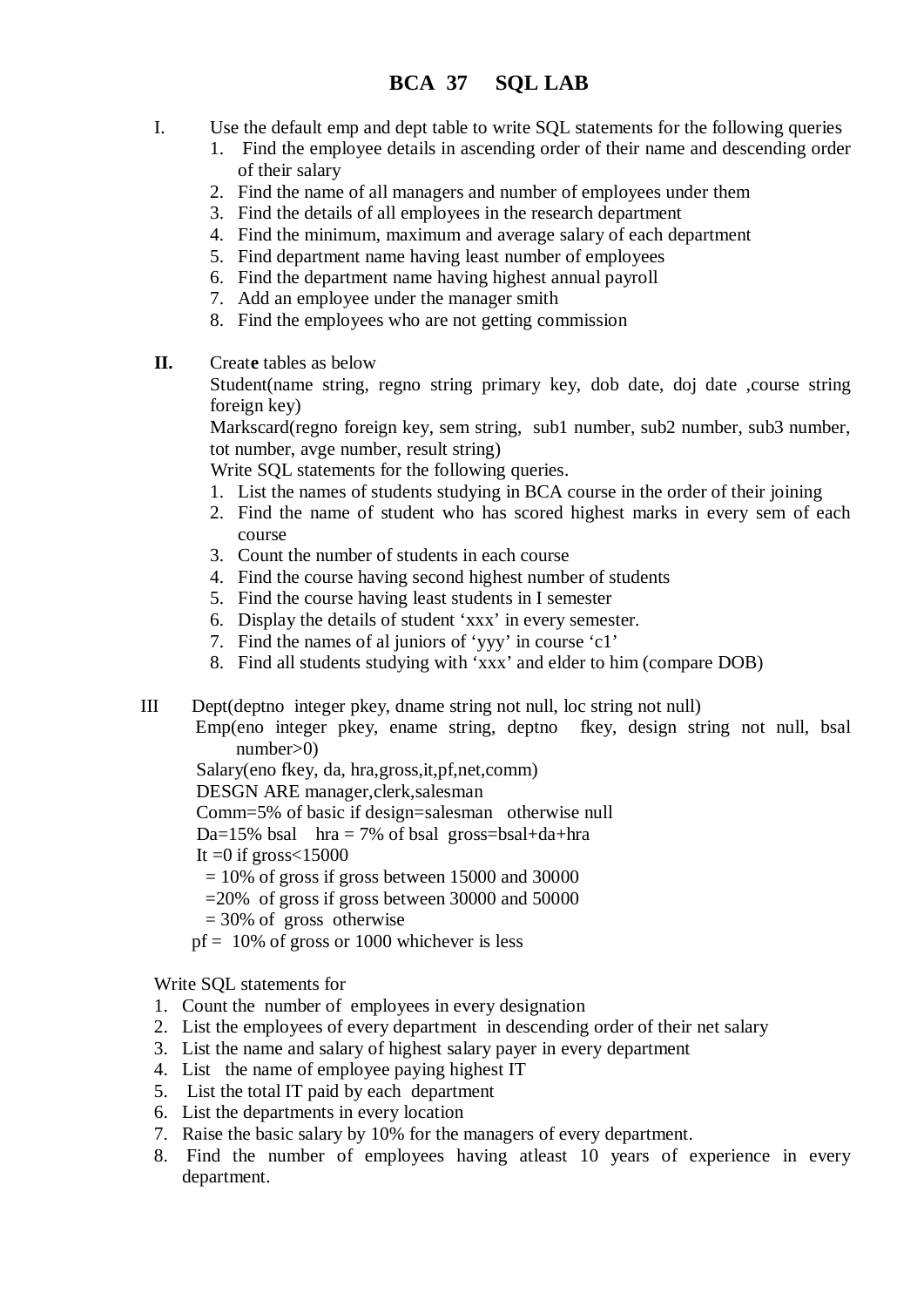# BCA 37 SQL LAB

I. Use the default emp and dept table to write SQL statements for the following queries

1. Find the employee details in ascending order of their name and descending order of their salary
2. Find the name of all managers and number of employees under them
3. Find the details of all employees in the research department
4. Find the minimum, maximum and average salary of each department
5. Find department name having least number of employees
6. Find the department name having highest annual payroll
7. Add an employee under the manager smith
8. Find the employees who are not getting commission

**II.** Creat**e** tables as below

Student(name string, regno string primary key, dob date, doj date ,course string foreign key)

Markscard(regno foreign key, sem string, sub1 number, sub2 number, sub3 number, tot number, avge number, result string)

Write SQL statements for the following queries.

1. List the names of students studying in BCA course in the order of their joining
2. Find the name of student who has scored highest marks in every sem of each course
3. Count the number of students in each course
4. Find the course having second highest number of students
5. Find the course having least students in I semester
6. Display the details of student 'xxx' in every semester.
7. Find the names of al juniors of 'yyy' in course 'c1'
8. Find all students studying with 'xxx' and elder to him (compare DOB)

III Dept(deptno integer pkey, dname string not null, loc string not null)

Emp(eno integer pkey, ename string, deptno fkey, design string not null, bsal number>0)

Salary(eno fkey, da, hra,gross,it,pf,net,comm)

DESGN ARE manager,clerk,salesman

Comm=5% of basic if design=salesman otherwise null

Da=15% bsal hra = 7% of bsal gross=bsal+da+hra

It =0 if gross<15000

= 10% of gross if gross between 15000 and 30000

=20% of gross if gross between 30000 and 50000

= 30% of gross otherwise

pf = 10% of gross or 1000 whichever is less

Write SQL statements for

1. Count the number of employees in every designation
2. List the employees of every department in descending order of their net salary
3. List the name and salary of highest salary payer in every department
4. List the name of employee paying highest IT
5. List the total IT paid by each department
6. List the departments in every location
7. Raise the basic salary by 10% for the managers of every department.
8. Find the number of employees having atleast 10 years of experience in every department.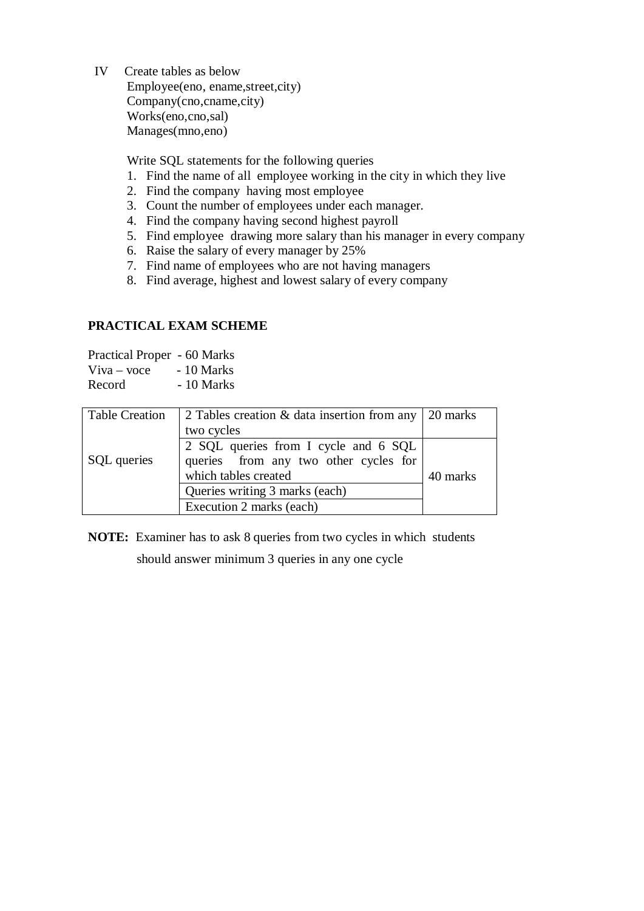IV Create tables as below

Employee(eno, ename,street,city)
Company(cno,cname,city)
Works(eno,cno,sal)
Manages(mno,eno)

Write SQL statements for the following queries

1. Find the name of all employee working in the city in which they live
2. Find the company having most employee
3. Count the number of employees under each manager.
4. Find the company having second highest payroll
5. Find employee drawing more salary than his manager in every company
6. Raise the salary of every manager by 25%
7. Find name of employees who are not having managers
8. Find average, highest and lowest salary of every company

**PRACTICAL EXAM SCHEME**

Practical Proper - 60 Marks
Viva – voce - 10 Marks
Record - 10 Marks

| Table Creation | 2 Tables creation & data insertion from any two cycles | 20 marks |
|---|---|---|
| SQL queries | 2 SQL queries from I cycle and 6 SQL queries from any two other cycles for which tables created | 40 marks |
| | Queries writing 3 marks (each) | |
| | Execution 2 marks (each) | |

**NOTE:** Examiner has to ask 8 queries from two cycles in which students should answer minimum 3 queries in any one cycle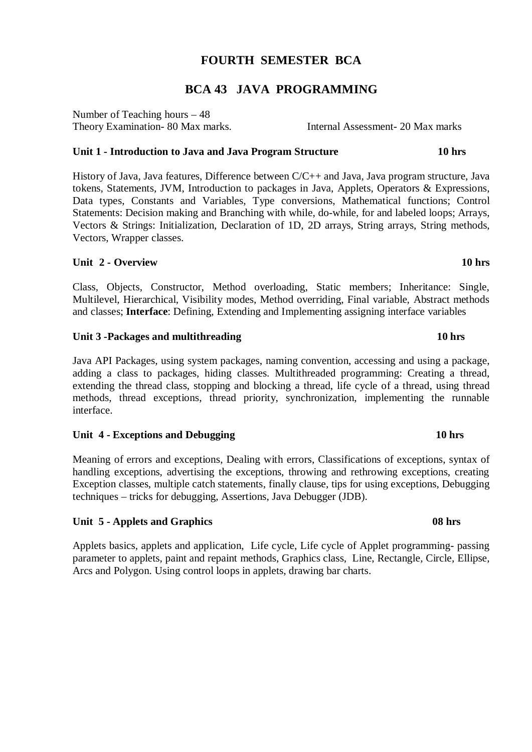# FOURTH SEMESTER BCA

## BCA 43 JAVA PROGRAMMING

Number of Teaching hours – 48
Theory Examination- 80 Max marks. Internal Assessment- 20 Max marks

**Unit 1 - Introduction to Java and Java Program Structure 10 hrs**

History of Java, Java features, Difference between C/C++ and Java, Java program structure, Java tokens, Statements, JVM, Introduction to packages in Java, Applets, Operators & Expressions, Data types, Constants and Variables, Type conversions, Mathematical functions; Control Statements: Decision making and Branching with while, do-while, for and labeled loops; Arrays, Vectors & Strings: Initialization, Declaration of 1D, 2D arrays, String arrays, String methods, Vectors, Wrapper classes.

**Unit 2 - Overview 10 hrs**

Class, Objects, Constructor, Method overloading, Static members; Inheritance: Single, Multilevel, Hierarchical, Visibility modes, Method overriding, Final variable, Abstract methods and classes; **Interface**: Defining, Extending and Implementing assigning interface variables

**Unit 3 -Packages and multithreading 10 hrs**

Java API Packages, using system packages, naming convention, accessing and using a package, adding a class to packages, hiding classes. Multithreaded programming: Creating a thread, extending the thread class, stopping and blocking a thread, life cycle of a thread, using thread methods, thread exceptions, thread priority, synchronization, implementing the runnable interface.

**Unit 4 - Exceptions and Debugging 10 hrs**

Meaning of errors and exceptions, Dealing with errors, Classifications of exceptions, syntax of handling exceptions, advertising the exceptions, throwing and rethrowing exceptions, creating Exception classes, multiple catch statements, finally clause, tips for using exceptions, Debugging techniques – tricks for debugging, Assertions, Java Debugger (JDB).

**Unit 5 - Applets and Graphics 08 hrs**

Applets basics, applets and application, Life cycle, Life cycle of Applet programming- passing parameter to applets, paint and repaint methods, Graphics class, Line, Rectangle, Circle, Ellipse, Arcs and Polygon. Using control loops in applets, drawing bar charts.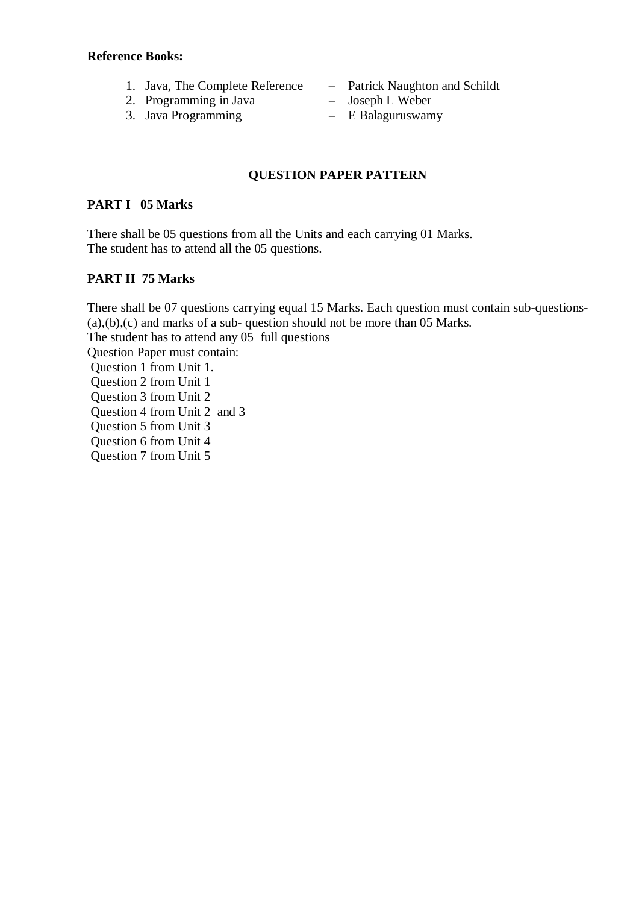**Reference Books:**

1. Java, The Complete Reference – Patrick Naughton and Schildt
2. Programming in Java – Joseph L Weber
3. Java Programming – E Balaguruswamy

## QUESTION PAPER PATTERN

**PART I 05 Marks**

There shall be 05 questions from all the Units and each carrying 01 Marks.
The student has to attend all the 05 questions.

**PART II 75 Marks**

There shall be 07 questions carrying equal 15 Marks. Each question must contain sub-questions-(a),(b),(c) and marks of a sub- question should not be more than 05 Marks.
The student has to attend any 05 full questions
Question Paper must contain:
Question 1 from Unit 1.
Question 2 from Unit 1
Question 3 from Unit 2
Question 4 from Unit 2 and 3
Question 5 from Unit 3
Question 6 from Unit 4
Question 7 from Unit 5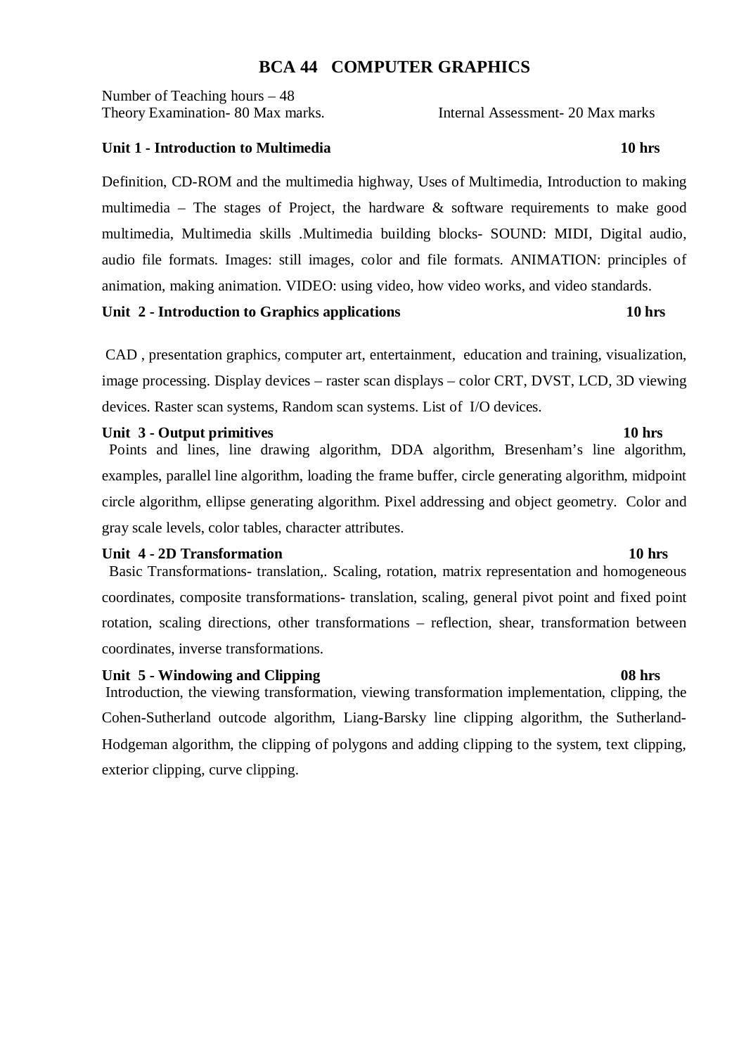# BCA 44 COMPUTER GRAPHICS

Number of Teaching hours – 48
Theory Examination- 80 Max marks. Internal Assessment- 20 Max marks

**Unit 1 - Introduction to Multimedia 10 hrs**

Definition, CD-ROM and the multimedia highway, Uses of Multimedia, Introduction to making multimedia – The stages of Project, the hardware & software requirements to make good multimedia, Multimedia skills .Multimedia building blocks- SOUND: MIDI, Digital audio, audio file formats. Images: still images, color and file formats. ANIMATION: principles of animation, making animation. VIDEO: using video, how video works, and video standards.

**Unit 2 - Introduction to Graphics applications 10 hrs**

CAD , presentation graphics, computer art, entertainment, education and training, visualization, image processing. Display devices – raster scan displays – color CRT, DVST, LCD, 3D viewing devices. Raster scan systems, Random scan systems. List of I/O devices.

**Unit 3 - Output primitives 10 hrs**

Points and lines, line drawing algorithm, DDA algorithm, Bresenham's line algorithm, examples, parallel line algorithm, loading the frame buffer, circle generating algorithm, midpoint circle algorithm, ellipse generating algorithm. Pixel addressing and object geometry. Color and gray scale levels, color tables, character attributes.

**Unit 4 - 2D Transformation 10 hrs**

Basic Transformations- translation,. Scaling, rotation, matrix representation and homogeneous coordinates, composite transformations- translation, scaling, general pivot point and fixed point rotation, scaling directions, other transformations – reflection, shear, transformation between coordinates, inverse transformations.

**Unit 5 - Windowing and Clipping 08 hrs**

Introduction, the viewing transformation, viewing transformation implementation, clipping, the Cohen-Sutherland outcode algorithm, Liang-Barsky line clipping algorithm, the Sutherland-Hodgeman algorithm, the clipping of polygons and adding clipping to the system, text clipping, exterior clipping, curve clipping.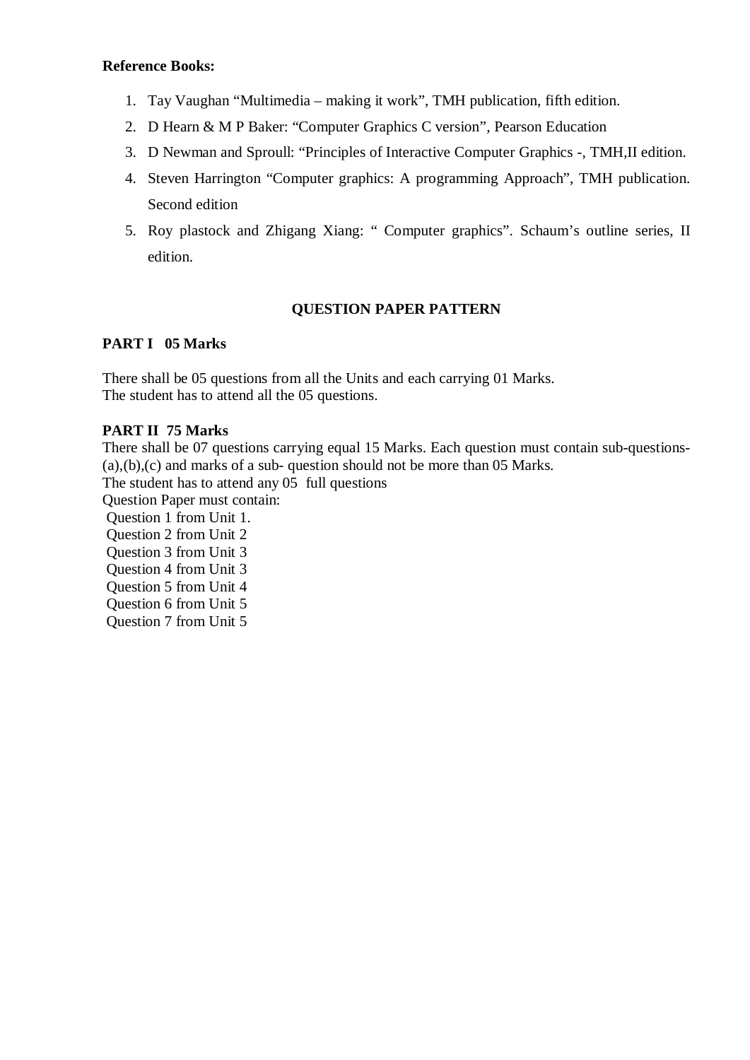**Reference Books:**

1. Tay Vaughan “Multimedia – making it work”, TMH publication, fifth edition.
2. D Hearn & M P Baker: “Computer Graphics C version”, Pearson Education
3. D Newman and Sproull: “Principles of Interactive Computer Graphics -, TMH,II edition.
4. Steven Harrington “Computer graphics: A programming Approach”, TMH publication. Second edition
5. Roy plastock and Zhigang Xiang: “ Computer graphics”. Schaum’s outline series, II edition.

## QUESTION PAPER PATTERN

**PART I 05 Marks**

There shall be 05 questions from all the Units and each carrying 01 Marks.
The student has to attend all the 05 questions.

**PART II 75 Marks**

There shall be 07 questions carrying equal 15 Marks. Each question must contain sub-questions-(a),(b),(c) and marks of a sub- question should not be more than 05 Marks.
The student has to attend any 05 full questions
Question Paper must contain:
Question 1 from Unit 1.
Question 2 from Unit 2
Question 3 from Unit 3
Question 4 from Unit 3
Question 5 from Unit 4
Question 6 from Unit 5
Question 7 from Unit 5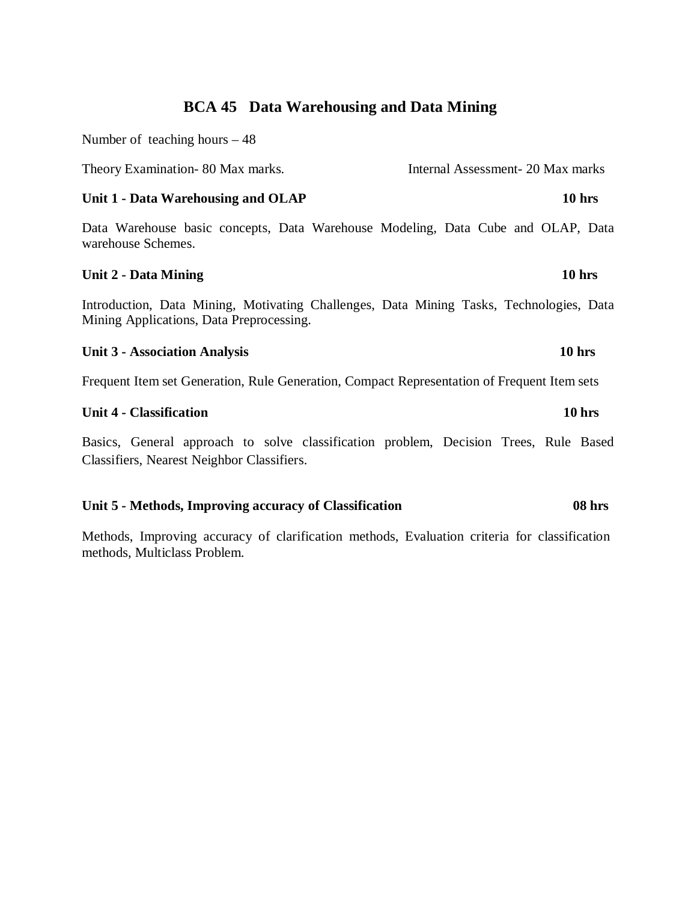# BCA 45 Data Warehousing and Data Mining

Number of teaching hours – 48

Theory Examination- 80 Max marks. Internal Assessment- 20 Max marks

**Unit 1 - Data Warehousing and OLAP** **10 hrs**

Data Warehouse basic concepts, Data Warehouse Modeling, Data Cube and OLAP, Data warehouse Schemes.

**Unit 2 - Data Mining** **10 hrs**

Introduction, Data Mining, Motivating Challenges, Data Mining Tasks, Technologies, Data Mining Applications, Data Preprocessing.

**Unit 3 - Association Analysis** **10 hrs**

Frequent Item set Generation, Rule Generation, Compact Representation of Frequent Item sets

**Unit 4 - Classification** **10 hrs**

Basics, General approach to solve classification problem, Decision Trees, Rule Based Classifiers, Nearest Neighbor Classifiers.

**Unit 5 - Methods, Improving accuracy of Classification** **08 hrs**

Methods, Improving accuracy of clarification methods, Evaluation criteria for classification methods, Multiclass Problem.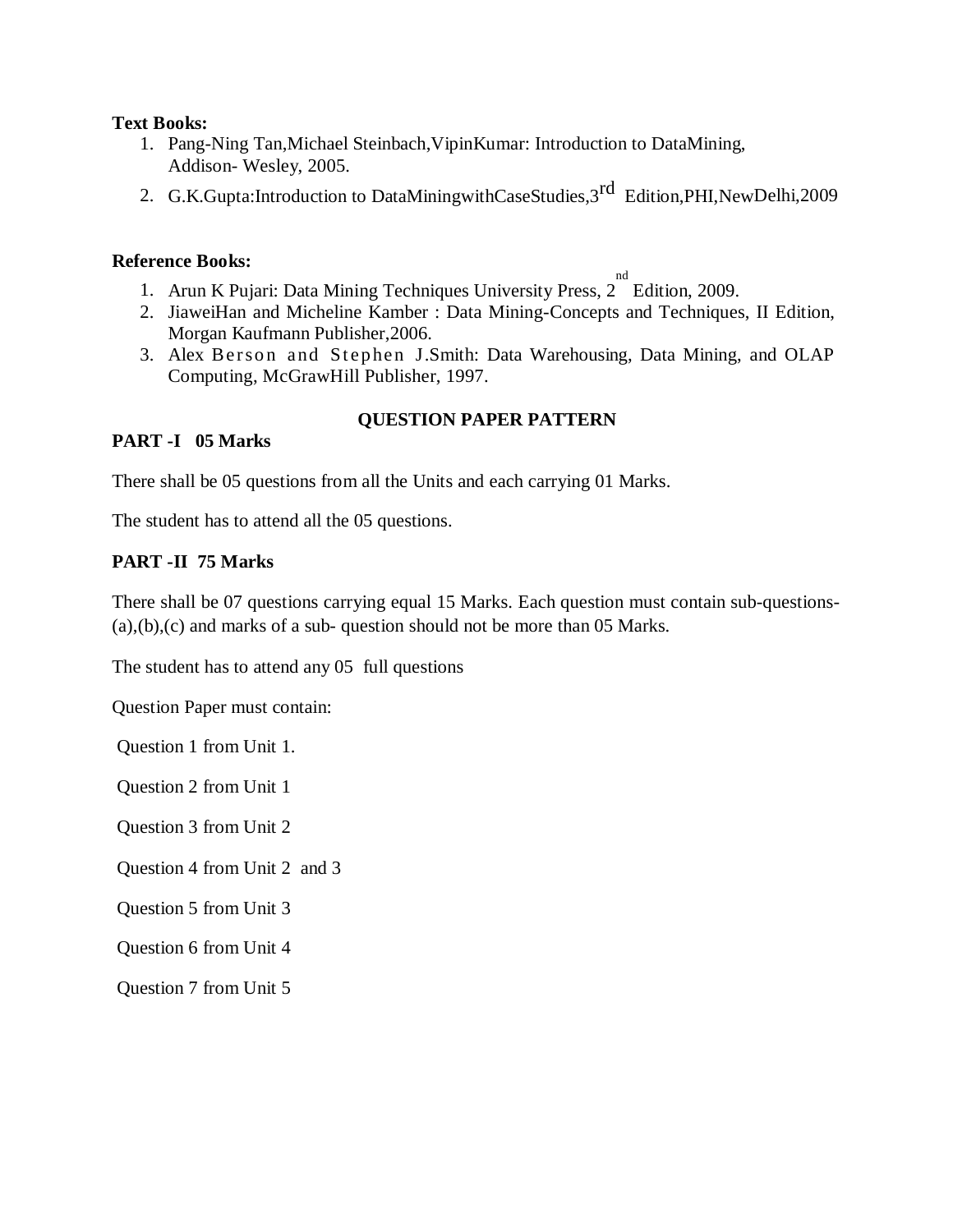**Text Books:**

1. Pang-Ning Tan,Michael Steinbach,VipinKumar: Introduction to DataMining, Addison- Wesley, 2005.
2. G.K.Gupta:Introduction to DataMiningwithCaseStudies,3rd Edition,PHI,NewDelhi,2009

**Reference Books:**

1. Arun K Pujari: Data Mining Techniques University Press, 2nd Edition, 2009.
2. JiaweiHan and Micheline Kamber : Data Mining-Concepts and Techniques, II Edition, Morgan Kaufmann Publisher,2006.
3. Alex Berson and Stephen J.Smith: Data Warehousing, Data Mining, and OLAP Computing, McGrawHill Publisher, 1997.

**QUESTION PAPER PATTERN**

**PART -I 05 Marks**

There shall be 05 questions from all the Units and each carrying 01 Marks.

The student has to attend all the 05 questions.

**PART -II 75 Marks**

There shall be 07 questions carrying equal 15 Marks. Each question must contain sub-questions-(a),(b),(c) and marks of a sub- question should not be more than 05 Marks.

The student has to attend any 05 full questions

Question Paper must contain:

Question 1 from Unit 1.

Question 2 from Unit 1

Question 3 from Unit 2

Question 4 from Unit 2 and 3

Question 5 from Unit 3

Question 6 from Unit 4

Question 7 from Unit 5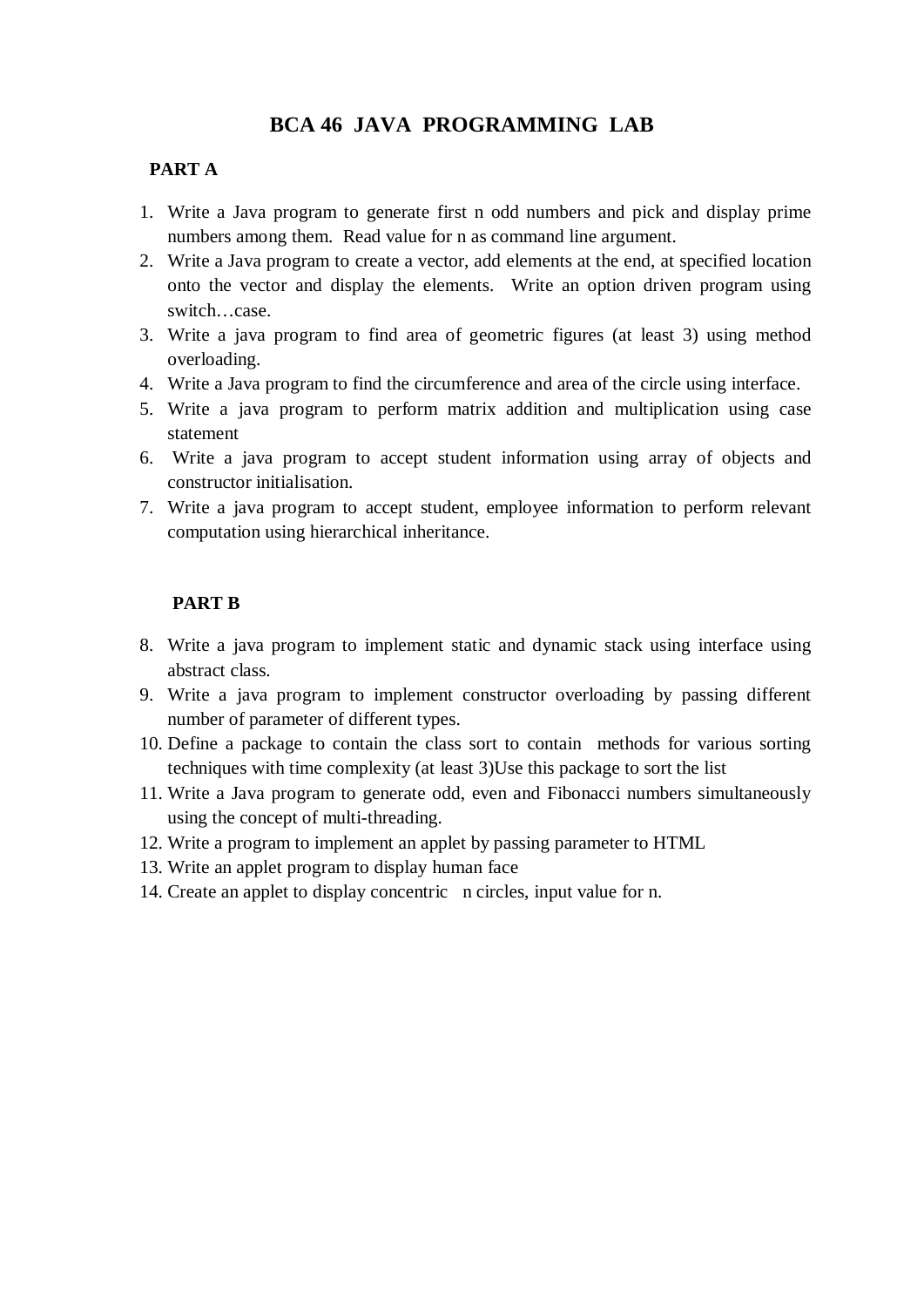# BCA 46 JAVA PROGRAMMING LAB

## PART A

1. Write a Java program to generate first n odd numbers and pick and display prime numbers among them. Read value for n as command line argument.
2. Write a Java program to create a vector, add elements at the end, at specified location onto the vector and display the elements. Write an option driven program using switch…case.
3. Write a java program to find area of geometric figures (at least 3) using method overloading.
4. Write a Java program to find the circumference and area of the circle using interface.
5. Write a java program to perform matrix addition and multiplication using case statement
6. Write a java program to accept student information using array of objects and constructor initialisation.
7. Write a java program to accept student, employee information to perform relevant computation using hierarchical inheritance.

## PART B

8. Write a java program to implement static and dynamic stack using interface using abstract class.
9. Write a java program to implement constructor overloading by passing different number of parameter of different types.
10. Define a package to contain the class sort to contain methods for various sorting techniques with time complexity (at least 3)Use this package to sort the list
11. Write a Java program to generate odd, even and Fibonacci numbers simultaneously using the concept of multi-threading.
12. Write a program to implement an applet by passing parameter to HTML
13. Write an applet program to display human face
14. Create an applet to display concentric n circles, input value for n.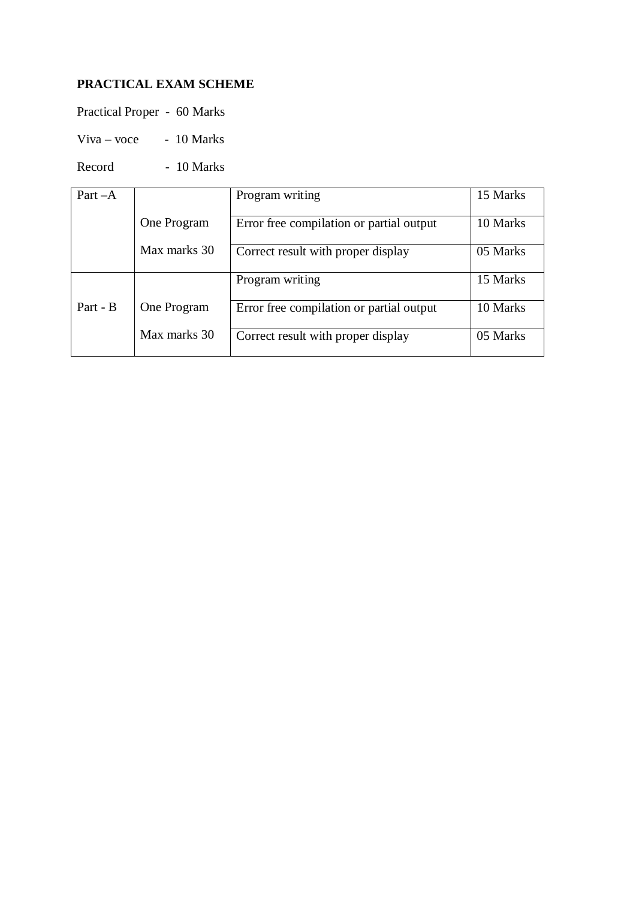**PRACTICAL EXAM SCHEME**

Practical Proper - 60 Marks

Viva – voce - 10 Marks

Record - 10 Marks

| | | | |
|---|---|---|---|
| Part –A | One Program<br>Max marks 30 | Program writing | 15 Marks |
| | | Error free compilation or partial output | 10 Marks |
| | | Correct result with proper display | 05 Marks |
| Part - B | One Program<br>Max marks 30 | Program writing | 15 Marks |
| | | Error free compilation or partial output | 10 Marks |
| | | Correct result with proper display | 05 Marks |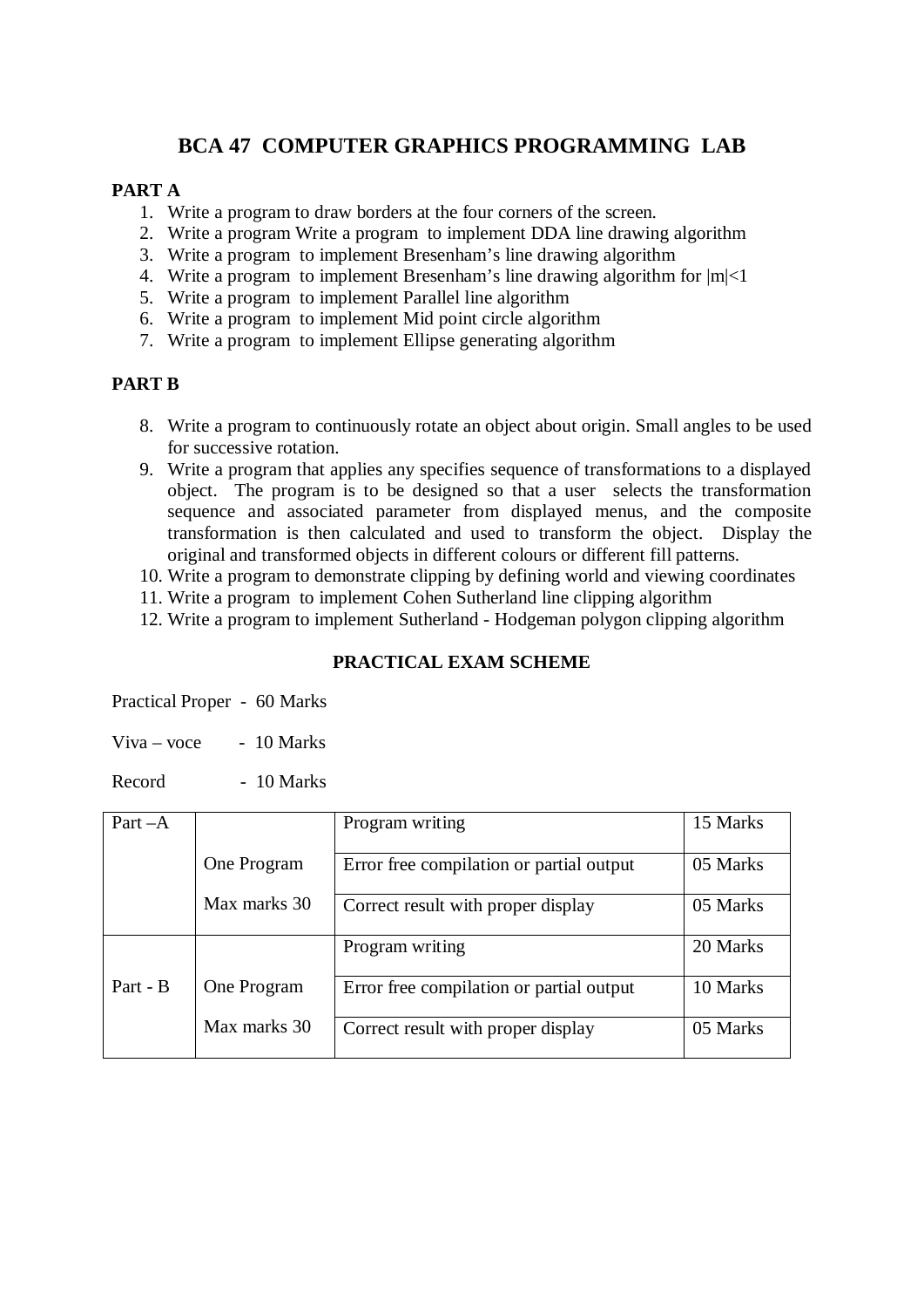# BCA 47 COMPUTER GRAPHICS PROGRAMMING LAB

**PART A**

1. Write a program to draw borders at the four corners of the screen.
2. Write a program Write a program to implement DDA line drawing algorithm
3. Write a program to implement Bresenham's line drawing algorithm
4. Write a program to implement Bresenham's line drawing algorithm for $|m|<1$
5. Write a program to implement Parallel line algorithm
6. Write a program to implement Mid point circle algorithm
7. Write a program to implement Ellipse generating algorithm

**PART B**

8. Write a program to continuously rotate an object about origin. Small angles to be used for successive rotation.
9. Write a program that applies any specifies sequence of transformations to a displayed object. The program is to be designed so that a user selects the transformation sequence and associated parameter from displayed menus, and the composite transformation is then calculated and used to transform the object. Display the original and transformed objects in different colours or different fill patterns.
10. Write a program to demonstrate clipping by defining world and viewing coordinates
11. Write a program to implement Cohen Sutherland line clipping algorithm
12. Write a program to implement Sutherland - Hodgeman polygon clipping algorithm

**PRACTICAL EXAM SCHEME**

Practical Proper - 60 Marks

Viva – voce - 10 Marks

Record - 10 Marks

| Part –A | One Program Max marks 30 | Program writing | 15 Marks |
|---|---|---|---|
| | | Error free compilation or partial output | 05 Marks |
| | | Correct result with proper display | 05 Marks |
| Part - B | One Program Max marks 30 | Program writing | 20 Marks |
| | | Error free compilation or partial output | 10 Marks |
| | | Correct result with proper display | 05 Marks |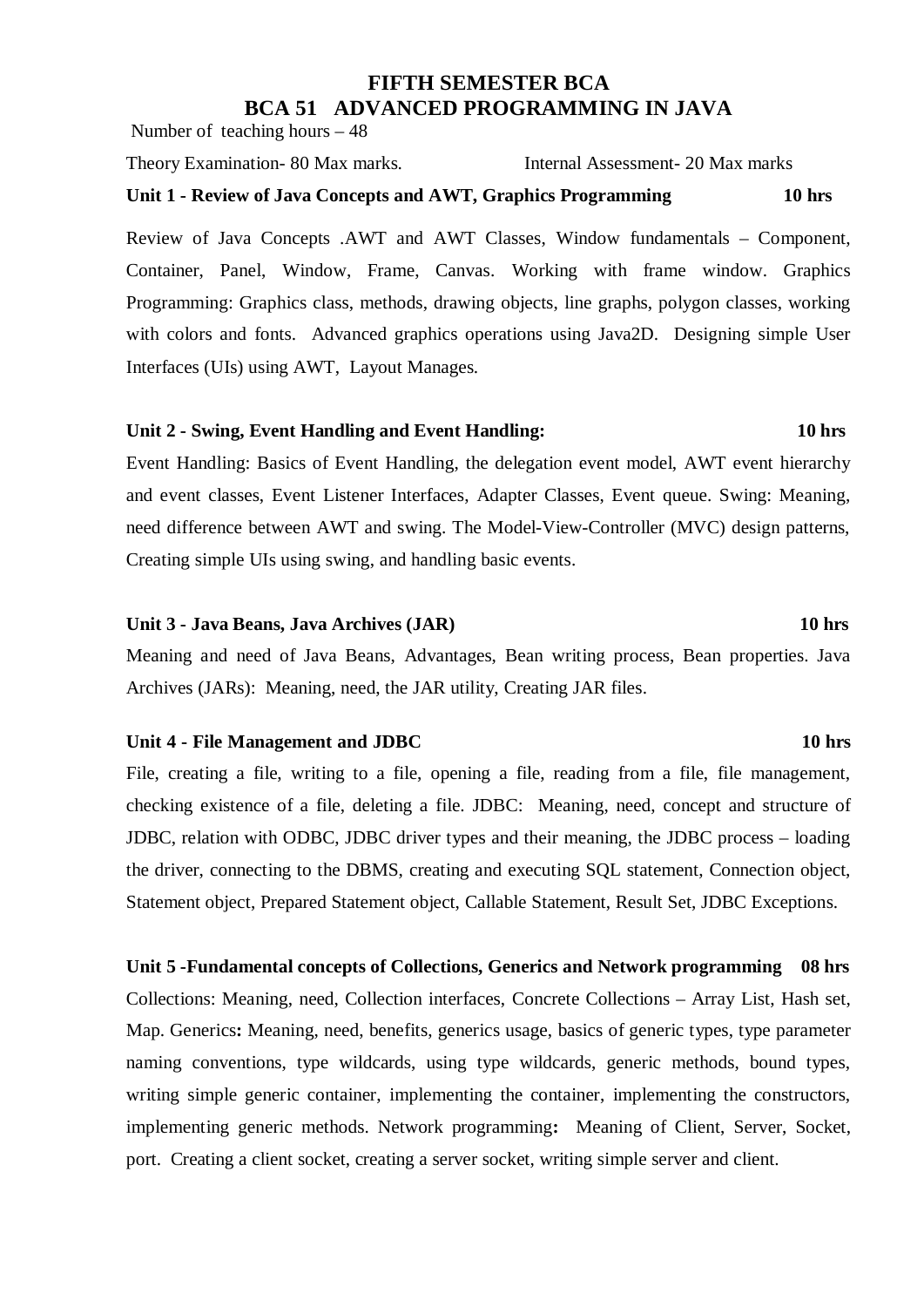# FIFTH SEMESTER BCA
## BCA 51 ADVANCED PROGRAMMING IN JAVA

Number of teaching hours – 48

Theory Examination- 80 Max marks. Internal Assessment- 20 Max marks

**Unit 1 - Review of Java Concepts and AWT, Graphics Programming 10 hrs**

Review of Java Concepts .AWT and AWT Classes, Window fundamentals – Component, Container, Panel, Window, Frame, Canvas. Working with frame window. Graphics Programming: Graphics class, methods, drawing objects, line graphs, polygon classes, working with colors and fonts. Advanced graphics operations using Java2D. Designing simple User Interfaces (UIs) using AWT, Layout Manages.

**Unit 2 - Swing, Event Handling and Event Handling: 10 hrs**

Event Handling: Basics of Event Handling, the delegation event model, AWT event hierarchy and event classes, Event Listener Interfaces, Adapter Classes, Event queue. Swing: Meaning, need difference between AWT and swing. The Model-View-Controller (MVC) design patterns, Creating simple UIs using swing, and handling basic events.

**Unit 3 - Java Beans, Java Archives (JAR) 10 hrs**

Meaning and need of Java Beans, Advantages, Bean writing process, Bean properties. Java Archives (JARs): Meaning, need, the JAR utility, Creating JAR files.

**Unit 4 - File Management and JDBC 10 hrs**

File, creating a file, writing to a file, opening a file, reading from a file, file management, checking existence of a file, deleting a file. JDBC: Meaning, need, concept and structure of JDBC, relation with ODBC, JDBC driver types and their meaning, the JDBC process – loading the driver, connecting to the DBMS, creating and executing SQL statement, Connection object, Statement object, Prepared Statement object, Callable Statement, Result Set, JDBC Exceptions.

**Unit 5 -Fundamental concepts of Collections, Generics and Network programming 08 hrs**

Collections: Meaning, need, Collection interfaces, Concrete Collections – Array List, Hash set, Map. Generics**:** Meaning, need, benefits, generics usage, basics of generic types, type parameter naming conventions, type wildcards, using type wildcards, generic methods, bound types, writing simple generic container, implementing the container, implementing the constructors, implementing generic methods. Network programming**:** Meaning of Client, Server, Socket, port. Creating a client socket, creating a server socket, writing simple server and client.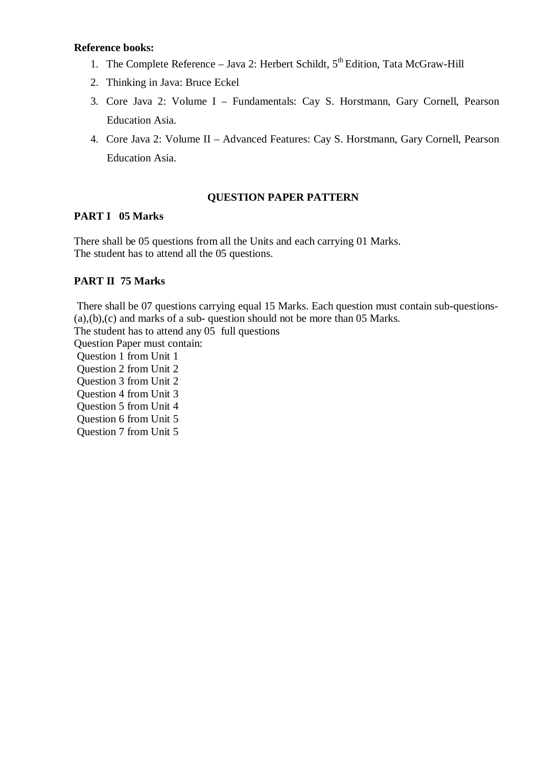**Reference books:**

1. The Complete Reference – Java 2: Herbert Schildt, 5th Edition, Tata McGraw-Hill
2. Thinking in Java: Bruce Eckel
3. Core Java 2: Volume I – Fundamentals: Cay S. Horstmann, Gary Cornell, Pearson Education Asia.
4. Core Java 2: Volume II – Advanced Features: Cay S. Horstmann, Gary Cornell, Pearson Education Asia.

**QUESTION PAPER PATTERN**

**PART I 05 Marks**

There shall be 05 questions from all the Units and each carrying 01 Marks.
The student has to attend all the 05 questions.

**PART II 75 Marks**

There shall be 07 questions carrying equal 15 Marks. Each question must contain sub-questions-(a),(b),(c) and marks of a sub- question should not be more than 05 Marks.
The student has to attend any 05 full questions
Question Paper must contain:
Question 1 from Unit 1
Question 2 from Unit 2
Question 3 from Unit 2
Question 4 from Unit 3
Question 5 from Unit 4
Question 6 from Unit 5
Question 7 from Unit 5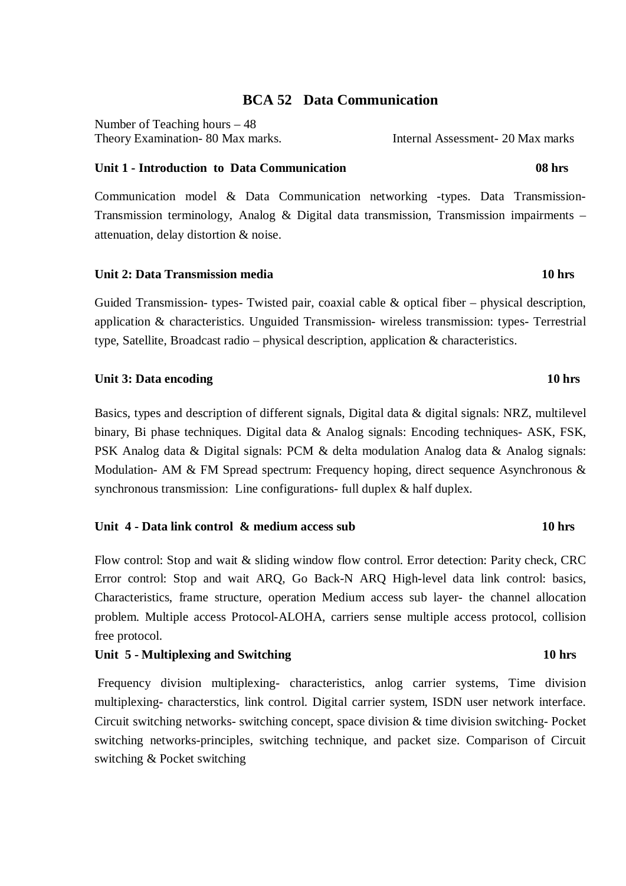# BCA 52 Data Communication

Number of Teaching hours – 48
Theory Examination- 80 Max marks. Internal Assessment- 20 Max marks

**Unit 1 - Introduction to Data Communication 08 hrs**

Communication model & Data Communication networking -types. Data Transmission-Transmission terminology, Analog & Digital data transmission, Transmission impairments – attenuation, delay distortion & noise.

**Unit 2: Data Transmission media 10 hrs**

Guided Transmission- types- Twisted pair, coaxial cable & optical fiber – physical description, application & characteristics. Unguided Transmission- wireless transmission: types- Terrestrial type, Satellite, Broadcast radio – physical description, application & characteristics.

**Unit 3: Data encoding 10 hrs**

Basics, types and description of different signals, Digital data & digital signals: NRZ, multilevel binary, Bi phase techniques. Digital data & Analog signals: Encoding techniques- ASK, FSK, PSK Analog data & Digital signals: PCM & delta modulation Analog data & Analog signals: Modulation- AM & FM Spread spectrum: Frequency hoping, direct sequence Asynchronous & synchronous transmission: Line configurations- full duplex & half duplex.

**Unit 4 - Data link control & medium access sub 10 hrs**

Flow control: Stop and wait & sliding window flow control. Error detection: Parity check, CRC Error control: Stop and wait ARQ, Go Back-N ARQ High-level data link control: basics, Characteristics, frame structure, operation Medium access sub layer- the channel allocation problem. Multiple access Protocol-ALOHA, carriers sense multiple access protocol, collision free protocol.

**Unit 5 - Multiplexing and Switching 10 hrs**

Frequency division multiplexing- characteristics, anlog carrier systems, Time division multiplexing- characterstics, link control. Digital carrier system, ISDN user network interface. Circuit switching networks- switching concept, space division & time division switching- Pocket switching networks-principles, switching technique, and packet size. Comparison of Circuit switching & Pocket switching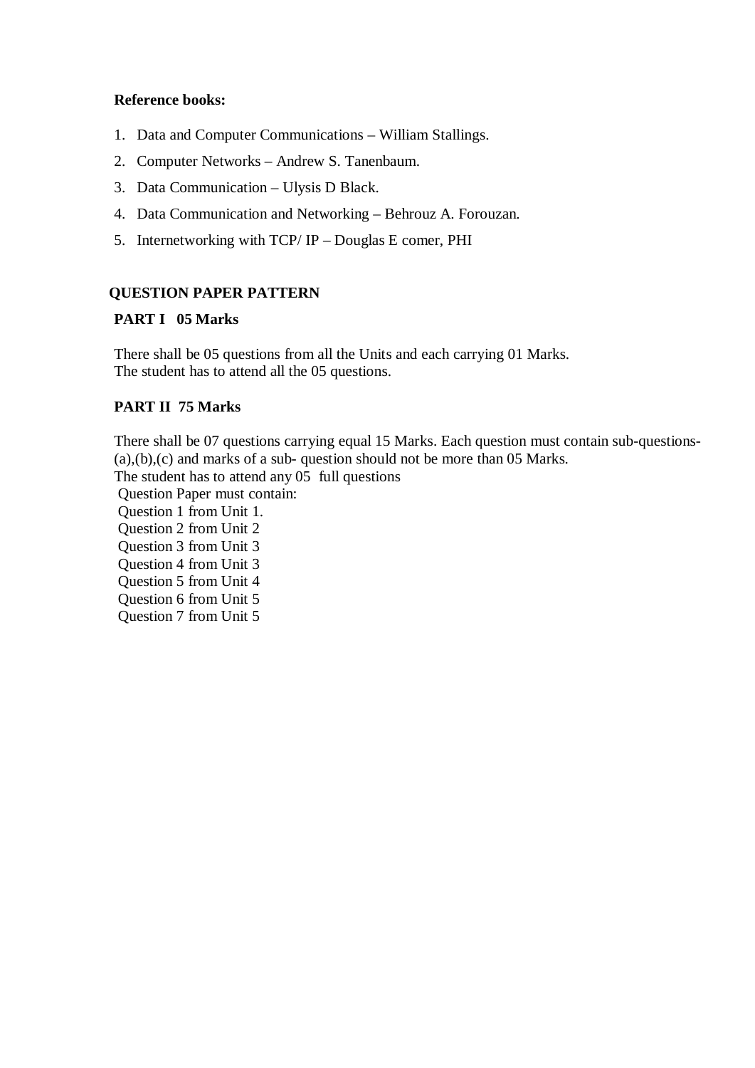**Reference books:**

1. Data and Computer Communications – William Stallings.
2. Computer Networks – Andrew S. Tanenbaum.
3. Data Communication – Ulysis D Black.
4. Data Communication and Networking – Behrouz A. Forouzan.
5. Internetworking with TCP/ IP – Douglas E comer, PHI

**QUESTION PAPER PATTERN**

**PART I 05 Marks**

There shall be 05 questions from all the Units and each carrying 01 Marks.
The student has to attend all the 05 questions.

**PART II 75 Marks**

There shall be 07 questions carrying equal 15 Marks. Each question must contain sub-questions-(a),(b),(c) and marks of a sub- question should not be more than 05 Marks.
The student has to attend any 05 full questions
Question Paper must contain:
Question 1 from Unit 1.
Question 2 from Unit 2
Question 3 from Unit 3
Question 4 from Unit 3
Question 5 from Unit 4
Question 6 from Unit 5
Question 7 from Unit 5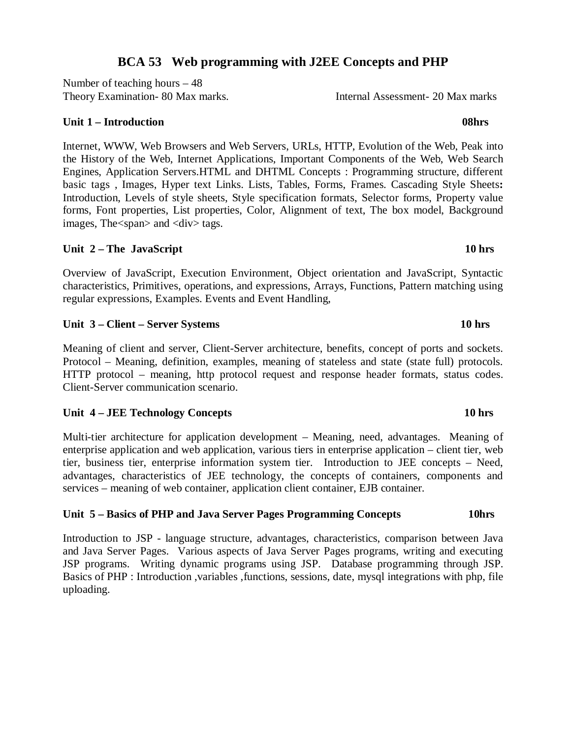## BCA 53 Web programming with J2EE Concepts and PHP

Number of teaching hours – 48
Theory Examination- 80 Max marks. Internal Assessment- 20 Max marks

**Unit 1 – Introduction 08hrs**

Internet, WWW, Web Browsers and Web Servers, URLs, HTTP, Evolution of the Web, Peak into the History of the Web, Internet Applications, Important Components of the Web, Web Search Engines, Application Servers.HTML and DHTML Concepts : Programming structure, different basic tags , Images, Hyper text Links. Lists, Tables, Forms, Frames. Cascading Style Sheets**:** Introduction, Levels of style sheets, Style specification formats, Selector forms, Property value forms, Font properties, List properties, Color, Alignment of text, The box model, Background images, The<span> and <div> tags.

**Unit 2 – The JavaScript 10 hrs**

Overview of JavaScript, Execution Environment, Object orientation and JavaScript, Syntactic characteristics, Primitives, operations, and expressions, Arrays, Functions, Pattern matching using regular expressions, Examples. Events and Event Handling,

**Unit 3 – Client – Server Systems 10 hrs**

Meaning of client and server, Client-Server architecture, benefits, concept of ports and sockets. Protocol – Meaning, definition, examples, meaning of stateless and state (state full) protocols. HTTP protocol – meaning, http protocol request and response header formats, status codes. Client-Server communication scenario.

**Unit 4 – JEE Technology Concepts 10 hrs**

Multi-tier architecture for application development – Meaning, need, advantages. Meaning of enterprise application and web application, various tiers in enterprise application – client tier, web tier, business tier, enterprise information system tier. Introduction to JEE concepts – Need, advantages, characteristics of JEE technology, the concepts of containers, components and services – meaning of web container, application client container, EJB container.

**Unit 5 – Basics of PHP and Java Server Pages Programming Concepts 10hrs**

Introduction to JSP - language structure, advantages, characteristics, comparison between Java and Java Server Pages. Various aspects of Java Server Pages programs, writing and executing JSP programs. Writing dynamic programs using JSP. Database programming through JSP. Basics of PHP : Introduction ,variables ,functions, sessions, date, mysql integrations with php, file uploading.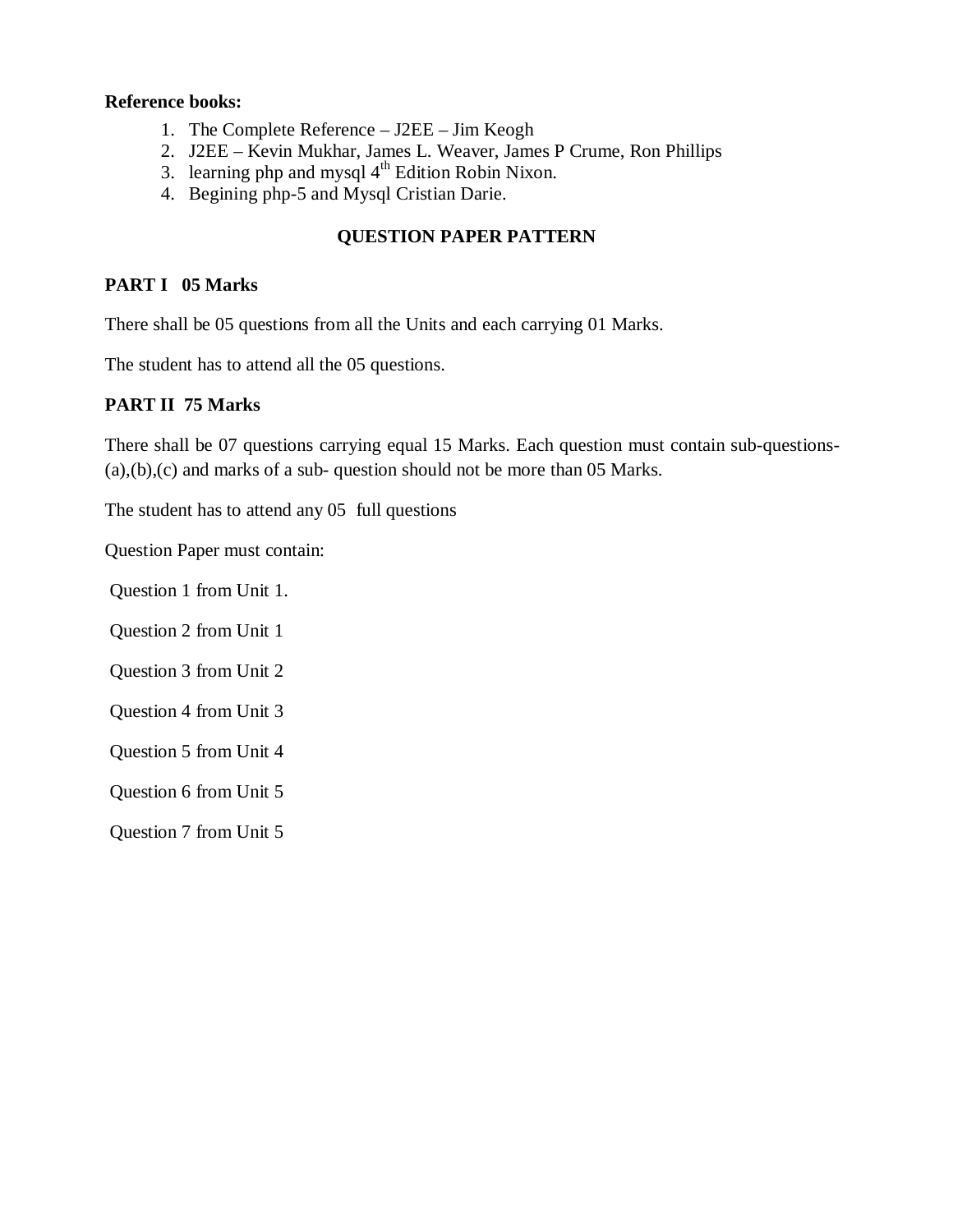**Reference books:**

1. The Complete Reference – J2EE – Jim Keogh
2. J2EE – Kevin Mukhar, James L. Weaver, James P Crume, Ron Phillips
3. learning php and mysql 4th Edition Robin Nixon.
4. Begining php-5 and Mysql Cristian Darie.

## QUESTION PAPER PATTERN

**PART I 05 Marks**

There shall be 05 questions from all the Units and each carrying 01 Marks.

The student has to attend all the 05 questions.

**PART II 75 Marks**

There shall be 07 questions carrying equal 15 Marks. Each question must contain sub-questions-(a),(b),(c) and marks of a sub- question should not be more than 05 Marks.

The student has to attend any 05 full questions

Question Paper must contain:

Question 1 from Unit 1.

Question 2 from Unit 1

Question 3 from Unit 2

Question 4 from Unit 3

Question 5 from Unit 4

Question 6 from Unit 5

Question 7 from Unit 5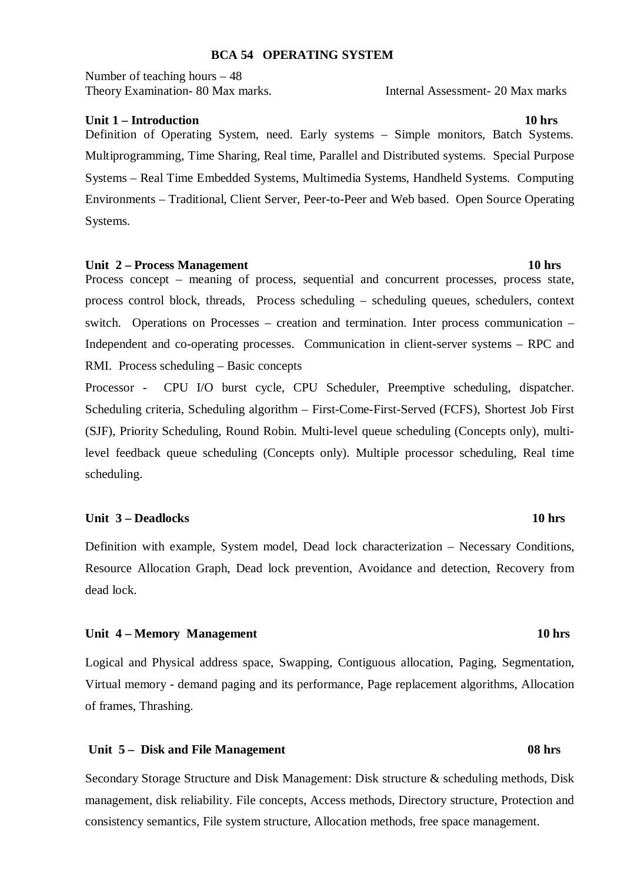## BCA 54 OPERATING SYSTEM

Number of teaching hours – 48
Theory Examination- 80 Max marks. Internal Assessment- 20 Max marks

### Unit 1 – Introduction 10 hrs

Definition of Operating System, need. Early systems – Simple monitors, Batch Systems. Multiprogramming, Time Sharing, Real time, Parallel and Distributed systems. Special Purpose Systems – Real Time Embedded Systems, Multimedia Systems, Handheld Systems. Computing Environments – Traditional, Client Server, Peer-to-Peer and Web based. Open Source Operating Systems.

### Unit 2 – Process Management 10 hrs

Process concept – meaning of process, sequential and concurrent processes, process state, process control block, threads, Process scheduling – scheduling queues, schedulers, context switch. Operations on Processes – creation and termination. Inter process communication – Independent and co-operating processes. Communication in client-server systems – RPC and RMI. Process scheduling – Basic concepts

Processor - CPU I/O burst cycle, CPU Scheduler, Preemptive scheduling, dispatcher. Scheduling criteria, Scheduling algorithm – First-Come-First-Served (FCFS), Shortest Job First (SJF), Priority Scheduling, Round Robin. Multi-level queue scheduling (Concepts only), multi-level feedback queue scheduling (Concepts only). Multiple processor scheduling, Real time scheduling.

### Unit 3 – Deadlocks 10 hrs

Definition with example, System model, Dead lock characterization – Necessary Conditions, Resource Allocation Graph, Dead lock prevention, Avoidance and detection, Recovery from dead lock.

### Unit 4 – Memory Management 10 hrs

Logical and Physical address space, Swapping, Contiguous allocation, Paging, Segmentation, Virtual memory - demand paging and its performance, Page replacement algorithms, Allocation of frames, Thrashing.

### Unit 5 – Disk and File Management 08 hrs

Secondary Storage Structure and Disk Management: Disk structure & scheduling methods, Disk management, disk reliability. File concepts, Access methods, Directory structure, Protection and consistency semantics, File system structure, Allocation methods, free space management.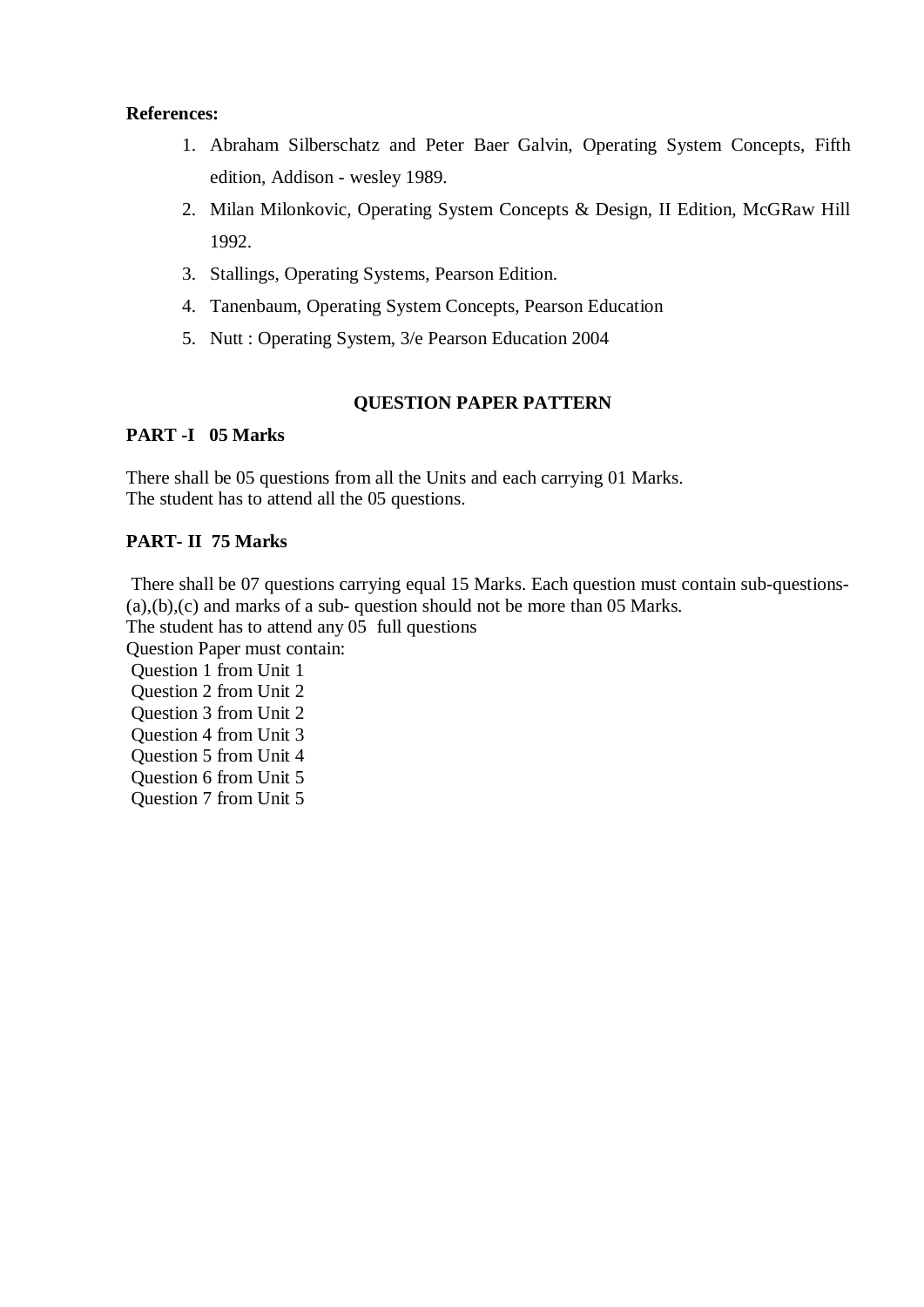**References:**

1. Abraham Silberschatz and Peter Baer Galvin, Operating System Concepts, Fifth edition, Addison - wesley 1989.
2. Milan Milonkovic, Operating System Concepts & Design, II Edition, McGRaw Hill 1992.
3. Stallings, Operating Systems, Pearson Edition.
4. Tanenbaum, Operating System Concepts, Pearson Education
5. Nutt : Operating System, 3/e Pearson Education 2004

## QUESTION PAPER PATTERN

**PART -I 05 Marks**

There shall be 05 questions from all the Units and each carrying 01 Marks.
The student has to attend all the 05 questions.

**PART- II 75 Marks**

There shall be 07 questions carrying equal 15 Marks. Each question must contain sub-questions-(a),(b),(c) and marks of a sub- question should not be more than 05 Marks.
The student has to attend any 05 full questions
Question Paper must contain:
Question 1 from Unit 1
Question 2 from Unit 2
Question 3 from Unit 2
Question 4 from Unit 3
Question 5 from Unit 4
Question 6 from Unit 5
Question 7 from Unit 5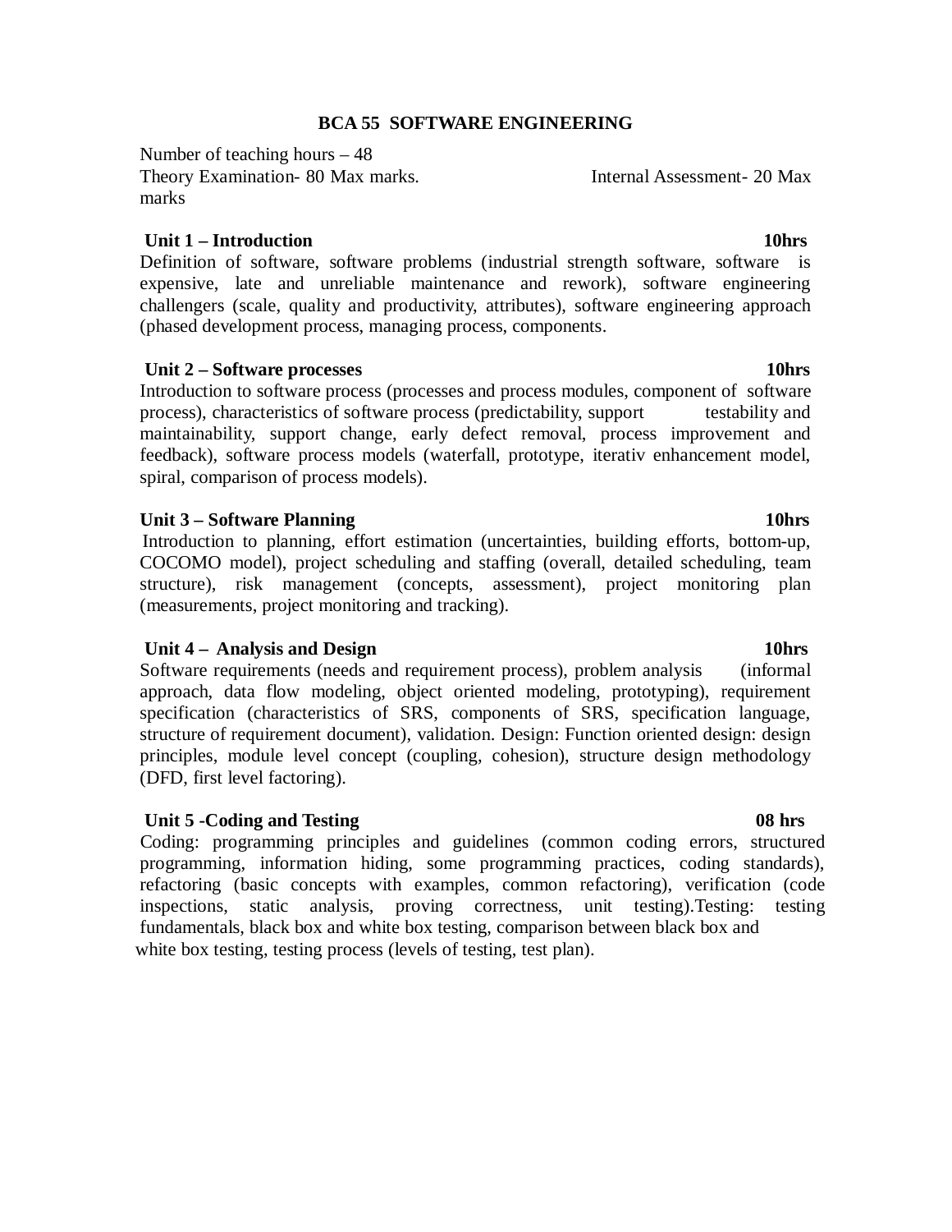# BCA 55 SOFTWARE ENGINEERING

Number of teaching hours – 48
Theory Examination- 80 Max marks. Internal Assessment- 20 Max marks

**Unit 1 – Introduction** **10hrs**

Definition of software, software problems (industrial strength software, software is expensive, late and unreliable maintenance and rework), software engineering challengers (scale, quality and productivity, attributes), software engineering approach (phased development process, managing process, components.

**Unit 2 – Software processes** **10hrs**

Introduction to software process (processes and process modules, component of software process), characteristics of software process (predictability, support testability and maintainability, support change, early defect removal, process improvement and feedback), software process models (waterfall, prototype, iterativ enhancement model, spiral, comparison of process models).

**Unit 3 – Software Planning** **10hrs**

Introduction to planning, effort estimation (uncertainties, building efforts, bottom-up, COCOMO model), project scheduling and staffing (overall, detailed scheduling, team structure), risk management (concepts, assessment), project monitoring plan (measurements, project monitoring and tracking).

**Unit 4 – Analysis and Design** **10hrs**

Software requirements (needs and requirement process), problem analysis (informal approach, data flow modeling, object oriented modeling, prototyping), requirement specification (characteristics of SRS, components of SRS, specification language, structure of requirement document), validation. Design: Function oriented design: design principles, module level concept (coupling, cohesion), structure design methodology (DFD, first level factoring).

**Unit 5 -Coding and Testing** **08 hrs**

Coding: programming principles and guidelines (common coding errors, structured programming, information hiding, some programming practices, coding standards), refactoring (basic concepts with examples, common refactoring), verification (code inspections, static analysis, proving correctness, unit testing).Testing: testing fundamentals, black box and white box testing, comparison between black box and white box testing, testing process (levels of testing, test plan).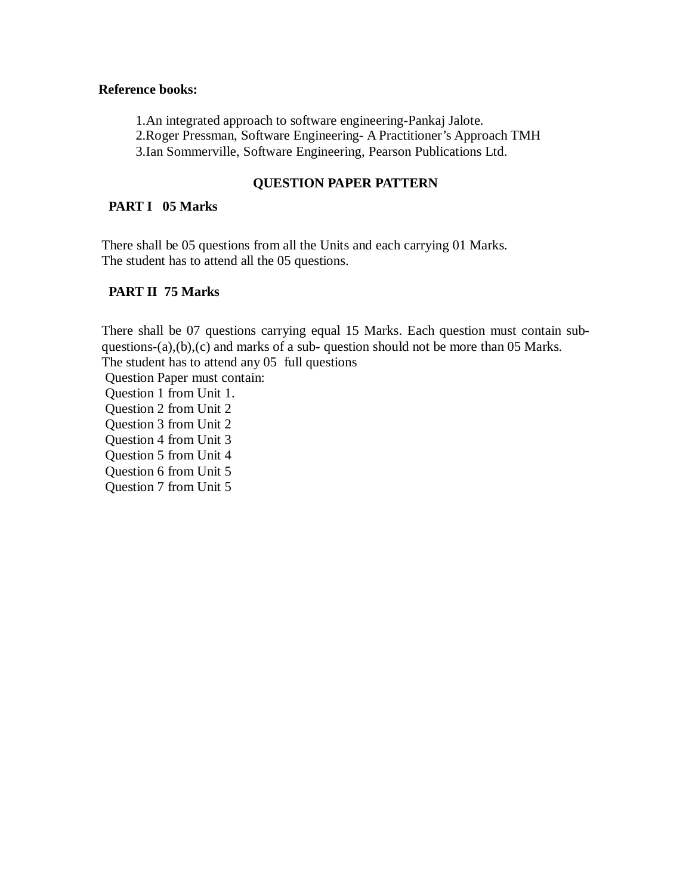**Reference books:**

1. An integrated approach to software engineering-Pankaj Jalote.
2. Roger Pressman, Software Engineering- A Practitioner's Approach TMH
3. Ian Sommerville, Software Engineering, Pearson Publications Ltd.

## QUESTION PAPER PATTERN

**PART I 05 Marks**

There shall be 05 questions from all the Units and each carrying 01 Marks.
The student has to attend all the 05 questions.

**PART II 75 Marks**

There shall be 07 questions carrying equal 15 Marks. Each question must contain sub-questions-(a),(b),(c) and marks of a sub- question should not be more than 05 Marks.
The student has to attend any 05 full questions
Question Paper must contain:
Question 1 from Unit 1.
Question 2 from Unit 2
Question 3 from Unit 2
Question 4 from Unit 3
Question 5 from Unit 4
Question 6 from Unit 5
Question 7 from Unit 5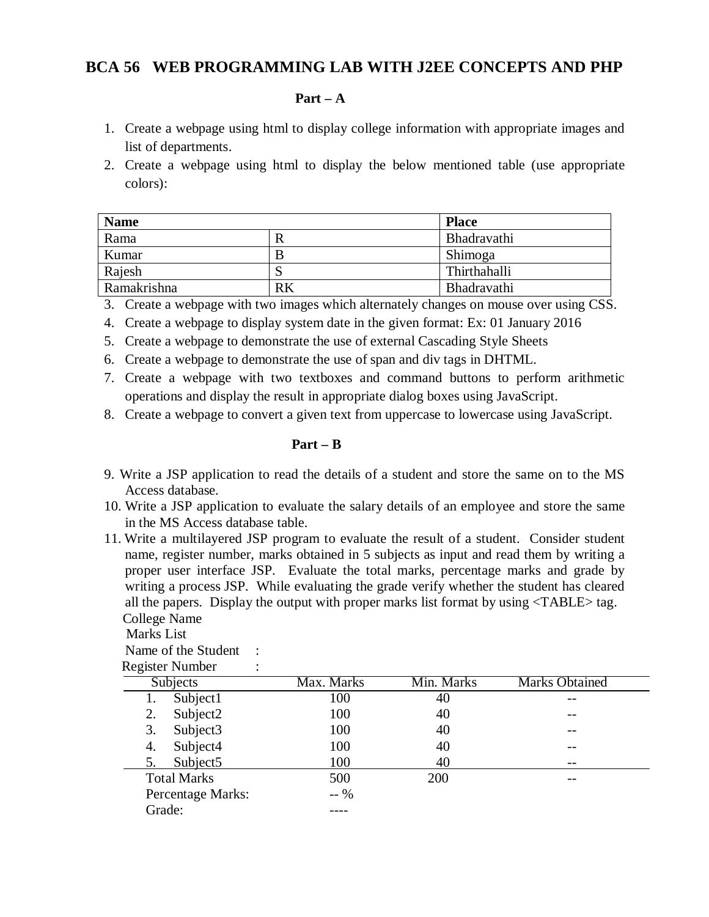# BCA 56 WEB PROGRAMMING LAB WITH J2EE CONCEPTS AND PHP

## Part – A

1. Create a webpage using html to display college information with appropriate images and list of departments.
2. Create a webpage using html to display the below mentioned table (use appropriate colors):

| Name | | Place |
|---|---|---|
| Rama | R | Bhadravathi |
| Kumar | B | Shimoga |
| Rajesh | S | Thirthahalli |
| Ramakrishna | RK | Bhadravathi |

3. Create a webpage with two images which alternately changes on mouse over using CSS.
4. Create a webpage to display system date in the given format: Ex: 01 January 2016
5. Create a webpage to demonstrate the use of external Cascading Style Sheets
6. Create a webpage to demonstrate the use of span and div tags in DHTML.
7. Create a webpage with two textboxes and command buttons to perform arithmetic operations and display the result in appropriate dialog boxes using JavaScript.
8. Create a webpage to convert a given text from uppercase to lowercase using JavaScript.

## Part – B

9. Write a JSP application to read the details of a student and store the same on to the MS Access database.
10. Write a JSP application to evaluate the salary details of an employee and store the same in the MS Access database table.
11. Write a multilayered JSP program to evaluate the result of a student. Consider student name, register number, marks obtained in 5 subjects as input and read them by writing a proper user interface JSP. Evaluate the total marks, percentage marks and grade by writing a process JSP. While evaluating the grade verify whether the student has cleared all the papers. Display the output with proper marks list format by using <TABLE> tag.

College Name

Marks List

Name of the Student :

Register Number :

| Subjects | Max. Marks | Min. Marks | Marks Obtained |
|---|---|---|---|
| 1. Subject1 | 100 | 40 | -- |
| 2. Subject2 | 100 | 40 | -- |
| 3. Subject3 | 100 | 40 | -- |
| 4. Subject4 | 100 | 40 | -- |
| 5. Subject5 | 100 | 40 | -- |
| Total Marks | 500 | 200 | -- |
| Percentage Marks: | -- % | | |
| Grade: | ---- | | |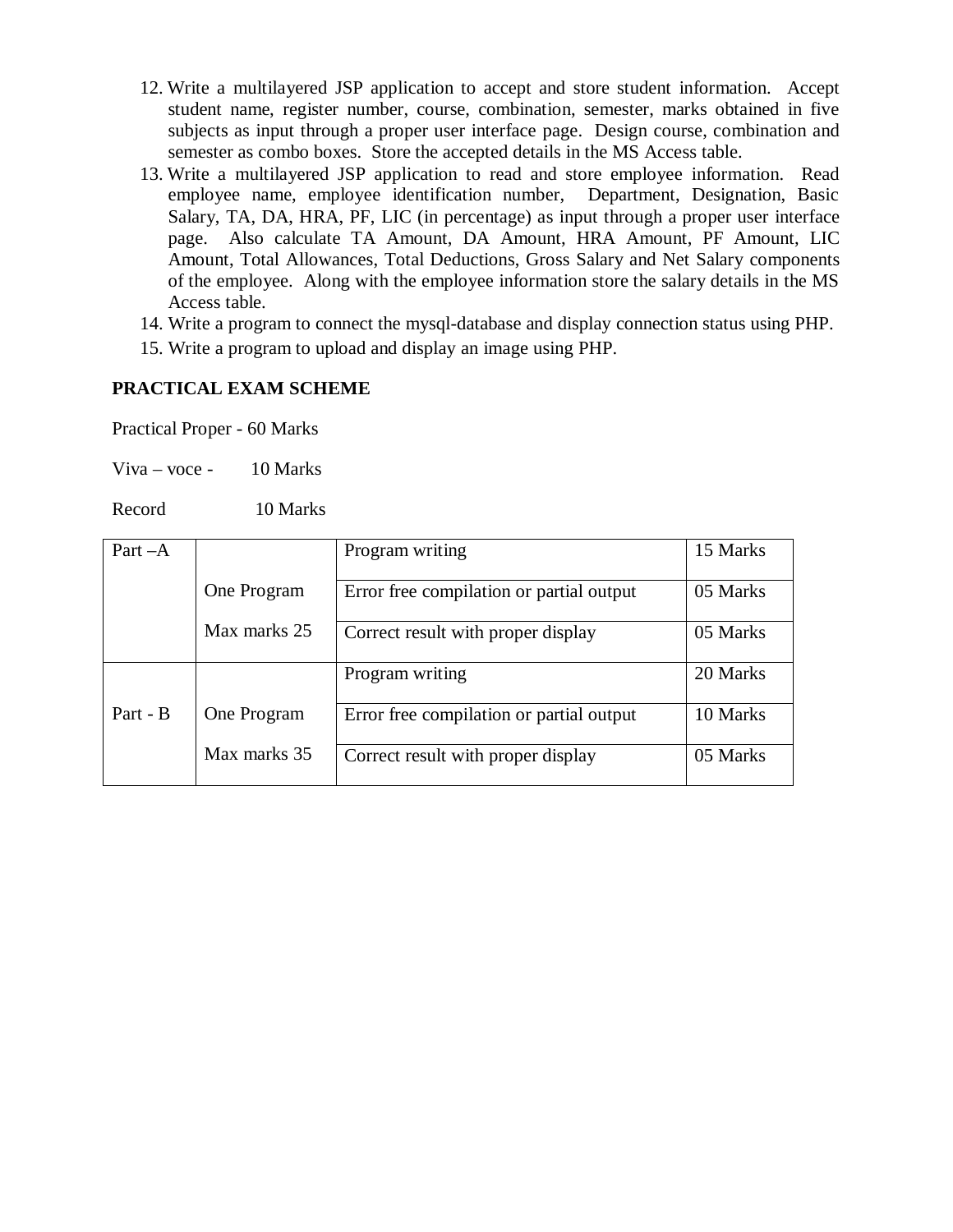12. Write a multilayered JSP application to accept and store student information. Accept student name, register number, course, combination, semester, marks obtained in five subjects as input through a proper user interface page. Design course, combination and semester as combo boxes. Store the accepted details in the MS Access table.
13. Write a multilayered JSP application to read and store employee information. Read employee name, employee identification number, Department, Designation, Basic Salary, TA, DA, HRA, PF, LIC (in percentage) as input through a proper user interface page. Also calculate TA Amount, DA Amount, HRA Amount, PF Amount, LIC Amount, Total Allowances, Total Deductions, Gross Salary and Net Salary components of the employee. Along with the employee information store the salary details in the MS Access table.
14. Write a program to connect the mysql-database and display connection status using PHP.
15. Write a program to upload and display an image using PHP.

**PRACTICAL EXAM SCHEME**

Practical Proper - 60 Marks

Viva – voce - 10 Marks

Record 10 Marks

| | | | |
|---|---|---|---|
| Part –A | One Program Max marks 25 | Program writing | 15 Marks |
| | | Error free compilation or partial output | 05 Marks |
| | | Correct result with proper display | 05 Marks |
| Part - B | One Program Max marks 35 | Program writing | 20 Marks |
| | | Error free compilation or partial output | 10 Marks |
| | | Correct result with proper display | 05 Marks |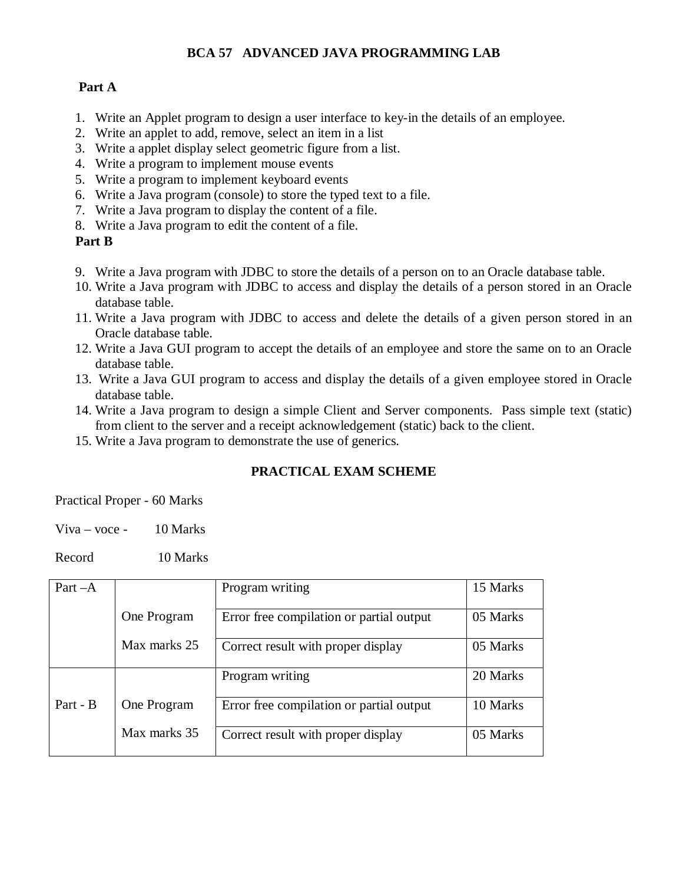# BCA 57 ADVANCED JAVA PROGRAMMING LAB

## Part A

1. Write an Applet program to design a user interface to key-in the details of an employee.
2. Write an applet to add, remove, select an item in a list
3. Write a applet display select geometric figure from a list.
4. Write a program to implement mouse events
5. Write a program to implement keyboard events
6. Write a Java program (console) to store the typed text to a file.
7. Write a Java program to display the content of a file.
8. Write a Java program to edit the content of a file.

## Part B

9. Write a Java program with JDBC to store the details of a person on to an Oracle database table.
10. Write a Java program with JDBC to access and display the details of a person stored in an Oracle database table.
11. Write a Java program with JDBC to access and delete the details of a given person stored in an Oracle database table.
12. Write a Java GUI program to accept the details of an employee and store the same on to an Oracle database table.
13. Write a Java GUI program to access and display the details of a given employee stored in Oracle database table.
14. Write a Java program to design a simple Client and Server components. Pass simple text (static) from client to the server and a receipt acknowledgement (static) back to the client.
15. Write a Java program to demonstrate the use of generics.

## PRACTICAL EXAM SCHEME

Practical Proper - 60 Marks

Viva – voce - 10 Marks

Record 10 Marks

| | | | |
|---|---|---|---|
| Part –A | One Program<br>Max marks 25 | Program writing | 15 Marks |
| | | Error free compilation or partial output | 05 Marks |
| | | Correct result with proper display | 05 Marks |
| Part - B | One Program<br>Max marks 35 | Program writing | 20 Marks |
| | | Error free compilation or partial output | 10 Marks |
| | | Correct result with proper display | 05 Marks |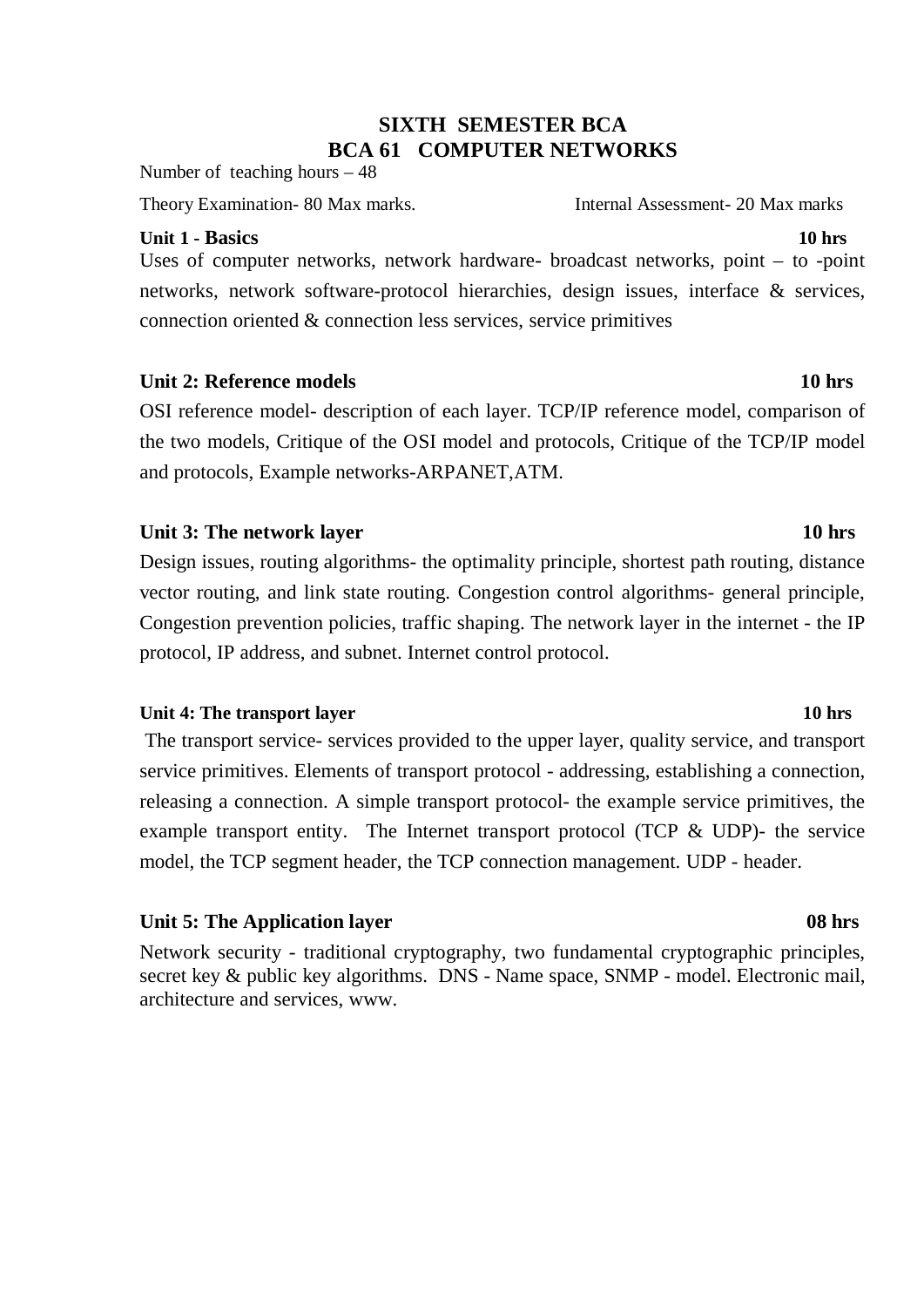# SIXTH SEMESTER BCA
# BCA 61 COMPUTER NETWORKS

Number of teaching hours – 48

Theory Examination- 80 Max marks. Internal Assessment- 20 Max marks

**Unit 1 - Basics** **10 hrs**

Uses of computer networks, network hardware- broadcast networks, point – to -point networks, network software-protocol hierarchies, design issues, interface & services, connection oriented & connection less services, service primitives

**Unit 2: Reference models** **10 hrs**

OSI reference model- description of each layer. TCP/IP reference model, comparison of the two models, Critique of the OSI model and protocols, Critique of the TCP/IP model and protocols, Example networks-ARPANET,ATM.

**Unit 3: The network layer** **10 hrs**

Design issues, routing algorithms- the optimality principle, shortest path routing, distance vector routing, and link state routing. Congestion control algorithms- general principle, Congestion prevention policies, traffic shaping. The network layer in the internet - the IP protocol, IP address, and subnet. Internet control protocol.

**Unit 4: The transport layer** **10 hrs**

The transport service- services provided to the upper layer, quality service, and transport service primitives. Elements of transport protocol - addressing, establishing a connection, releasing a connection. A simple transport protocol- the example service primitives, the example transport entity. The Internet transport protocol (TCP & UDP)- the service model, the TCP segment header, the TCP connection management. UDP - header.

**Unit 5: The Application layer** **08 hrs**

Network security - traditional cryptography, two fundamental cryptographic principles, secret key & public key algorithms. DNS - Name space, SNMP - model. Electronic mail, architecture and services, www.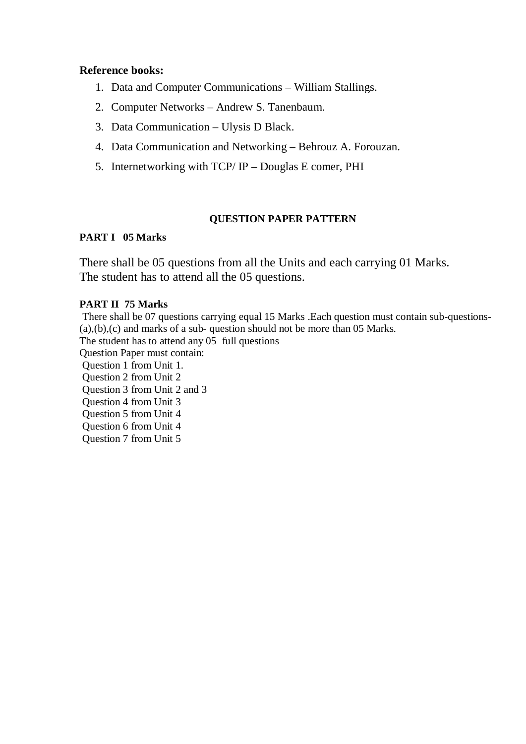**Reference books:**

1. Data and Computer Communications – William Stallings.
2. Computer Networks – Andrew S. Tanenbaum.
3. Data Communication – Ulysis D Black.
4. Data Communication and Networking – Behrouz A. Forouzan.
5. Internetworking with TCP/ IP – Douglas E comer, PHI

## QUESTION PAPER PATTERN

**PART I 05 Marks**

There shall be 05 questions from all the Units and each carrying 01 Marks.
The student has to attend all the 05 questions.

**PART II 75 Marks**

There shall be 07 questions carrying equal 15 Marks .Each question must contain sub-questions- (a),(b),(c) and marks of a sub- question should not be more than 05 Marks.
The student has to attend any 05 full questions
Question Paper must contain:
Question 1 from Unit 1.
Question 2 from Unit 2
Question 3 from Unit 2 and 3
Question 4 from Unit 3
Question 5 from Unit 4
Question 6 from Unit 4
Question 7 from Unit 5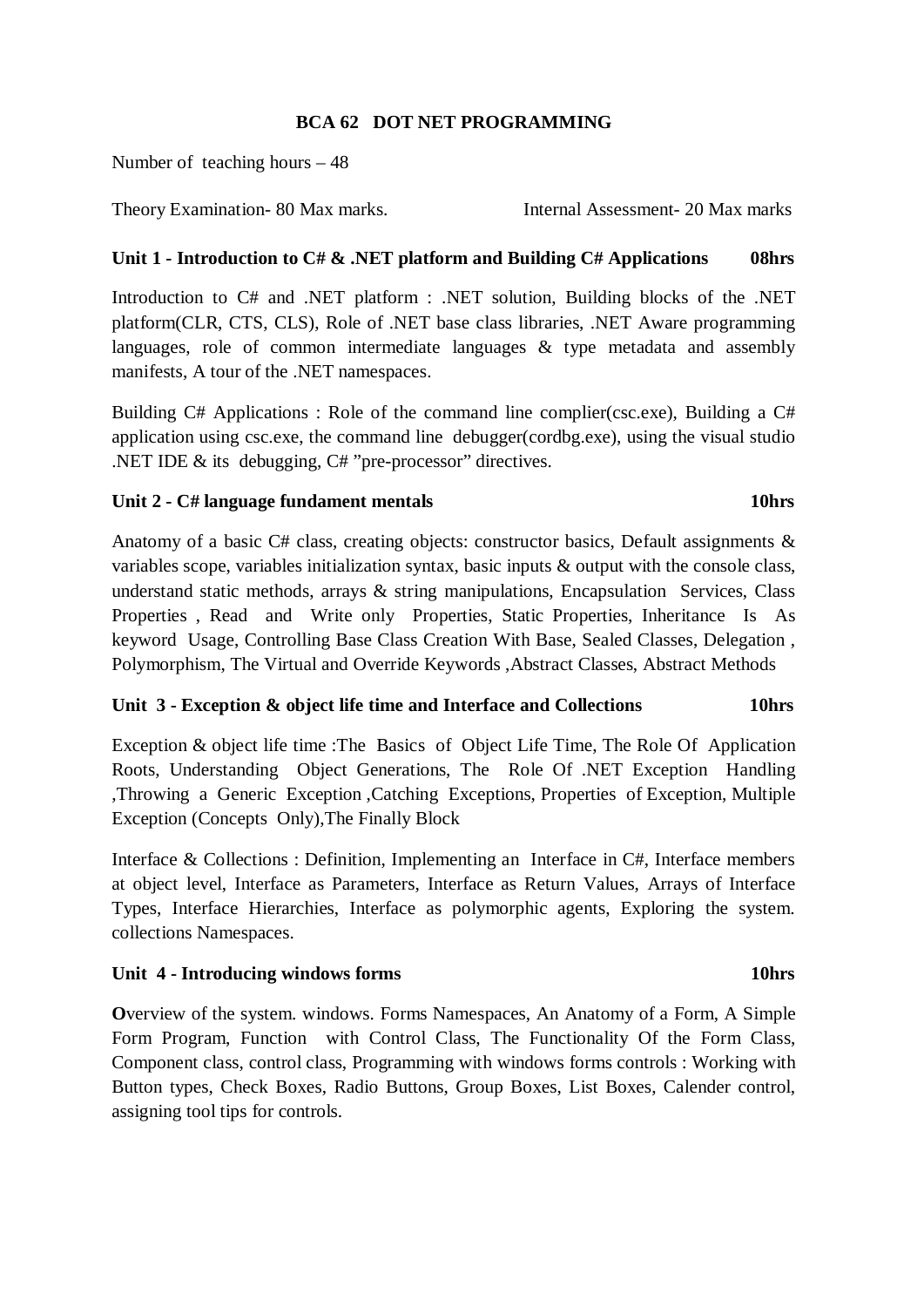## BCA 62 DOT NET PROGRAMMING

Number of teaching hours – 48

Theory Examination- 80 Max marks. Internal Assessment- 20 Max marks

### Unit 1 - Introduction to C# & .NET platform and Building C# Applications 08hrs

Introduction to C# and .NET platform : .NET solution, Building blocks of the .NET platform(CLR, CTS, CLS), Role of .NET base class libraries, .NET Aware programming languages, role of common intermediate languages & type metadata and assembly manifests, A tour of the .NET namespaces.

Building C# Applications : Role of the command line complier(csc.exe), Building a C# application using csc.exe, the command line debugger(cordbg.exe), using the visual studio .NET IDE & its debugging, C# "pre-processor" directives.

### Unit 2 - C# language fundament mentals 10hrs

Anatomy of a basic C# class, creating objects: constructor basics, Default assignments & variables scope, variables initialization syntax, basic inputs & output with the console class, understand static methods, arrays & string manipulations, Encapsulation Services, Class Properties , Read and Write only Properties, Static Properties, Inheritance Is As keyword Usage, Controlling Base Class Creation With Base, Sealed Classes, Delegation , Polymorphism, The Virtual and Override Keywords ,Abstract Classes, Abstract Methods

### Unit 3 - Exception & object life time and Interface and Collections 10hrs

Exception & object life time :The Basics of Object Life Time, The Role Of Application Roots, Understanding Object Generations, The Role Of .NET Exception Handling ,Throwing a Generic Exception ,Catching Exceptions, Properties of Exception, Multiple Exception (Concepts Only),The Finally Block

Interface & Collections : Definition, Implementing an Interface in C#, Interface members at object level, Interface as Parameters, Interface as Return Values, Arrays of Interface Types, Interface Hierarchies, Interface as polymorphic agents, Exploring the system. collections Namespaces.

### Unit 4 - Introducing windows forms 10hrs

**O**verview of the system. windows. Forms Namespaces, An Anatomy of a Form, A Simple Form Program, Function with Control Class, The Functionality Of the Form Class, Component class, control class, Programming with windows forms controls : Working with Button types, Check Boxes, Radio Buttons, Group Boxes, List Boxes, Calender control, assigning tool tips for controls.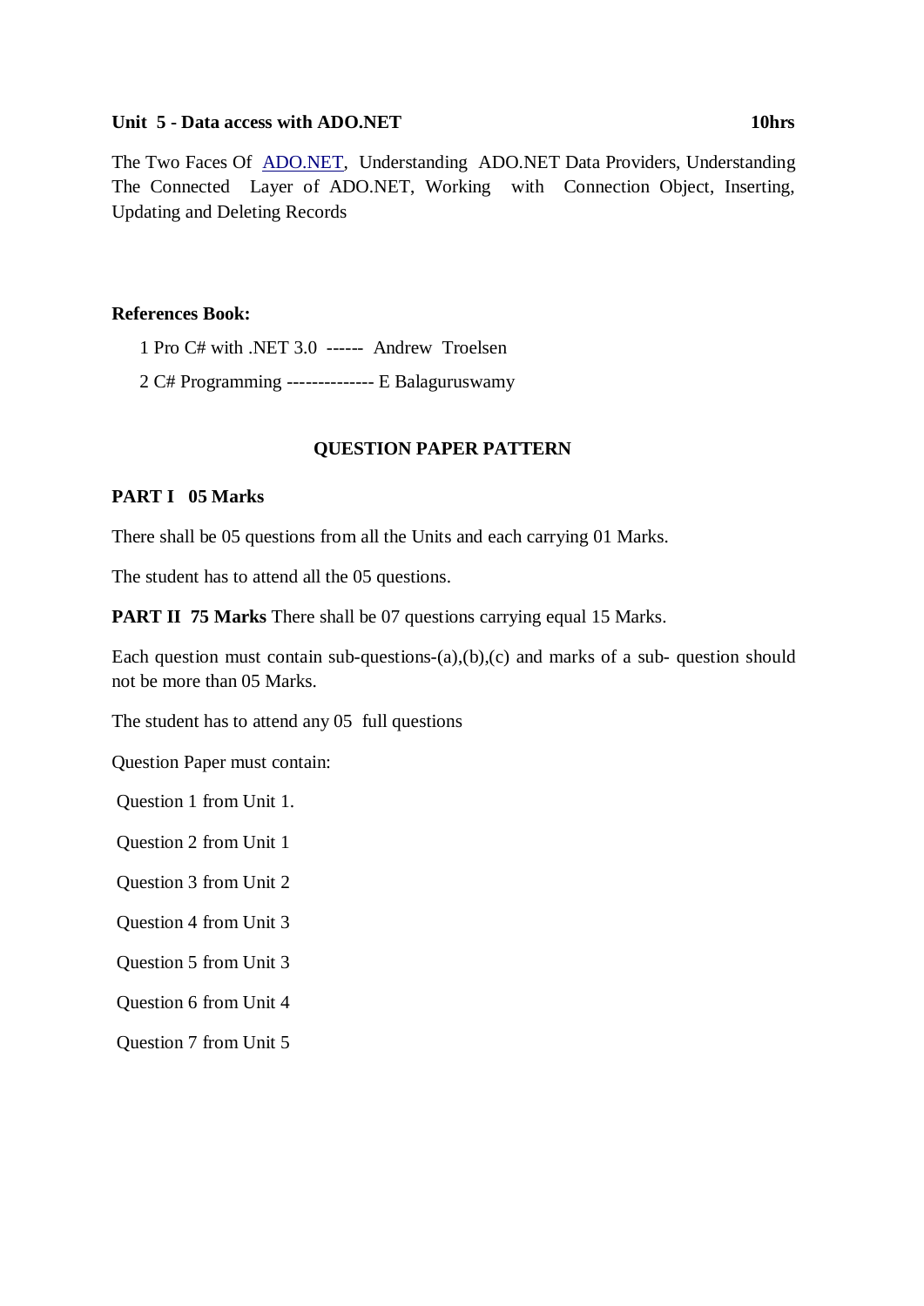**Unit 5 - Data access with ADO.NET** **10hrs**

The Two Faces Of ADO.NET, Understanding ADO.NET Data Providers, Understanding The Connected Layer of ADO.NET, Working with Connection Object, Inserting, Updating and Deleting Records

**References Book:**

1 Pro C# with .NET 3.0 ------ Andrew Troelsen

2 C# Programming -------------- E Balaguruswamy

## QUESTION PAPER PATTERN

**PART I 05 Marks**

There shall be 05 questions from all the Units and each carrying 01 Marks.

The student has to attend all the 05 questions.

**PART II 75 Marks** There shall be 07 questions carrying equal 15 Marks.

Each question must contain sub-questions-(a),(b),(c) and marks of a sub- question should not be more than 05 Marks.

The student has to attend any 05 full questions

Question Paper must contain:

Question 1 from Unit 1.

Question 2 from Unit 1

Question 3 from Unit 2

Question 4 from Unit 3

Question 5 from Unit 3

Question 6 from Unit 4

Question 7 from Unit 5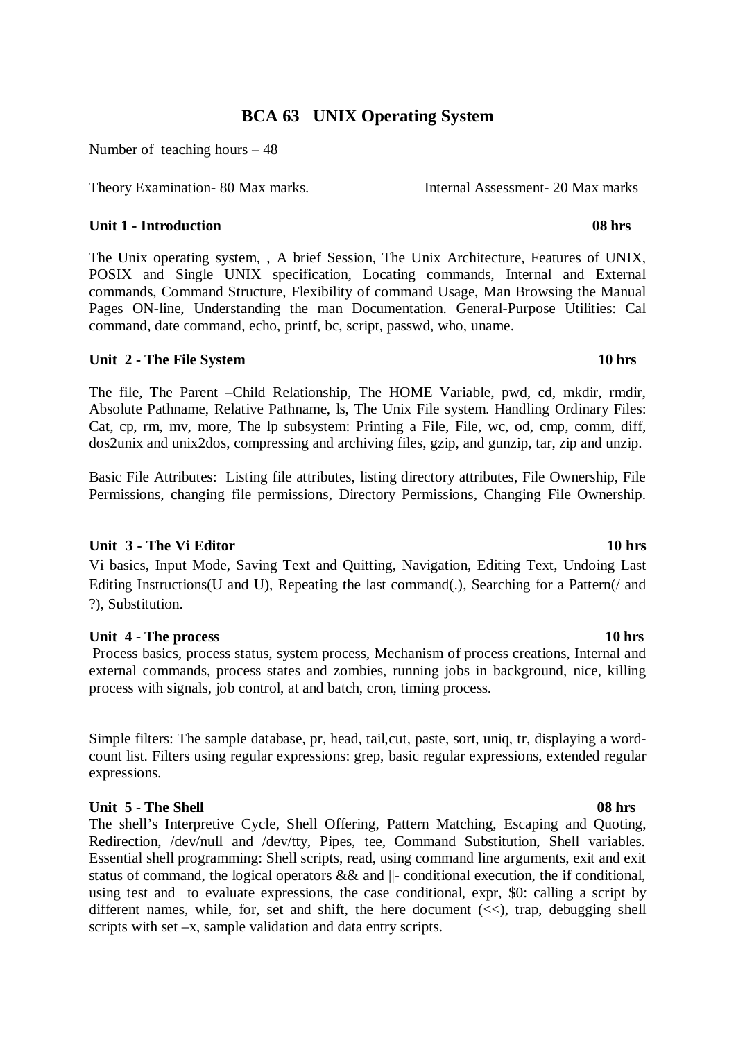# BCA 63 UNIX Operating System

Number of teaching hours – 48

Theory Examination- 80 Max marks. Internal Assessment- 20 Max marks

**Unit 1 - Introduction 08 hrs**

The Unix operating system, , A brief Session, The Unix Architecture, Features of UNIX, POSIX and Single UNIX specification, Locating commands, Internal and External commands, Command Structure, Flexibility of command Usage, Man Browsing the Manual Pages ON-line, Understanding the man Documentation. General-Purpose Utilities: Cal command, date command, echo, printf, bc, script, passwd, who, uname.

**Unit 2 - The File System 10 hrs**

The file, The Parent –Child Relationship, The HOME Variable, pwd, cd, mkdir, rmdir, Absolute Pathname, Relative Pathname, ls, The Unix File system. Handling Ordinary Files: Cat, cp, rm, mv, more, The lp subsystem: Printing a File, File, wc, od, cmp, comm, diff, dos2unix and unix2dos, compressing and archiving files, gzip, and gunzip, tar, zip and unzip.

Basic File Attributes: Listing file attributes, listing directory attributes, File Ownership, File Permissions, changing file permissions, Directory Permissions, Changing File Ownership.

**Unit 3 - The Vi Editor 10 hrs**

Vi basics, Input Mode, Saving Text and Quitting, Navigation, Editing Text, Undoing Last Editing Instructions(U and U), Repeating the last command(.), Searching for a Pattern(/ and ?), Substitution.

**Unit 4 - The process 10 hrs**

Process basics, process status, system process, Mechanism of process creations, Internal and external commands, process states and zombies, running jobs in background, nice, killing process with signals, job control, at and batch, cron, timing process.

Simple filters: The sample database, pr, head, tail,cut, paste, sort, uniq, tr, displaying a word-count list. Filters using regular expressions: grep, basic regular expressions, extended regular expressions.

**Unit 5 - The Shell 08 hrs**

The shell's Interpretive Cycle, Shell Offering, Pattern Matching, Escaping and Quoting, Redirection, /dev/null and /dev/tty, Pipes, tee, Command Substitution, Shell variables. Essential shell programming: Shell scripts, read, using command line arguments, exit and exit status of command, the logical operators && and ||- conditional execution, the if conditional, using test and to evaluate expressions, the case conditional, expr, $0: calling a script by different names, while, for, set and shift, the here document (<<), trap, debugging shell scripts with set –x, sample validation and data entry scripts.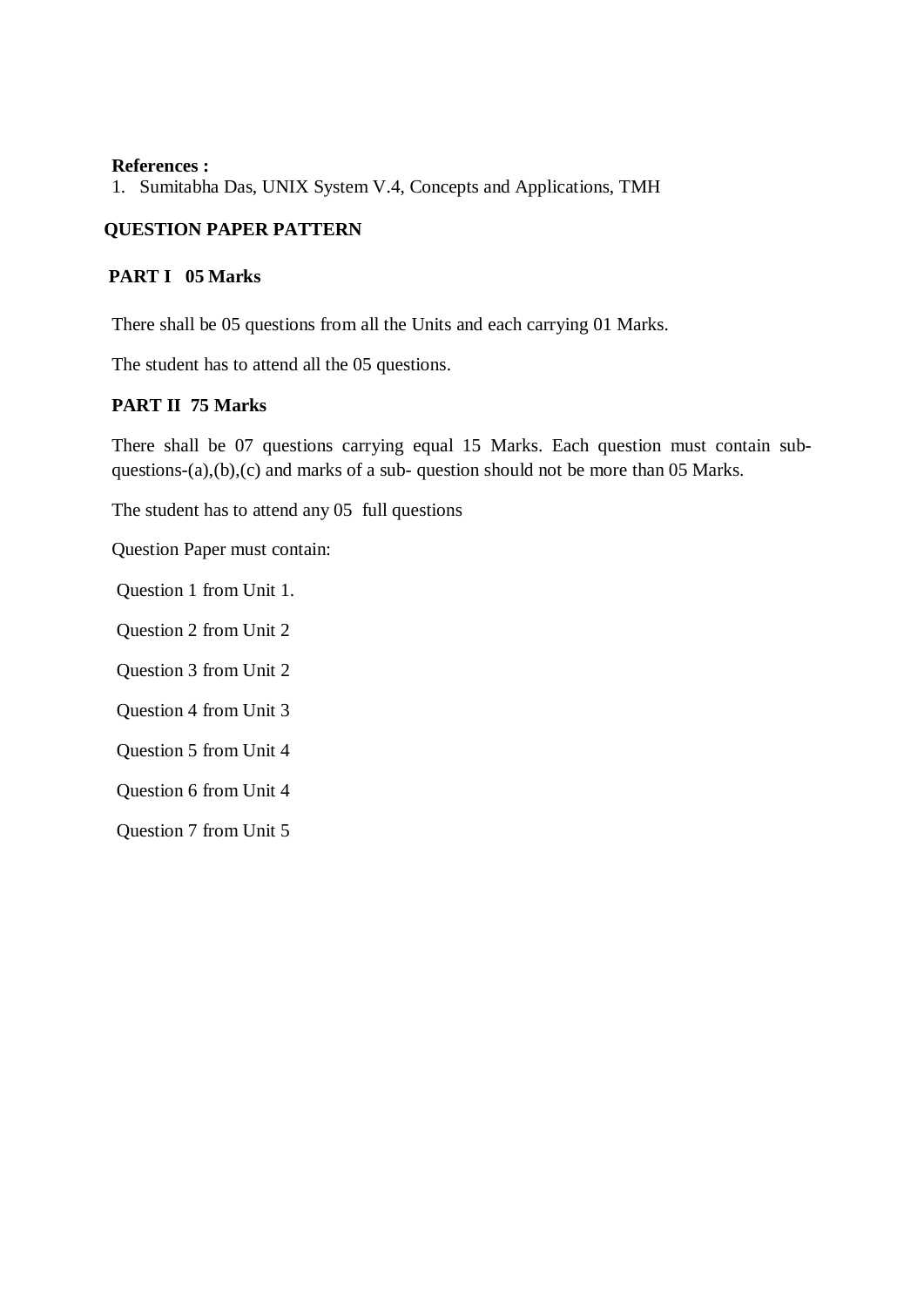**References :**

1. Sumitabha Das, UNIX System V.4, Concepts and Applications, TMH

**QUESTION PAPER PATTERN**

**PART I 05 Marks**

There shall be 05 questions from all the Units and each carrying 01 Marks.

The student has to attend all the 05 questions.

**PART II 75 Marks**

There shall be 07 questions carrying equal 15 Marks. Each question must contain sub-questions-(a),(b),(c) and marks of a sub- question should not be more than 05 Marks.

The student has to attend any 05 full questions

Question Paper must contain:

Question 1 from Unit 1.

Question 2 from Unit 2

Question 3 from Unit 2

Question 4 from Unit 3

Question 5 from Unit 4

Question 6 from Unit 4

Question 7 from Unit 5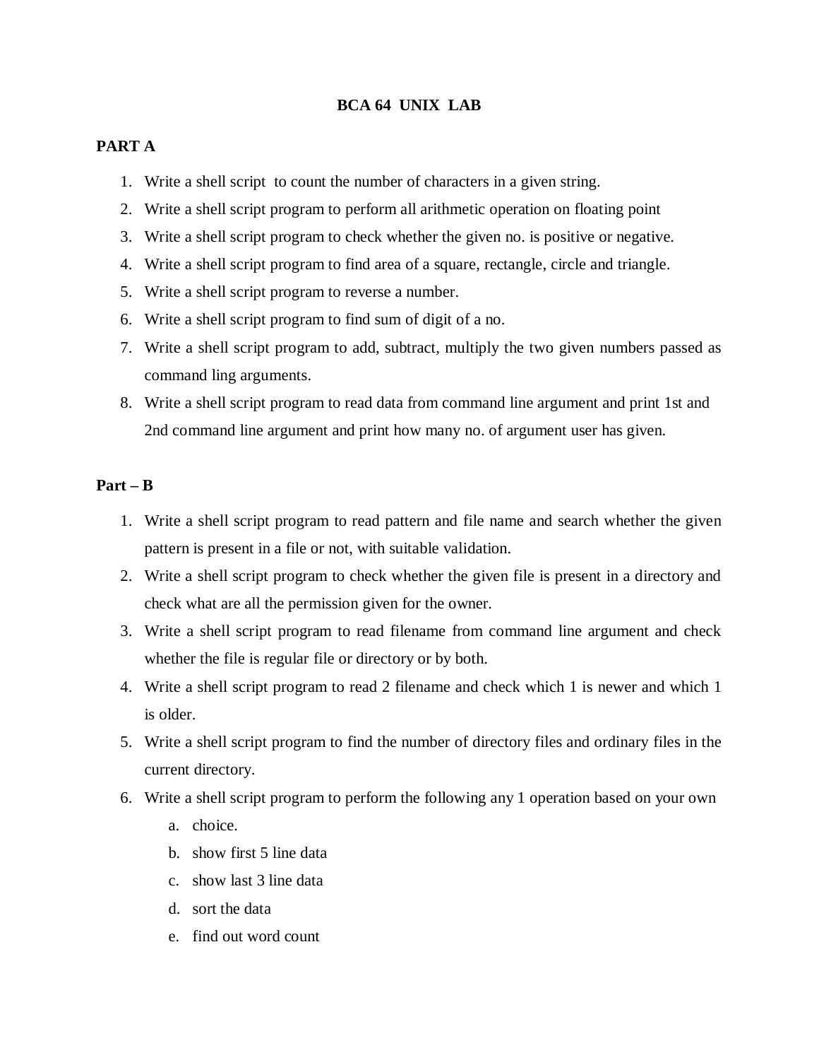# BCA 64 UNIX LAB

## PART A

1. Write a shell script to count the number of characters in a given string.
2. Write a shell script program to perform all arithmetic operation on floating point
3. Write a shell script program to check whether the given no. is positive or negative.
4. Write a shell script program to find area of a square, rectangle, circle and triangle.
5. Write a shell script program to reverse a number.
6. Write a shell script program to find sum of digit of a no.
7. Write a shell script program to add, subtract, multiply the two given numbers passed as command ling arguments.
8. Write a shell script program to read data from command line argument and print 1st and 2nd command line argument and print how many no. of argument user has given.

## Part – B

1. Write a shell script program to read pattern and file name and search whether the given pattern is present in a file or not, with suitable validation.
2. Write a shell script program to check whether the given file is present in a directory and check what are all the permission given for the owner.
3. Write a shell script program to read filename from command line argument and check whether the file is regular file or directory or by both.
4. Write a shell script program to read 2 filename and check which 1 is newer and which 1 is older.
5. Write a shell script program to find the number of directory files and ordinary files in the current directory.
6. Write a shell script program to perform the following any 1 operation based on your own
   a. choice.
   b. show first 5 line data
   c. show last 3 line data
   d. sort the data
   e. find out word count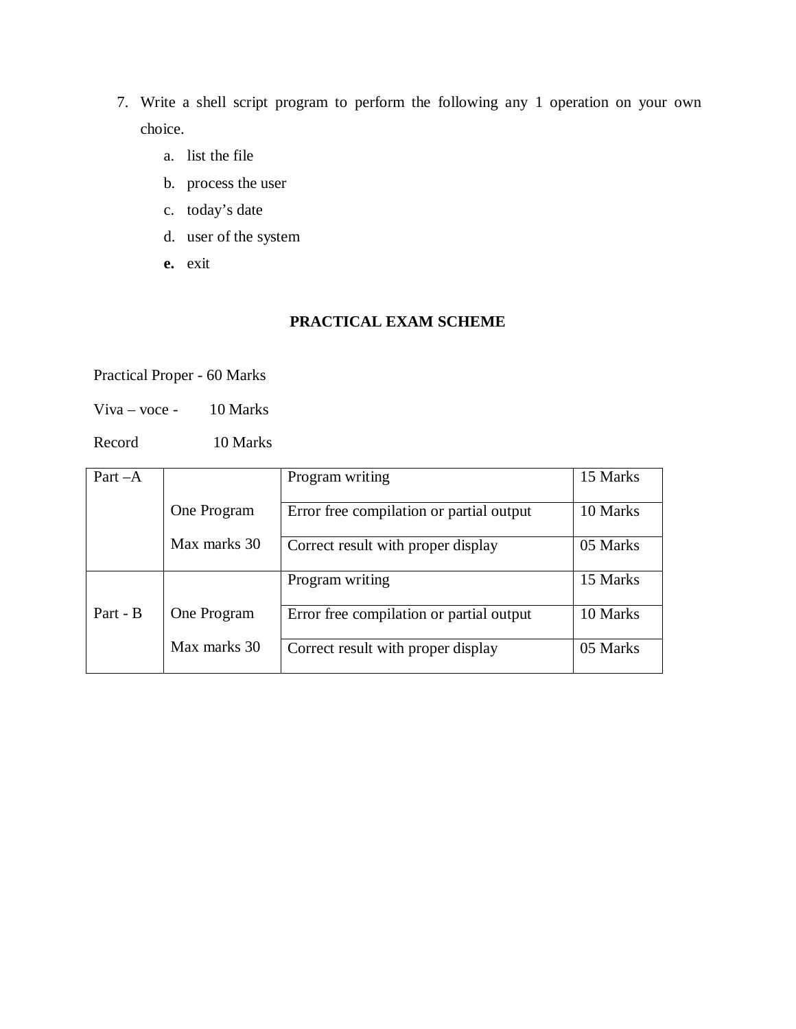7. Write a shell script program to perform the following any 1 operation on your own choice.
   a. list the file
   b. process the user
   c. today's date
   d. user of the system
   **e.** exit

**PRACTICAL EXAM SCHEME**

Practical Proper - 60 Marks

Viva – voce - 10 Marks

Record 10 Marks

| Part –A | One Program Max marks 30 | Program writing | 15 Marks |
|---|---|---|---|
| | | Error free compilation or partial output | 10 Marks |
| | | Correct result with proper display | 05 Marks |
| Part - B | One Program Max marks 30 | Program writing | 15 Marks |
| | | Error free compilation or partial output | 10 Marks |
| | | Correct result with proper display | 05 Marks |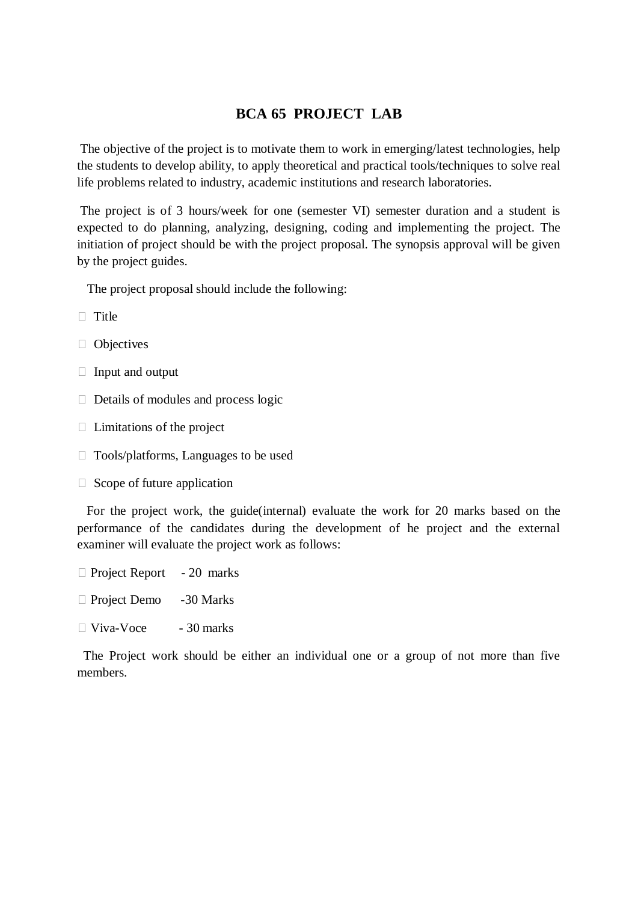# BCA 65 PROJECT LAB

The objective of the project is to motivate them to work in emerging/latest technologies, help the students to develop ability, to apply theoretical and practical tools/techniques to solve real life problems related to industry, academic institutions and research laboratories.

The project is of 3 hours/week for one (semester VI) semester duration and a student is expected to do planning, analyzing, designing, coding and implementing the project. The initiation of project should be with the project proposal. The synopsis approval will be given by the project guides.

The project proposal should include the following:

- Title
- Objectives
- Input and output
- Details of modules and process logic
- Limitations of the project
- Tools/platforms, Languages to be used
- Scope of future application

For the project work, the guide(internal) evaluate the work for 20 marks based on the performance of the candidates during the development of he project and the external examiner will evaluate the project work as follows:

- Project Report - 20 marks
- Project Demo -30 Marks
- Viva-Voce - 30 marks

The Project work should be either an individual one or a group of not more than five members.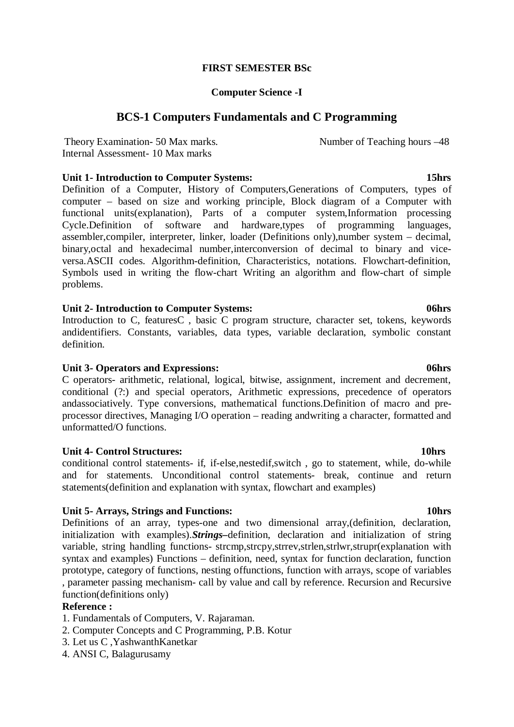**FIRST SEMESTER BSc**

**Computer Science -I**

## BCS-1 Computers Fundamentals and C Programming

Theory Examination- 50 Max marks. Number of Teaching hours –48
Internal Assessment- 10 Max marks

**Unit 1- Introduction to Computer Systems: 15hrs**

Definition of a Computer, History of Computers,Generations of Computers, types of computer – based on size and working principle, Block diagram of a Computer with functional units(explanation), Parts of a computer system,Information processing Cycle.Definition of software and hardware,types of programming languages, assembler,compiler, interpreter, linker, loader (Definitions only),number system – decimal, binary,octal and hexadecimal number,interconversion of decimal to binary and vice-versa.ASCII codes. Algorithm-definition, Characteristics, notations. Flowchart-definition, Symbols used in writing the flow-chart Writing an algorithm and flow-chart of simple problems.

**Unit 2- Introduction to Computer Systems: 06hrs**

Introduction to C, featuresC , basic C program structure, character set, tokens, keywords andidentifiers. Constants, variables, data types, variable declaration, symbolic constant definition.

**Unit 3- Operators and Expressions: 06hrs**

C operators- arithmetic, relational, logical, bitwise, assignment, increment and decrement, conditional (?:) and special operators, Arithmetic expressions, precedence of operators andassociatively. Type conversions, mathematical functions.Definition of macro and pre-processor directives, Managing I/O operation – reading andwriting a character, formatted and unformatted/O functions.

**Unit 4- Control Structures: 10hrs**

conditional control statements- if, if-else,nestedif,switch , go to statement, while, do-while and for statements. Unconditional control statements- break, continue and return statements(definition and explanation with syntax, flowchart and examples)

**Unit 5- Arrays, Strings and Functions: 10hrs**

Definitions of an array, types-one and two dimensional array,(definition, declaration, initialization with examples).***Strings***–definition, declaration and initialization of string variable, string handling functions- strcmp,strcpy,strrev,strlen,strlwr,strupr(explanation with syntax and examples) Functions – definition, need, syntax for function declaration, function prototype, category of functions, nesting offunctions, function with arrays, scope of variables , parameter passing mechanism- call by value and call by reference. Recursion and Recursive function(definitions only)

**Reference :**

1. Fundamentals of Computers, V. Rajaraman.
2. Computer Concepts and C Programming, P.B. Kotur
3. Let us C ,YashwanthKanetkar
4. ANSI C, Balagurusamy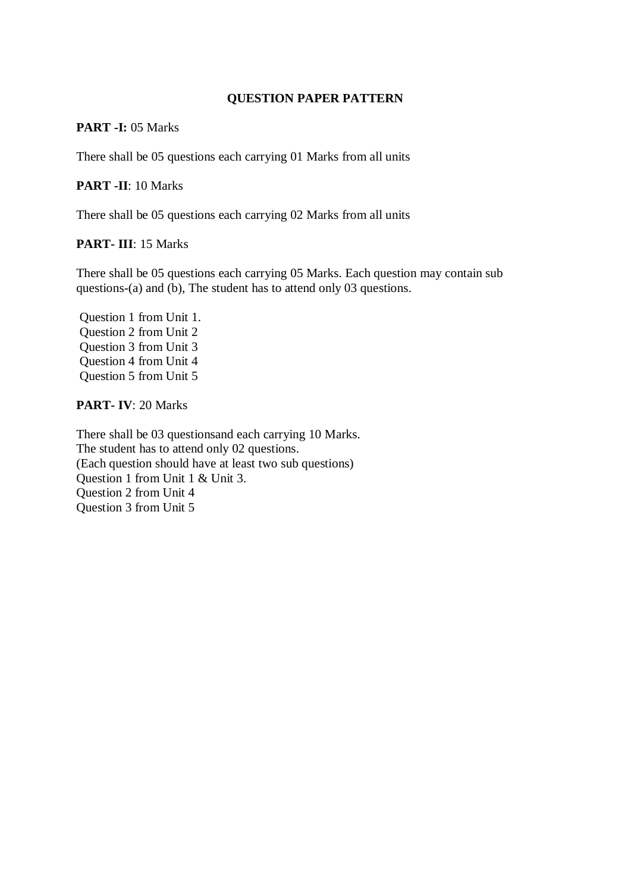# QUESTION PAPER PATTERN

**PART -I:** 05 Marks

There shall be 05 questions each carrying 01 Marks from all units

**PART -II**: 10 Marks

There shall be 05 questions each carrying 02 Marks from all units

**PART- III**: 15 Marks

There shall be 05 questions each carrying 05 Marks. Each question may contain sub questions-(a) and (b), The student has to attend only 03 questions.

Question 1 from Unit 1.
Question 2 from Unit 2
Question 3 from Unit 3
Question 4 from Unit 4
Question 5 from Unit 5

**PART- IV**: 20 Marks

There shall be 03 questionsand each carrying 10 Marks.
The student has to attend only 02 questions.
(Each question should have at least two sub questions)
Question 1 from Unit 1 & Unit 3.
Question 2 from Unit 4
Question 3 from Unit 5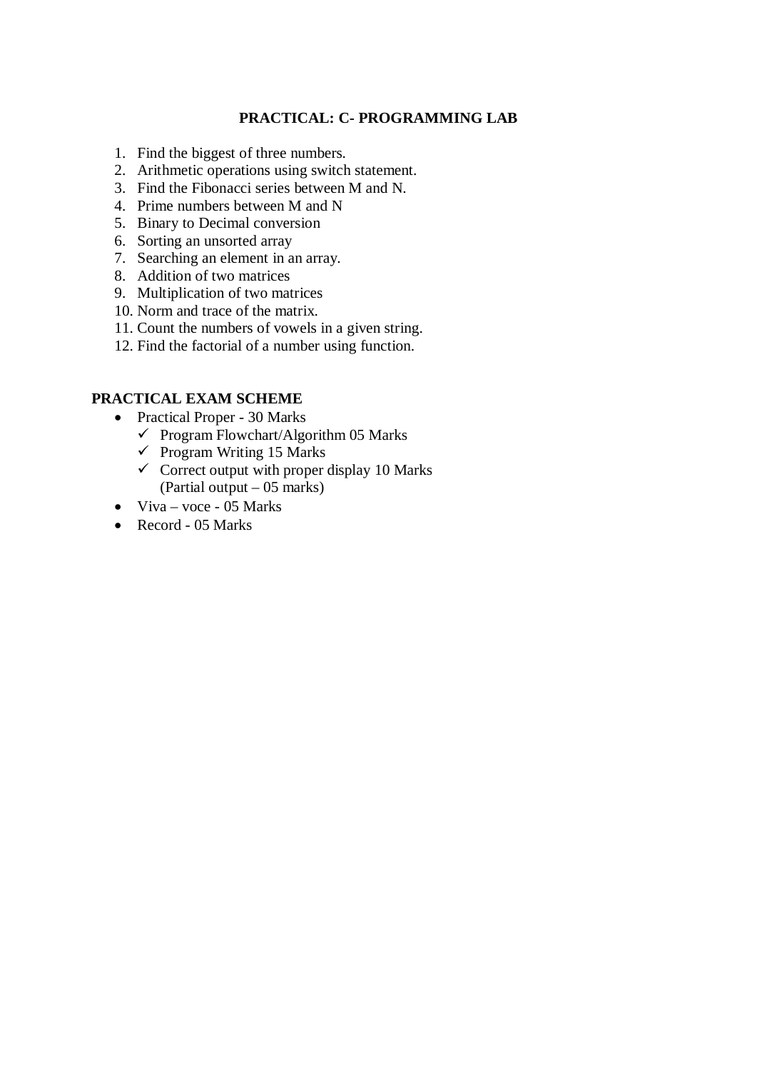## PRACTICAL: C- PROGRAMMING LAB

1. Find the biggest of three numbers.
2. Arithmetic operations using switch statement.
3. Find the Fibonacci series between M and N.
4. Prime numbers between M and N
5. Binary to Decimal conversion
6. Sorting an unsorted array
7. Searching an element in an array.
8. Addition of two matrices
9. Multiplication of two matrices
10. Norm and trace of the matrix.
11. Count the numbers of vowels in a given string.
12. Find the factorial of a number using function.

**PRACTICAL EXAM SCHEME**

- Practical Proper - 30 Marks
  - ✓ Program Flowchart/Algorithm 05 Marks
  - ✓ Program Writing 15 Marks
  - ✓ Correct output with proper display 10 Marks (Partial output – 05 marks)
- Viva – voce - 05 Marks
- Record - 05 Marks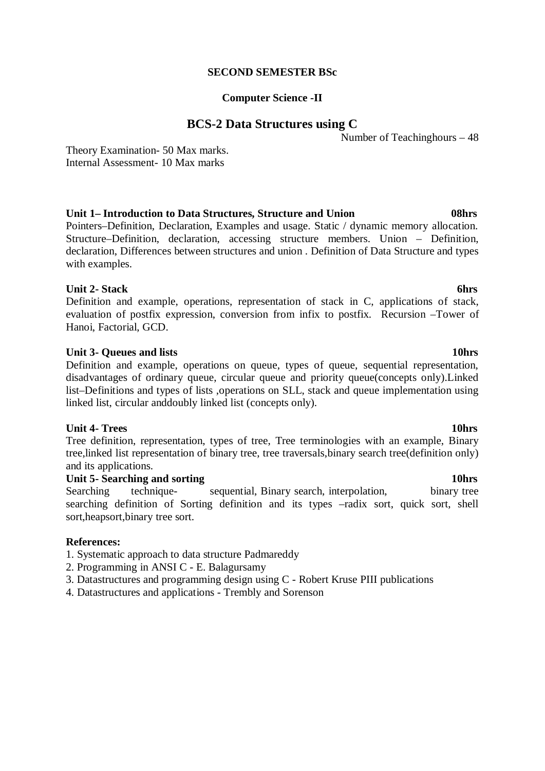**SECOND SEMESTER BSc**

**Computer Science -II**

## BCS-2 Data Structures using C

Number of Teachinghours – 48

Theory Examination- 50 Max marks.
Internal Assessment- 10 Max marks

**Unit 1– Introduction to Data Structures, Structure and Union 08hrs**

Pointers–Definition, Declaration, Examples and usage. Static / dynamic memory allocation. Structure–Definition, declaration, accessing structure members. Union – Definition, declaration, Differences between structures and union . Definition of Data Structure and types with examples.

**Unit 2- Stack 6hrs**

Definition and example, operations, representation of stack in C, applications of stack, evaluation of postfix expression, conversion from infix to postfix. Recursion –Tower of Hanoi, Factorial, GCD.

**Unit 3- Queues and lists 10hrs**

Definition and example, operations on queue, types of queue, sequential representation, disadvantages of ordinary queue, circular queue and priority queue(concepts only).Linked list–Definitions and types of lists ,operations on SLL, stack and queue implementation using linked list, circular anddoubly linked list (concepts only).

**Unit 4- Trees 10hrs**

Tree definition, representation, types of tree, Tree terminologies with an example, Binary tree,linked list representation of binary tree, tree traversals,binary search tree(definition only) and its applications.

**Unit 5- Searching and sorting 10hrs**

Searching technique- sequential, Binary search, interpolation, binary tree searching definition of Sorting definition and its types –radix sort, quick sort, shell sort,heapsort,binary tree sort.

**References:**

1. Systematic approach to data structure Padmareddy
2. Programming in ANSI C - E. Balagursamy
3. Datastructures and programming design using C - Robert Kruse PIII publications
4. Datastructures and applications - Trembly and Sorenson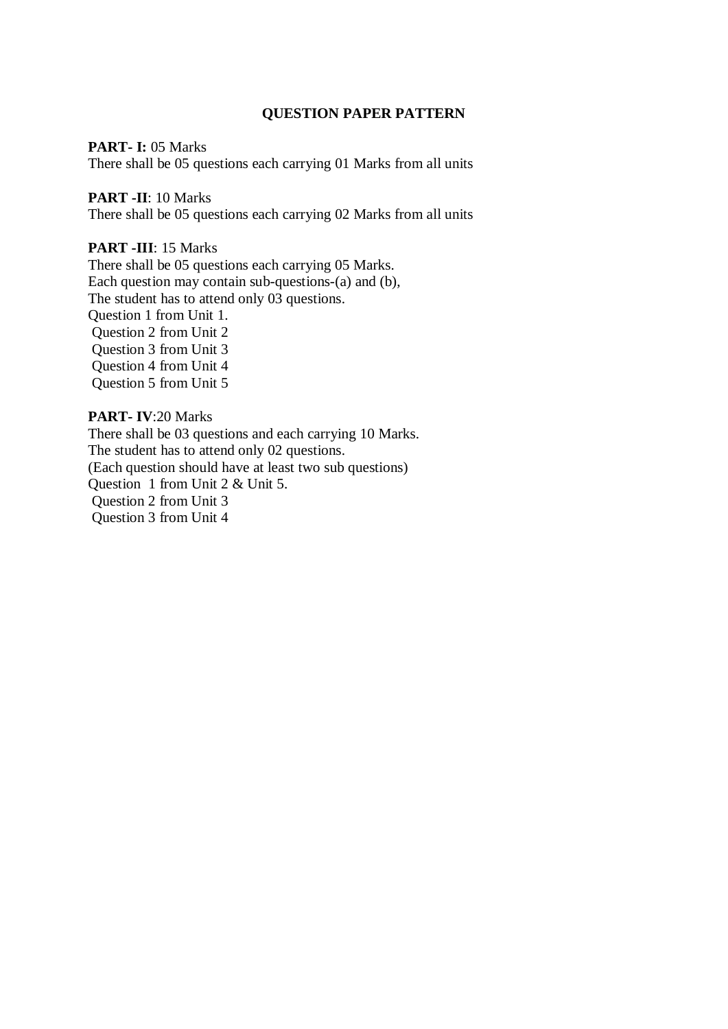## QUESTION PAPER PATTERN

**PART- I:** 05 Marks
There shall be 05 questions each carrying 01 Marks from all units

**PART -II**: 10 Marks
There shall be 05 questions each carrying 02 Marks from all units

**PART -III**: 15 Marks
There shall be 05 questions each carrying 05 Marks.
Each question may contain sub-questions-(a) and (b),
The student has to attend only 03 questions.
Question 1 from Unit 1.
Question 2 from Unit 2
Question 3 from Unit 3
Question 4 from Unit 4
Question 5 from Unit 5

**PART- IV**:20 Marks
There shall be 03 questions and each carrying 10 Marks.
The student has to attend only 02 questions.
(Each question should have at least two sub questions)
Question 1 from Unit 2 & Unit 5.
Question 2 from Unit 3
Question 3 from Unit 4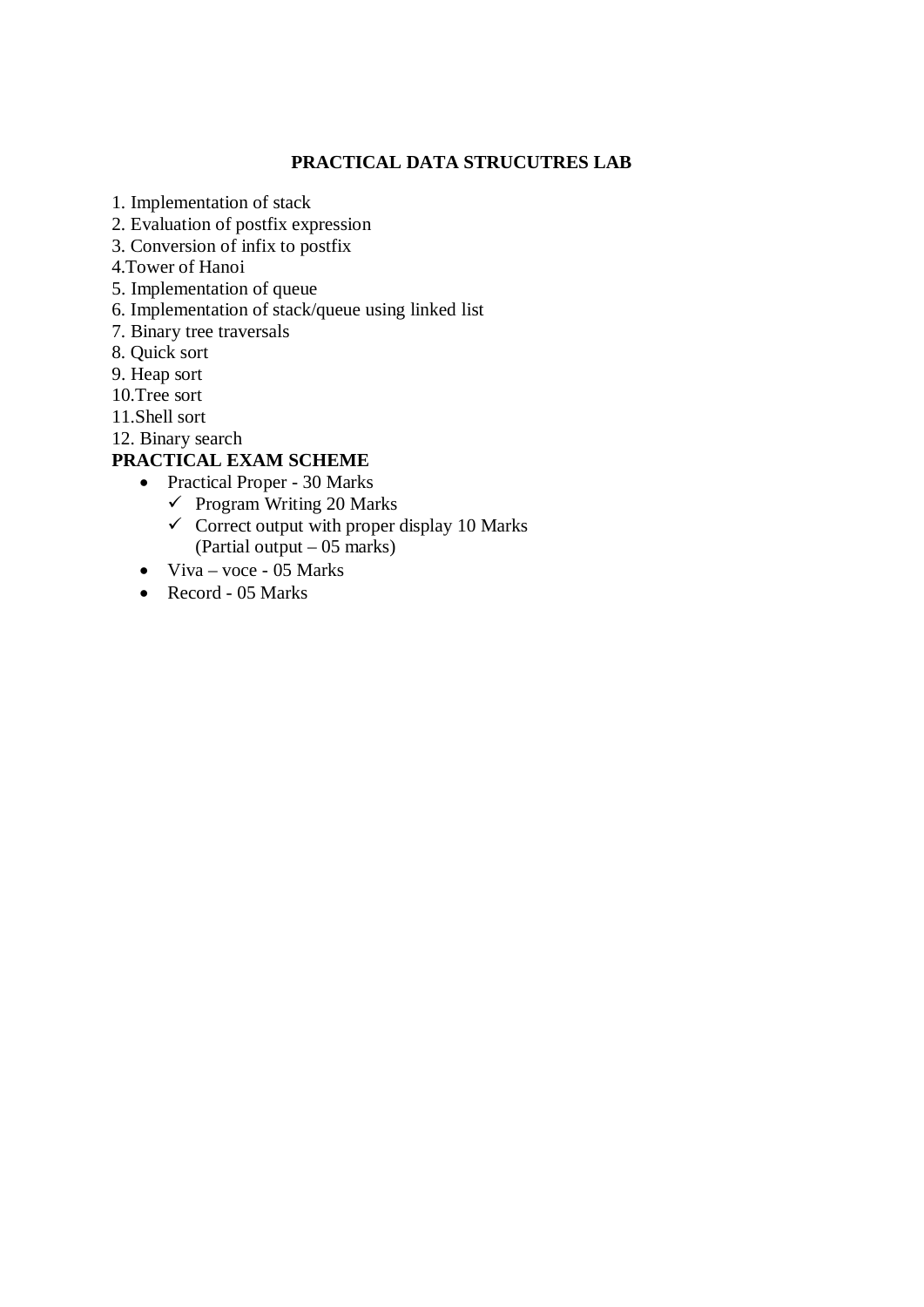## PRACTICAL DATA STRUCUTRES LAB

1. Implementation of stack
2. Evaluation of postfix expression
3. Conversion of infix to postfix
4.Tower of Hanoi
5. Implementation of queue
6. Implementation of stack/queue using linked list
7. Binary tree traversals
8. Quick sort
9. Heap sort
10.Tree sort
11.Shell sort
12. Binary search

**PRACTICAL EXAM SCHEME**

- Practical Proper - 30 Marks
  - ✓ Program Writing 20 Marks
  - ✓ Correct output with proper display 10 Marks (Partial output – 05 marks)
- Viva – voce - 05 Marks
- Record - 05 Marks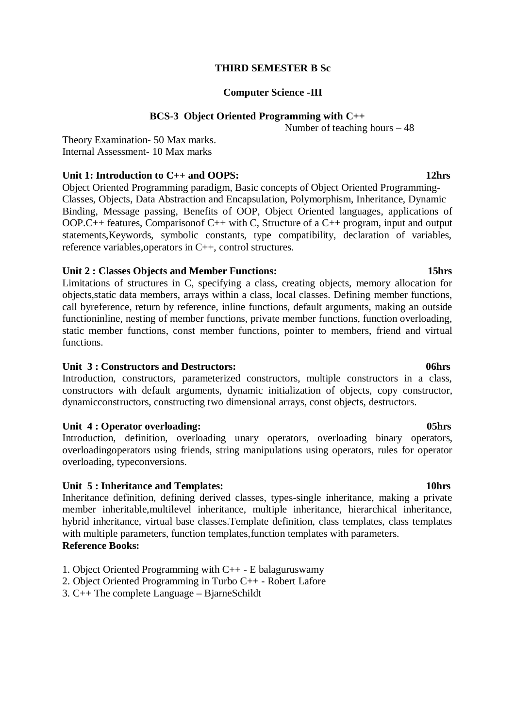**THIRD SEMESTER B Sc**

**Computer Science -III**

**BCS-3 Object Oriented Programming with C++**

Number of teaching hours – 48

Theory Examination- 50 Max marks.
Internal Assessment- 10 Max marks

**Unit 1: Introduction to C++ and OOPS: 12hrs**

Object Oriented Programming paradigm, Basic concepts of Object Oriented Programming-Classes, Objects, Data Abstraction and Encapsulation, Polymorphism, Inheritance, Dynamic Binding, Message passing, Benefits of OOP, Object Oriented languages, applications of OOP.C++ features, Comparisonof C++ with C, Structure of a C++ program, input and output statements,Keywords, symbolic constants, type compatibility, declaration of variables, reference variables,operators in C++, control structures.

**Unit 2 : Classes Objects and Member Functions: 15hrs**

Limitations of structures in C, specifying a class, creating objects, memory allocation for objects,static data members, arrays within a class, local classes. Defining member functions, call byreference, return by reference, inline functions, default arguments, making an outside functioninline, nesting of member functions, private member functions, function overloading, static member functions, const member functions, pointer to members, friend and virtual functions.

**Unit 3 : Constructors and Destructors: 06hrs**

Introduction, constructors, parameterized constructors, multiple constructors in a class, constructors with default arguments, dynamic initialization of objects, copy constructor, dynamicconstructors, constructing two dimensional arrays, const objects, destructors.

**Unit 4 : Operator overloading: 05hrs**

Introduction, definition, overloading unary operators, overloading binary operators, overloadingoperators using friends, string manipulations using operators, rules for operator overloading, typeconversions.

**Unit 5 : Inheritance and Templates: 10hrs**

Inheritance definition, defining derived classes, types-single inheritance, making a private member inheritable,multilevel inheritance, multiple inheritance, hierarchical inheritance, hybrid inheritance, virtual base classes.Template definition, class templates, class templates with multiple parameters, function templates,function templates with parameters.

**Reference Books:**

1. Object Oriented Programming with C++ - E balaguruswamy
2. Object Oriented Programming in Turbo C++ - Robert Lafore
3. C++ The complete Language – BjarneSchildt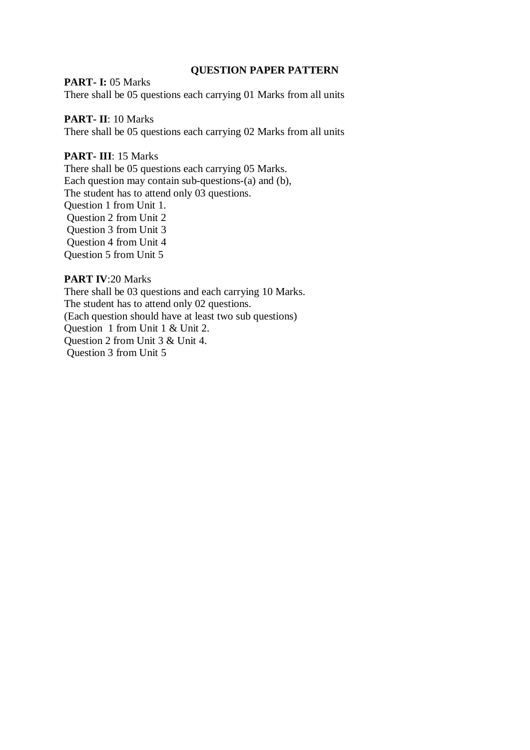## QUESTION PAPER PATTERN

**PART- I:** 05 Marks
There shall be 05 questions each carrying 01 Marks from all units

**PART- II**: 10 Marks
There shall be 05 questions each carrying 02 Marks from all units

**PART- III**: 15 Marks
There shall be 05 questions each carrying 05 Marks.
Each question may contain sub-questions-(a) and (b),
The student has to attend only 03 questions.
Question 1 from Unit 1.
Question 2 from Unit 2
Question 3 from Unit 3
Question 4 from Unit 4
Question 5 from Unit 5

**PART IV**:20 Marks
There shall be 03 questions and each carrying 10 Marks.
The student has to attend only 02 questions.
(Each question should have at least two sub questions)
Question 1 from Unit 1 & Unit 2.
Question 2 from Unit 3 & Unit 4.
Question 3 from Unit 5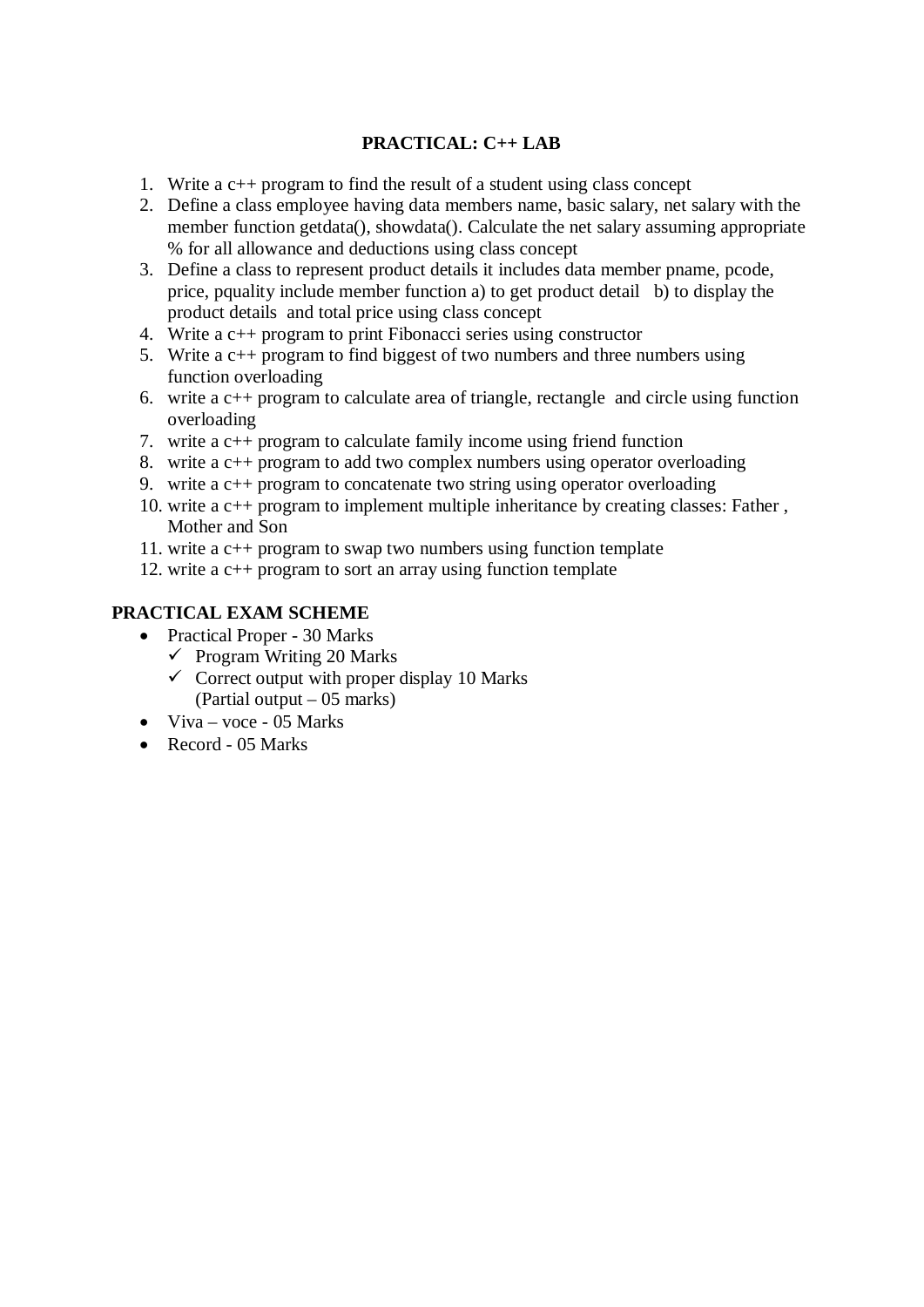## PRACTICAL: C++ LAB

1. Write a c++ program to find the result of a student using class concept
2. Define a class employee having data members name, basic salary, net salary with the member function getdata(), showdata(). Calculate the net salary assuming appropriate % for all allowance and deductions using class concept
3. Define a class to represent product details it includes data member pname, pcode, price, pquality include member function a) to get product detail b) to display the product details and total price using class concept
4. Write a c++ program to print Fibonacci series using constructor
5. Write a c++ program to find biggest of two numbers and three numbers using function overloading
6. write a c++ program to calculate area of triangle, rectangle and circle using function overloading
7. write a c++ program to calculate family income using friend function
8. write a c++ program to add two complex numbers using operator overloading
9. write a c++ program to concatenate two string using operator overloading
10. write a c++ program to implement multiple inheritance by creating classes: Father , Mother and Son
11. write a c++ program to swap two numbers using function template
12. write a c++ program to sort an array using function template

### PRACTICAL EXAM SCHEME

- Practical Proper - 30 Marks
  - ✓ Program Writing 20 Marks
  - ✓ Correct output with proper display 10 Marks
    (Partial output – 05 marks)
- Viva – voce - 05 Marks
- Record - 05 Marks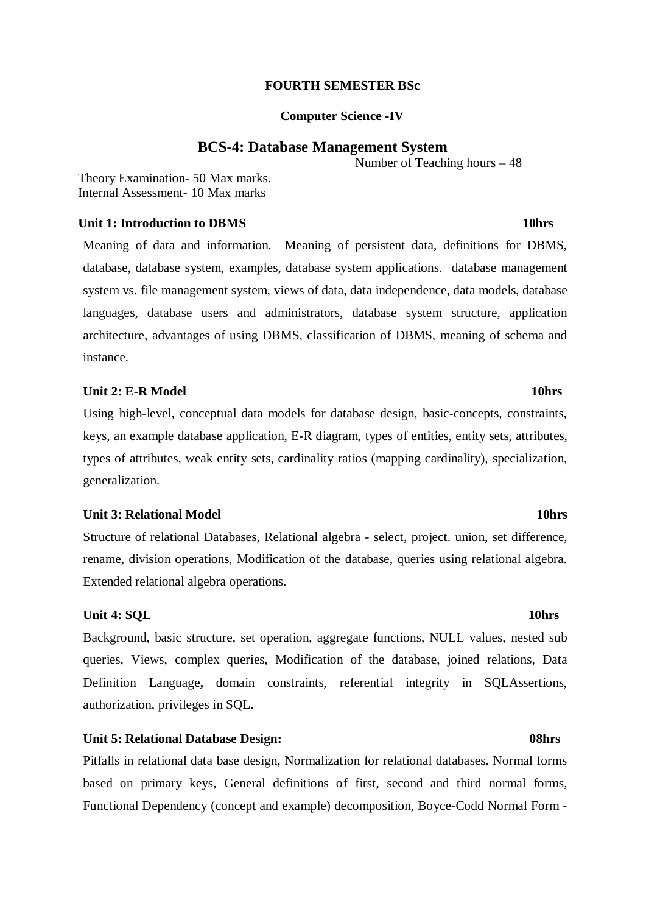**FOURTH SEMESTER BSc**

**Computer Science -IV**

## BCS-4: Database Management System

Number of Teaching hours – 48

Theory Examination- 50 Max marks.
Internal Assessment- 10 Max marks

### Unit 1: Introduction to DBMS 10hrs

Meaning of data and information. Meaning of persistent data, definitions for DBMS, database, database system, examples, database system applications. database management system vs. file management system, views of data, data independence, data models, database languages, database users and administrators, database system structure, application architecture, advantages of using DBMS, classification of DBMS, meaning of schema and instance.

### Unit 2: E-R Model 10hrs

Using high-level, conceptual data models for database design, basic-concepts, constraints, keys, an example database application, E-R diagram, types of entities, entity sets, attributes, types of attributes, weak entity sets, cardinality ratios (mapping cardinality), specialization, generalization.

### Unit 3: Relational Model 10hrs

Structure of relational Databases, Relational algebra - select, project. union, set difference, rename, division operations, Modification of the database, queries using relational algebra. Extended relational algebra operations.

### Unit 4: SQL 10hrs

Background, basic structure, set operation, aggregate functions, NULL values, nested sub queries, Views, complex queries, Modification of the database, joined relations, Data Definition Language**,** domain constraints, referential integrity in SQLAssertions, authorization, privileges in SQL.

### Unit 5: Relational Database Design: 08hrs

Pitfalls in relational data base design, Normalization for relational databases. Normal forms based on primary keys, General definitions of first, second and third normal forms, Functional Dependency (concept and example) decomposition, Boyce-Codd Normal Form -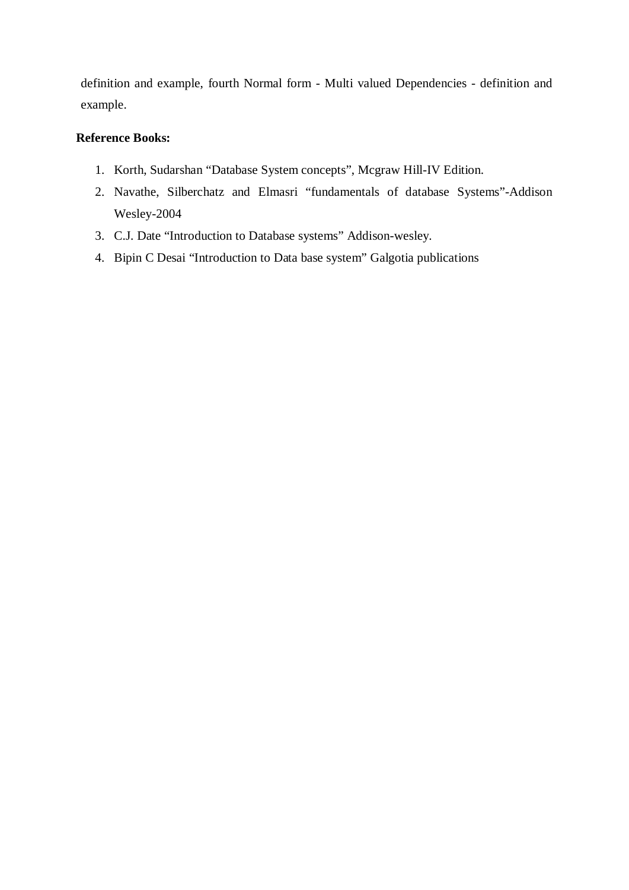definition and example, fourth Normal form - Multi valued Dependencies - definition and example.

**Reference Books:**

1. Korth, Sudarshan “Database System concepts”, Mcgraw Hill-IV Edition.
2. Navathe, Silberchatz and Elmasri “fundamentals of database Systems”-Addison Wesley-2004
3. C.J. Date “Introduction to Database systems” Addison-wesley.
4. Bipin C Desai “Introduction to Data base system” Galgotia publications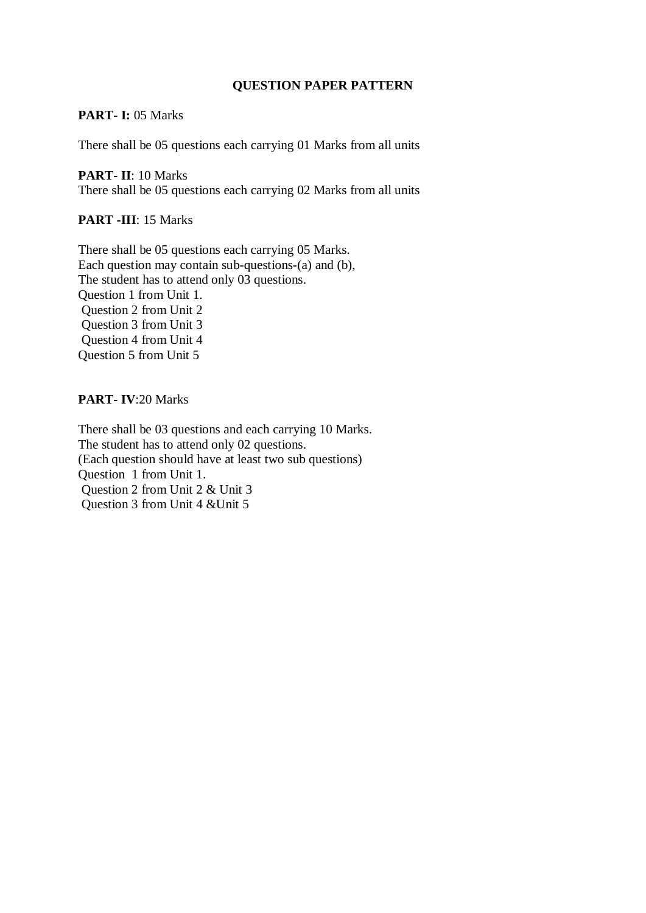# QUESTION PAPER PATTERN

**PART- I:** 05 Marks

There shall be 05 questions each carrying 01 Marks from all units

**PART- II**: 10 Marks
There shall be 05 questions each carrying 02 Marks from all units

**PART -III**: 15 Marks

There shall be 05 questions each carrying 05 Marks.
Each question may contain sub-questions-(a) and (b),
The student has to attend only 03 questions.
Question 1 from Unit 1.
Question 2 from Unit 2
Question 3 from Unit 3
Question 4 from Unit 4
Question 5 from Unit 5

**PART- IV**:20 Marks

There shall be 03 questions and each carrying 10 Marks.
The student has to attend only 02 questions.
(Each question should have at least two sub questions)
Question 1 from Unit 1.
Question 2 from Unit 2 & Unit 3
Question 3 from Unit 4 &Unit 5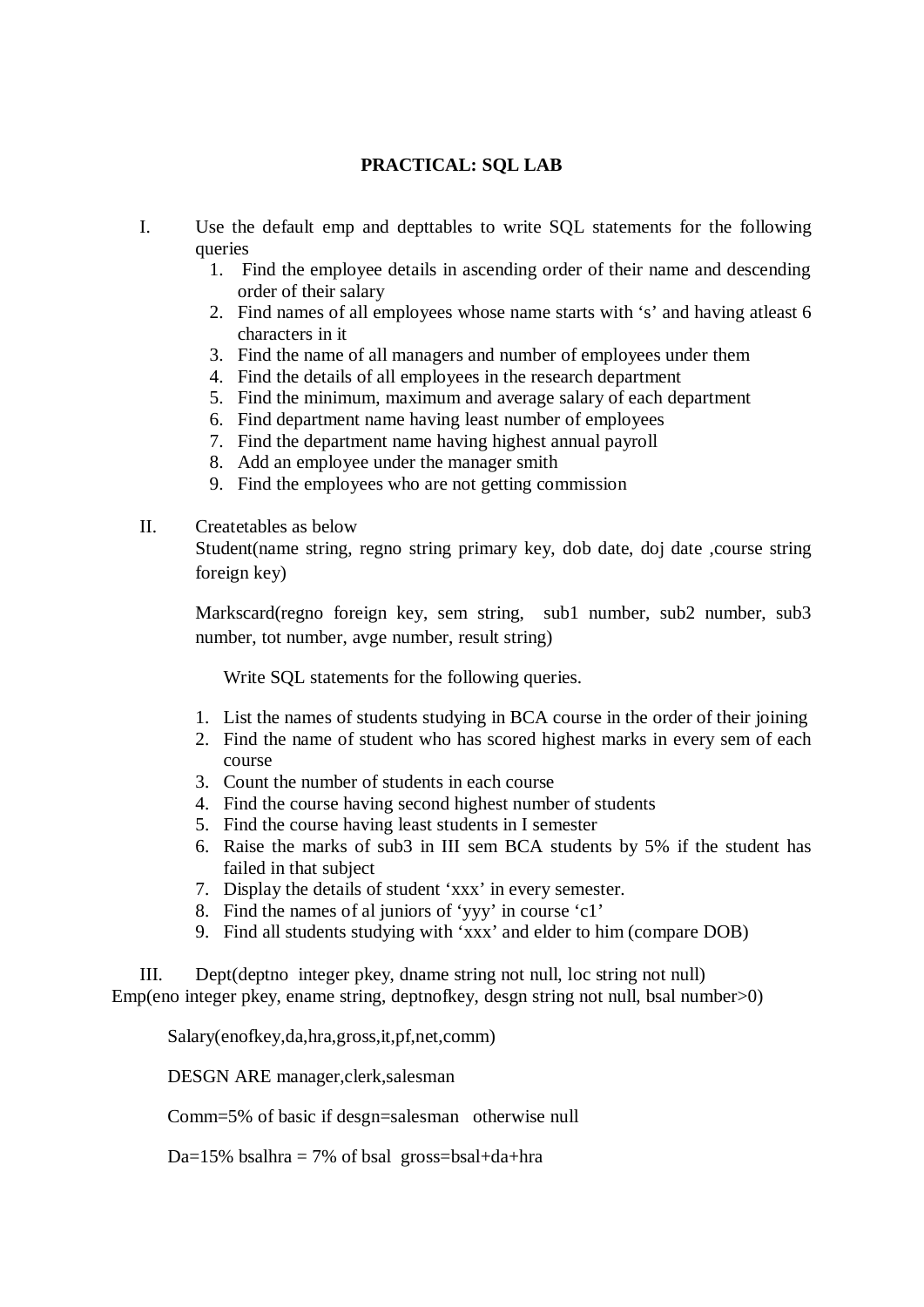**PRACTICAL: SQL LAB**

I. Use the default emp and depttables to write SQL statements for the following queries
   1. Find the employee details in ascending order of their name and descending order of their salary
   2. Find names of all employees whose name starts with 's' and having atleast 6 characters in it
   3. Find the name of all managers and number of employees under them
   4. Find the details of all employees in the research department
   5. Find the minimum, maximum and average salary of each department
   6. Find department name having least number of employees
   7. Find the department name having highest annual payroll
   8. Add an employee under the manager smith
   9. Find the employees who are not getting commission

II. Createtables as below
   Student(name string, regno string primary key, dob date, doj date ,course string foreign key)

   Markscard(regno foreign key, sem string, sub1 number, sub2 number, sub3 number, tot number, avge number, result string)

   Write SQL statements for the following queries.

   1. List the names of students studying in BCA course in the order of their joining
   2. Find the name of student who has scored highest marks in every sem of each course
   3. Count the number of students in each course
   4. Find the course having second highest number of students
   5. Find the course having least students in I semester
   6. Raise the marks of sub3 in III sem BCA students by 5% if the student has failed in that subject
   7. Display the details of student 'xxx' in every semester.
   8. Find the names of al juniors of 'yyy' in course 'c1'
   9. Find all students studying with 'xxx' and elder to him (compare DOB)

III. Dept(deptno integer pkey, dname string not null, loc string not null)
Emp(eno integer pkey, ename string, deptnofkey, desgn string not null, bsal number>0)

   Salary(enofkey,da,hra,gross,it,pf,net,comm)

   DESGN ARE manager,clerk,salesman

   Comm=5% of basic if desgn=salesman otherwise null

   Da=15% bsalhra = 7% of bsal gross=bsal+da+hra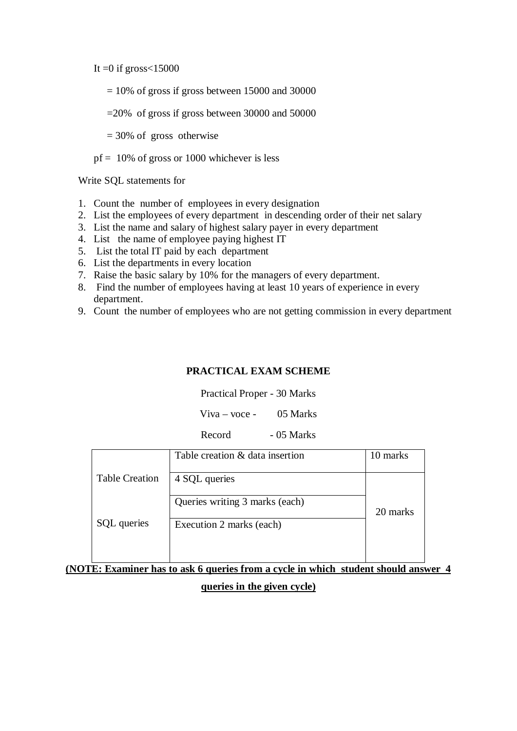It =0 if gross<15000

= 10% of gross if gross between 15000 and 30000

=20% of gross if gross between 30000 and 50000

= 30% of gross otherwise

pf = 10% of gross or 1000 whichever is less

Write SQL statements for

1. Count the number of employees in every designation
2. List the employees of every department in descending order of their net salary
3. List the name and salary of highest salary payer in every department
4. List the name of employee paying highest IT
5. List the total IT paid by each department
6. List the departments in every location
7. Raise the basic salary by 10% for the managers of every department.
8. Find the number of employees having at least 10 years of experience in every department.
9. Count the number of employees who are not getting commission in every department

## PRACTICAL EXAM SCHEME

Practical Proper - 30 Marks

Viva – voce - 05 Marks

Record - 05 Marks

| | | |
|---|---|---|
| Table Creation | Table creation & data insertion | 10 marks |
| | 4 SQL queries | 20 marks |
| SQL queries | Queries writing 3 marks (each) | |
| | Execution 2 marks (each) | |

**(NOTE: Examiner has to ask 6 queries from a cycle in which student should answer 4 queries in the given cycle)**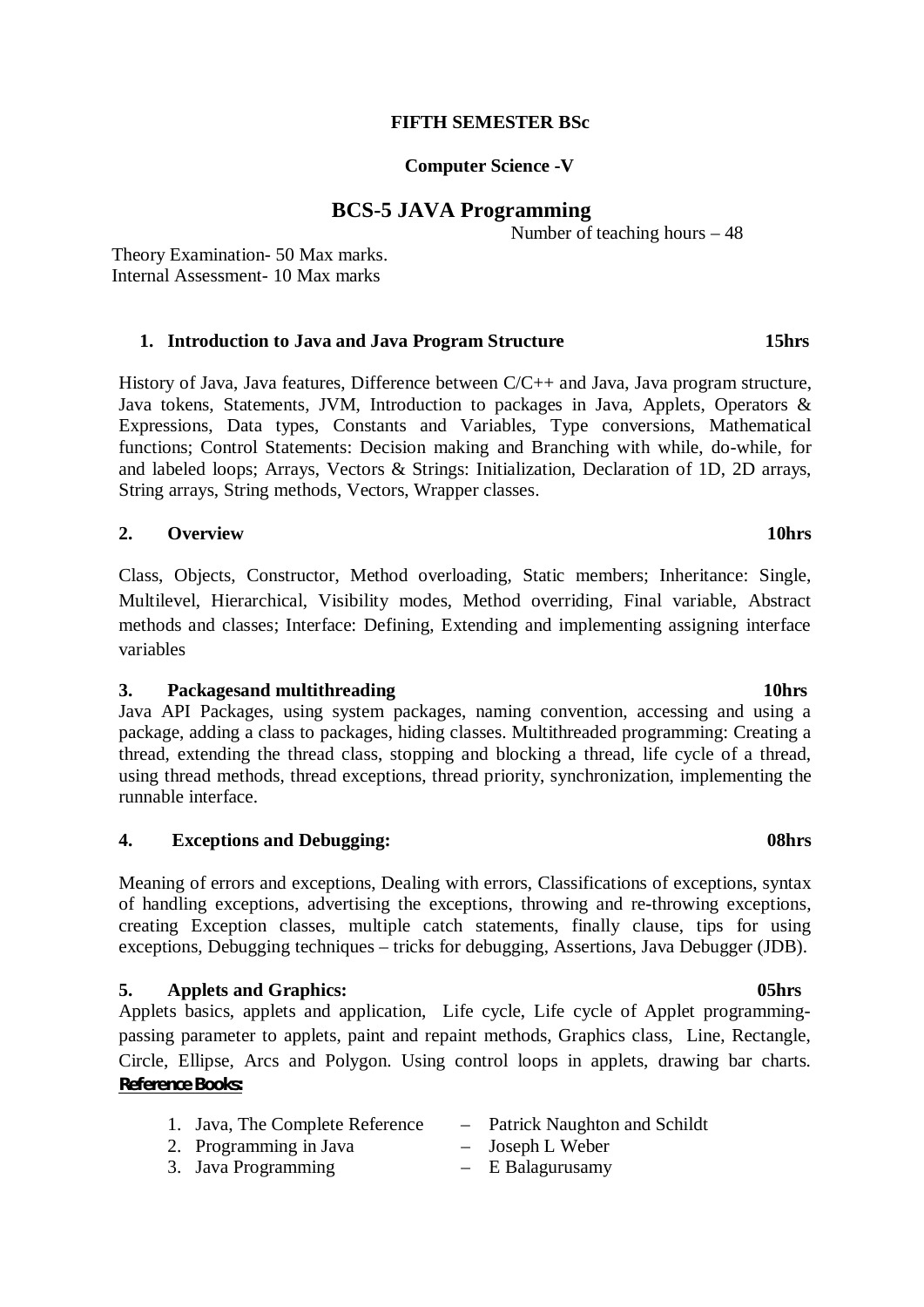**FIFTH SEMESTER BSc**

**Computer Science -V**

# BCS-5 JAVA Programming

Number of teaching hours – 48

Theory Examination- 50 Max marks.
Internal Assessment- 10 Max marks

### 1. Introduction to Java and Java Program Structure — 15hrs

History of Java, Java features, Difference between C/C++ and Java, Java program structure, Java tokens, Statements, JVM, Introduction to packages in Java, Applets, Operators & Expressions, Data types, Constants and Variables, Type conversions, Mathematical functions; Control Statements: Decision making and Branching with while, do-while, for and labeled loops; Arrays, Vectors & Strings: Initialization, Declaration of 1D, 2D arrays, String arrays, String methods, Vectors, Wrapper classes.

### 2. Overview — 10hrs

Class, Objects, Constructor, Method overloading, Static members; Inheritance: Single, Multilevel, Hierarchical, Visibility modes, Method overriding, Final variable, Abstract methods and classes; Interface: Defining, Extending and implementing assigning interface variables

### 3. Packagesand multithreading — 10hrs

Java API Packages, using system packages, naming convention, accessing and using a package, adding a class to packages, hiding classes. Multithreaded programming: Creating a thread, extending the thread class, stopping and blocking a thread, life cycle of a thread, using thread methods, thread exceptions, thread priority, synchronization, implementing the runnable interface.

### 4. Exceptions and Debugging: — 08hrs

Meaning of errors and exceptions, Dealing with errors, Classifications of exceptions, syntax of handling exceptions, advertising the exceptions, throwing and re-throwing exceptions, creating Exception classes, multiple catch statements, finally clause, tips for using exceptions, Debugging techniques – tricks for debugging, Assertions, Java Debugger (JDB).

### 5. Applets and Graphics: — 05hrs

Applets basics, applets and application, Life cycle, Life cycle of Applet programming- passing parameter to applets, paint and repaint methods, Graphics class, Line, Rectangle, Circle, Ellipse, Arcs and Polygon. Using control loops in applets, drawing bar charts.

**Reference Books:**

1. Java, The Complete Reference – Patrick Naughton and Schildt
2. Programming in Java – Joseph L Weber
3. Java Programming – E Balagurusamy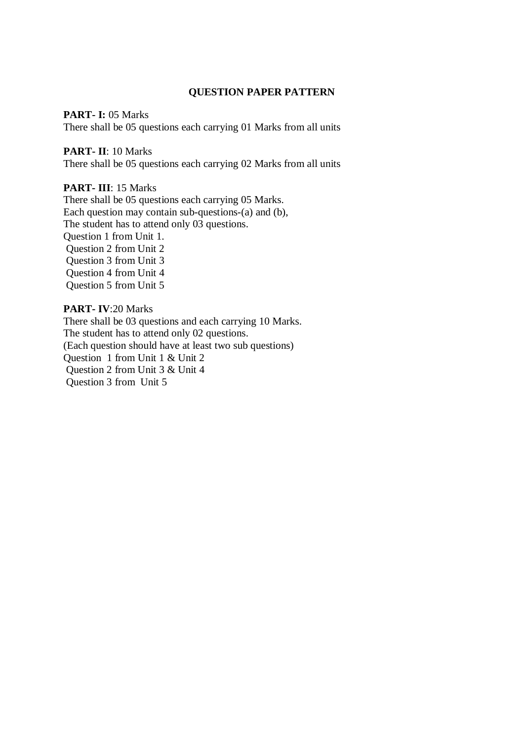## QUESTION PAPER PATTERN

**PART- I:** 05 Marks
There shall be 05 questions each carrying 01 Marks from all units

**PART- II**: 10 Marks
There shall be 05 questions each carrying 02 Marks from all units

**PART- III**: 15 Marks
There shall be 05 questions each carrying 05 Marks.
Each question may contain sub-questions-(a) and (b),
The student has to attend only 03 questions.
Question 1 from Unit 1.
Question 2 from Unit 2
Question 3 from Unit 3
Question 4 from Unit 4
Question 5 from Unit 5

**PART- IV**:20 Marks
There shall be 03 questions and each carrying 10 Marks.
The student has to attend only 02 questions.
(Each question should have at least two sub questions)
Question 1 from Unit 1 & Unit 2
Question 2 from Unit 3 & Unit 4
Question 3 from Unit 5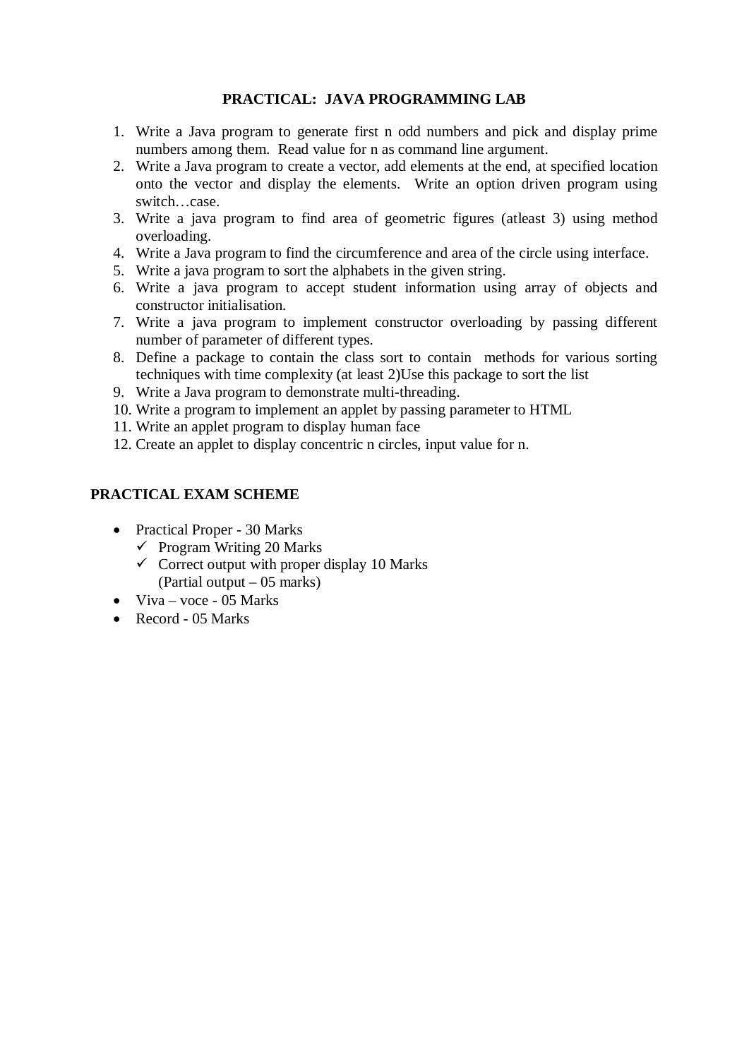## PRACTICAL: JAVA PROGRAMMING LAB

1. Write a Java program to generate first n odd numbers and pick and display prime numbers among them. Read value for n as command line argument.
2. Write a Java program to create a vector, add elements at the end, at specified location onto the vector and display the elements. Write an option driven program using switch…case.
3. Write a java program to find area of geometric figures (atleast 3) using method overloading.
4. Write a Java program to find the circumference and area of the circle using interface.
5. Write a java program to sort the alphabets in the given string.
6. Write a java program to accept student information using array of objects and constructor initialisation.
7. Write a java program to implement constructor overloading by passing different number of parameter of different types.
8. Define a package to contain the class sort to contain methods for various sorting techniques with time complexity (at least 2)Use this package to sort the list
9. Write a Java program to demonstrate multi-threading.
10. Write a program to implement an applet by passing parameter to HTML
11. Write an applet program to display human face
12. Create an applet to display concentric n circles, input value for n.

### PRACTICAL EXAM SCHEME

- Practical Proper - 30 Marks
  - ✓ Program Writing 20 Marks
  - ✓ Correct output with proper display 10 Marks (Partial output – 05 marks)
- Viva – voce - 05 Marks
- Record - 05 Marks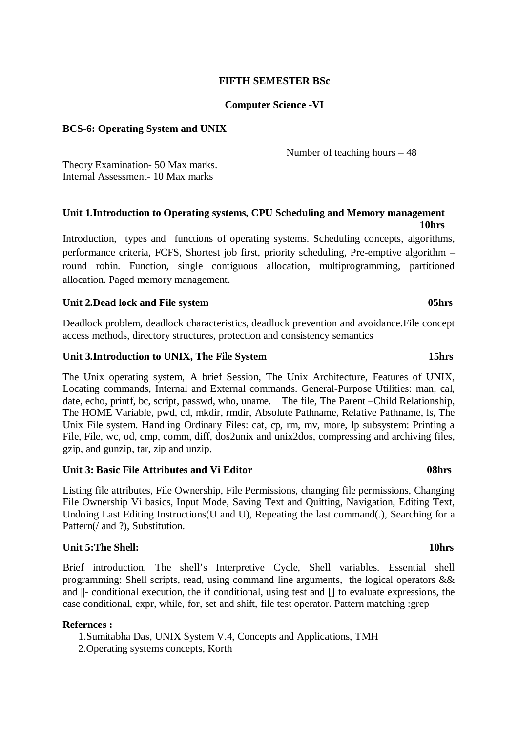**FIFTH SEMESTER BSc**

**Computer Science -VI**

**BCS-6: Operating System and UNIX**

Number of teaching hours – 48

Theory Examination- 50 Max marks.
Internal Assessment- 10 Max marks

**Unit 1.Introduction to Operating systems, CPU Scheduling and Memory management 10hrs**

Introduction, types and functions of operating systems. Scheduling concepts, algorithms, performance criteria, FCFS, Shortest job first, priority scheduling, Pre-emptive algorithm – round robin. Function, single contiguous allocation, multiprogramming, partitioned allocation. Paged memory management.

**Unit 2.Dead lock and File system 05hrs**

Deadlock problem, deadlock characteristics, deadlock prevention and avoidance.File concept access methods, directory structures, protection and consistency semantics

**Unit 3.Introduction to UNIX, The File System 15hrs**

The Unix operating system, A brief Session, The Unix Architecture, Features of UNIX, Locating commands, Internal and External commands. General-Purpose Utilities: man, cal, date, echo, printf, bc, script, passwd, who, uname. The file, The Parent –Child Relationship, The HOME Variable, pwd, cd, mkdir, rmdir, Absolute Pathname, Relative Pathname, ls, The Unix File system. Handling Ordinary Files: cat, cp, rm, mv, more, lp subsystem: Printing a File, File, wc, od, cmp, comm, diff, dos2unix and unix2dos, compressing and archiving files, gzip, and gunzip, tar, zip and unzip.

**Unit 3: Basic File Attributes and Vi Editor 08hrs**

Listing file attributes, File Ownership, File Permissions, changing file permissions, Changing File Ownership Vi basics, Input Mode, Saving Text and Quitting, Navigation, Editing Text, Undoing Last Editing Instructions(U and U), Repeating the last command(.), Searching for a Pattern(/ and ?), Substitution.

**Unit 5:The Shell: 10hrs**

Brief introduction, The shell's Interpretive Cycle, Shell variables. Essential shell programming: Shell scripts, read, using command line arguments, the logical operators && and ||- conditional execution, the if conditional, using test and [] to evaluate expressions, the case conditional, expr, while, for, set and shift, file test operator. Pattern matching :grep

**Refernces :**

1. Sumitabha Das, UNIX System V.4, Concepts and Applications, TMH
2. Operating systems concepts, Korth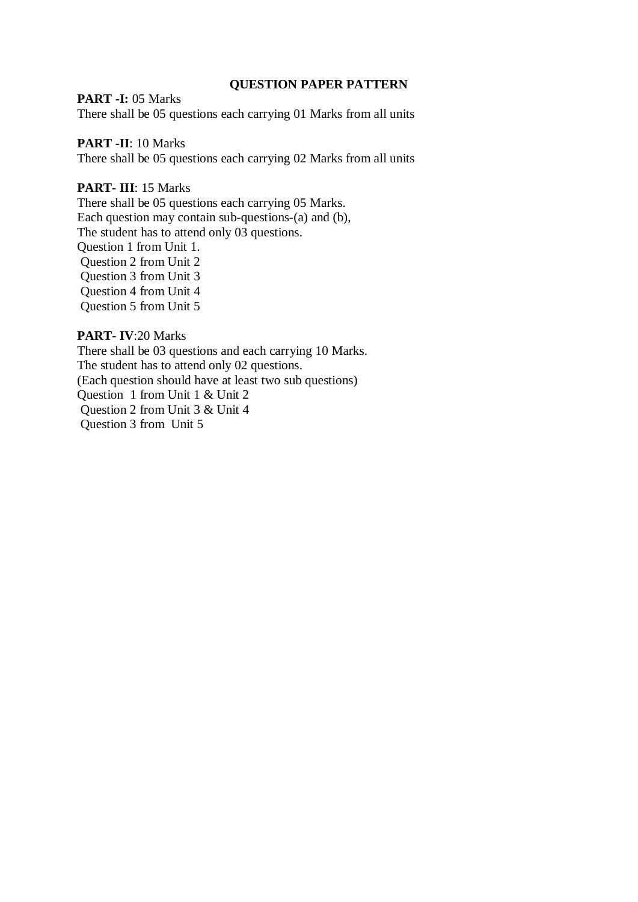## QUESTION PAPER PATTERN

**PART -I:** 05 Marks

There shall be 05 questions each carrying 01 Marks from all units

**PART -II**: 10 Marks

There shall be 05 questions each carrying 02 Marks from all units

**PART- III**: 15 Marks

There shall be 05 questions each carrying 05 Marks.
Each question may contain sub-questions-(a) and (b),
The student has to attend only 03 questions.
Question 1 from Unit 1.
Question 2 from Unit 2
Question 3 from Unit 3
Question 4 from Unit 4
Question 5 from Unit 5

**PART- IV**:20 Marks

There shall be 03 questions and each carrying 10 Marks.
The student has to attend only 02 questions.
(Each question should have at least two sub questions)
Question 1 from Unit 1 & Unit 2
Question 2 from Unit 3 & Unit 4
Question 3 from Unit 5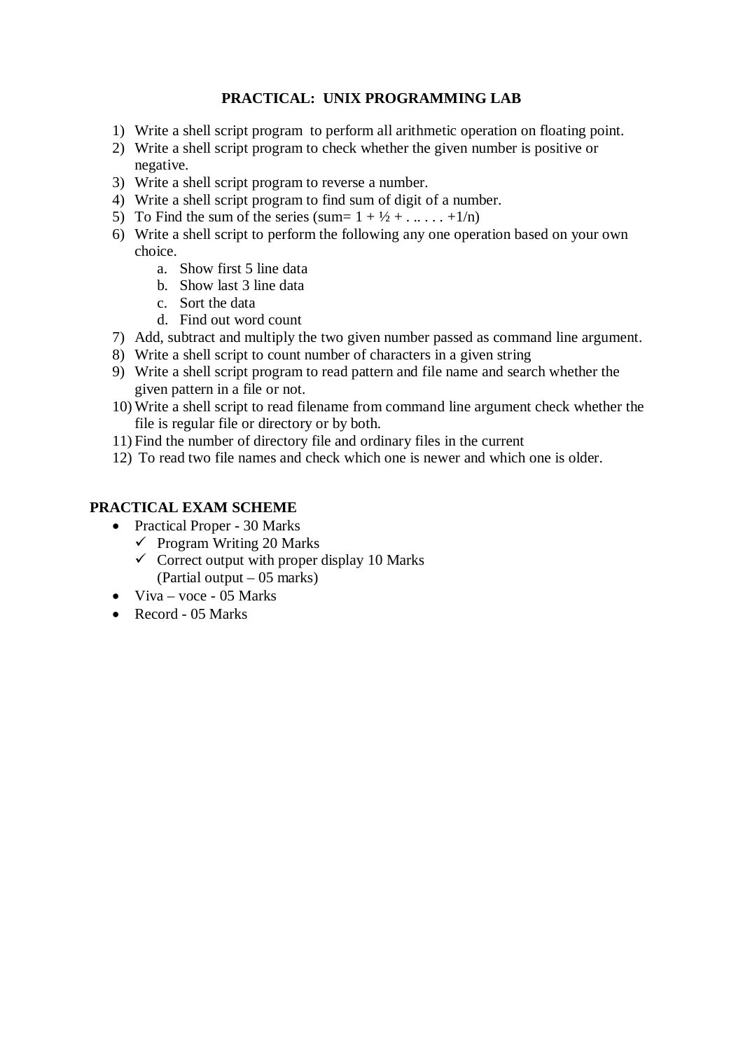# PRACTICAL: UNIX PROGRAMMING LAB

1) Write a shell script program to perform all arithmetic operation on floating point.
2) Write a shell script program to check whether the given number is positive or negative.
3) Write a shell script program to reverse a number.
4) Write a shell script program to find sum of digit of a number.
5) To Find the sum of the series (sum= 1 + ½ + . .. . . . +1/n)
6) Write a shell script to perform the following any one operation based on your own choice.
    a. Show first 5 line data
    b. Show last 3 line data
    c. Sort the data
    d. Find out word count
7) Add, subtract and multiply the two given number passed as command line argument.
8) Write a shell script to count number of characters in a given string
9) Write a shell script program to read pattern and file name and search whether the given pattern in a file or not.
10) Write a shell script to read filename from command line argument check whether the file is regular file or directory or by both.
11) Find the number of directory file and ordinary files in the current
12) To read two file names and check which one is newer and which one is older.

## PRACTICAL EXAM SCHEME

- Practical Proper - 30 Marks
    - ✓ Program Writing 20 Marks
    - ✓ Correct output with proper display 10 Marks
      (Partial output – 05 marks)
- Viva – voce - 05 Marks
- Record - 05 Marks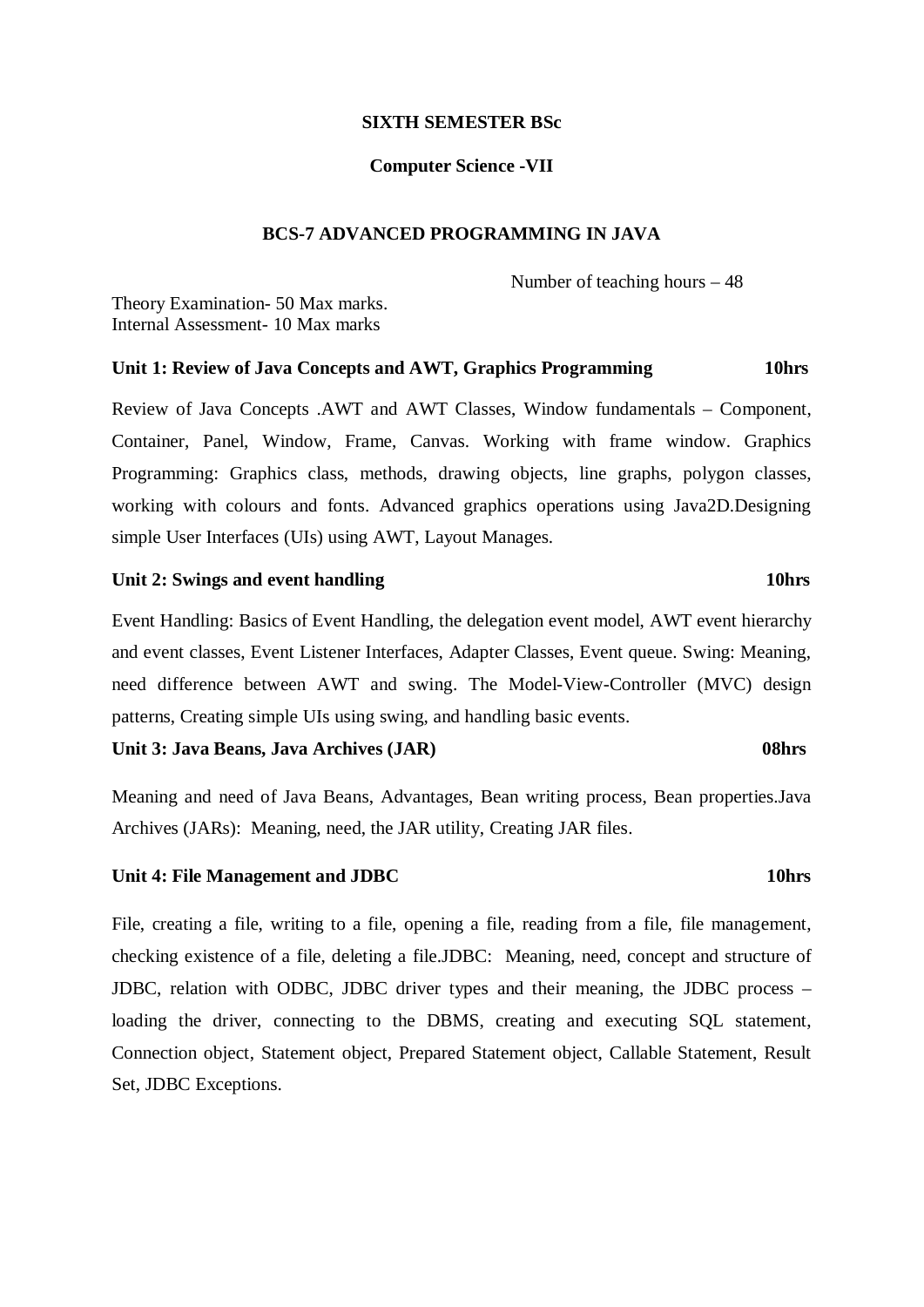**SIXTH SEMESTER BSc**

**Computer Science -VII**

**BCS-7 ADVANCED PROGRAMMING IN JAVA**

Number of teaching hours – 48

Theory Examination- 50 Max marks.
Internal Assessment- 10 Max marks

**Unit 1: Review of Java Concepts and AWT, Graphics Programming 10hrs**

Review of Java Concepts .AWT and AWT Classes, Window fundamentals – Component, Container, Panel, Window, Frame, Canvas. Working with frame window. Graphics Programming: Graphics class, methods, drawing objects, line graphs, polygon classes, working with colours and fonts. Advanced graphics operations using Java2D.Designing simple User Interfaces (UIs) using AWT, Layout Manages.

**Unit 2: Swings and event handling 10hrs**

Event Handling: Basics of Event Handling, the delegation event model, AWT event hierarchy and event classes, Event Listener Interfaces, Adapter Classes, Event queue. Swing: Meaning, need difference between AWT and swing. The Model-View-Controller (MVC) design patterns, Creating simple UIs using swing, and handling basic events.

**Unit 3: Java Beans, Java Archives (JAR) 08hrs**

Meaning and need of Java Beans, Advantages, Bean writing process, Bean properties.Java Archives (JARs): Meaning, need, the JAR utility, Creating JAR files.

**Unit 4: File Management and JDBC 10hrs**

File, creating a file, writing to a file, opening a file, reading from a file, file management, checking existence of a file, deleting a file.JDBC: Meaning, need, concept and structure of JDBC, relation with ODBC, JDBC driver types and their meaning, the JDBC process – loading the driver, connecting to the DBMS, creating and executing SQL statement, Connection object, Statement object, Prepared Statement object, Callable Statement, Result Set, JDBC Exceptions.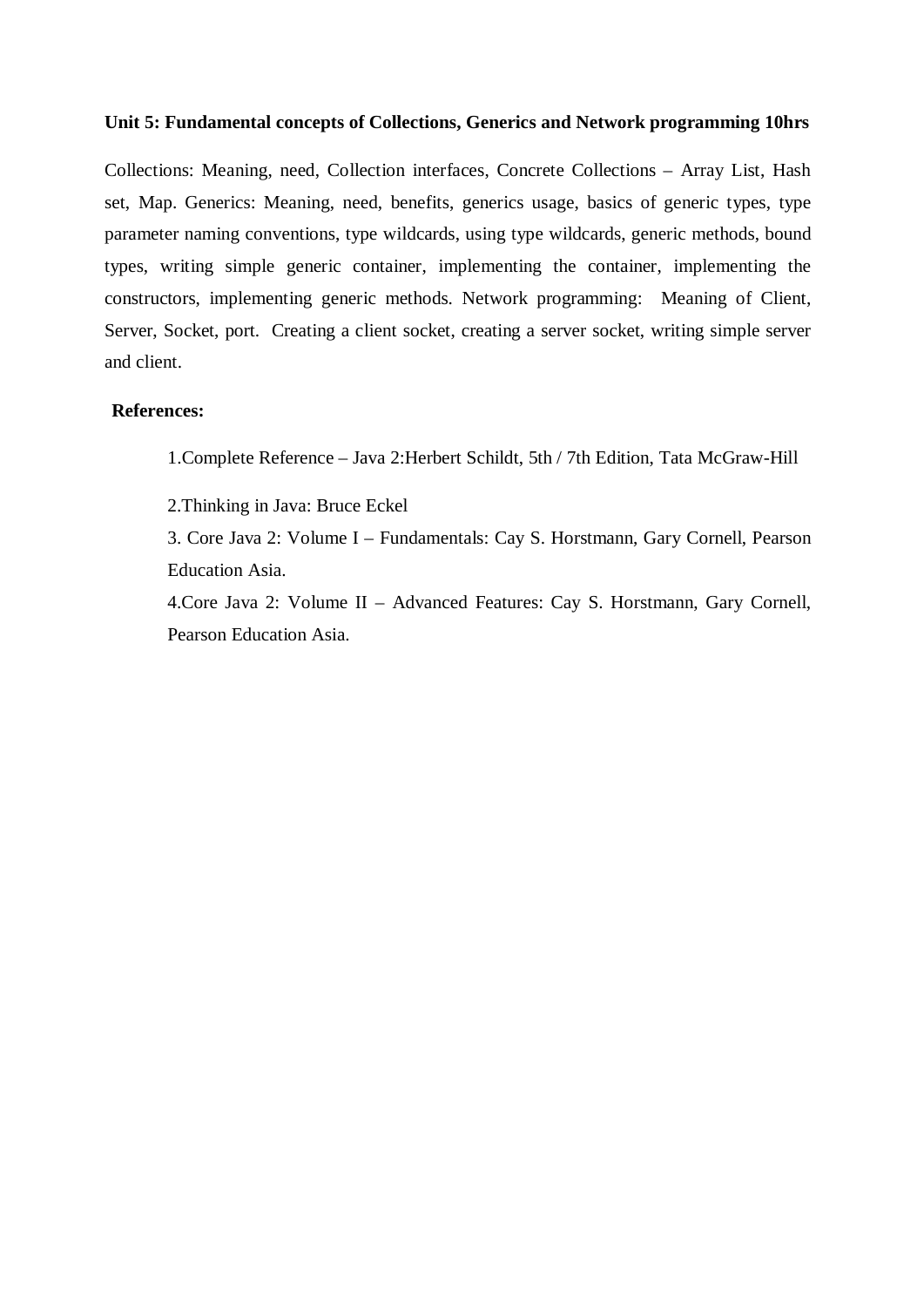**Unit 5: Fundamental concepts of Collections, Generics and Network programming 10hrs**

Collections: Meaning, need, Collection interfaces, Concrete Collections – Array List, Hash set, Map. Generics: Meaning, need, benefits, generics usage, basics of generic types, type parameter naming conventions, type wildcards, using type wildcards, generic methods, bound types, writing simple generic container, implementing the container, implementing the constructors, implementing generic methods. Network programming: Meaning of Client, Server, Socket, port. Creating a client socket, creating a server socket, writing simple server and client.

**References:**

1. Complete Reference – Java 2:Herbert Schildt, 5th / 7th Edition, Tata McGraw-Hill
2. Thinking in Java: Bruce Eckel
3. Core Java 2: Volume I – Fundamentals: Cay S. Horstmann, Gary Cornell, Pearson Education Asia.
4. Core Java 2: Volume II – Advanced Features: Cay S. Horstmann, Gary Cornell, Pearson Education Asia.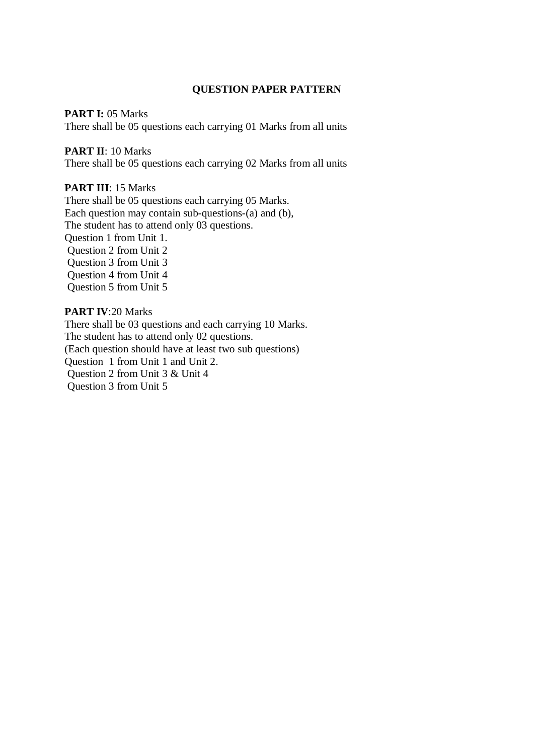## QUESTION PAPER PATTERN

**PART I:** 05 Marks
There shall be 05 questions each carrying 01 Marks from all units

**PART II**: 10 Marks
There shall be 05 questions each carrying 02 Marks from all units

**PART III**: 15 Marks
There shall be 05 questions each carrying 05 Marks.
Each question may contain sub-questions-(a) and (b),
The student has to attend only 03 questions.
Question 1 from Unit 1.
Question 2 from Unit 2
Question 3 from Unit 3
Question 4 from Unit 4
Question 5 from Unit 5

**PART IV**:20 Marks
There shall be 03 questions and each carrying 10 Marks.
The student has to attend only 02 questions.
(Each question should have at least two sub questions)
Question 1 from Unit 1 and Unit 2.
Question 2 from Unit 3 & Unit 4
Question 3 from Unit 5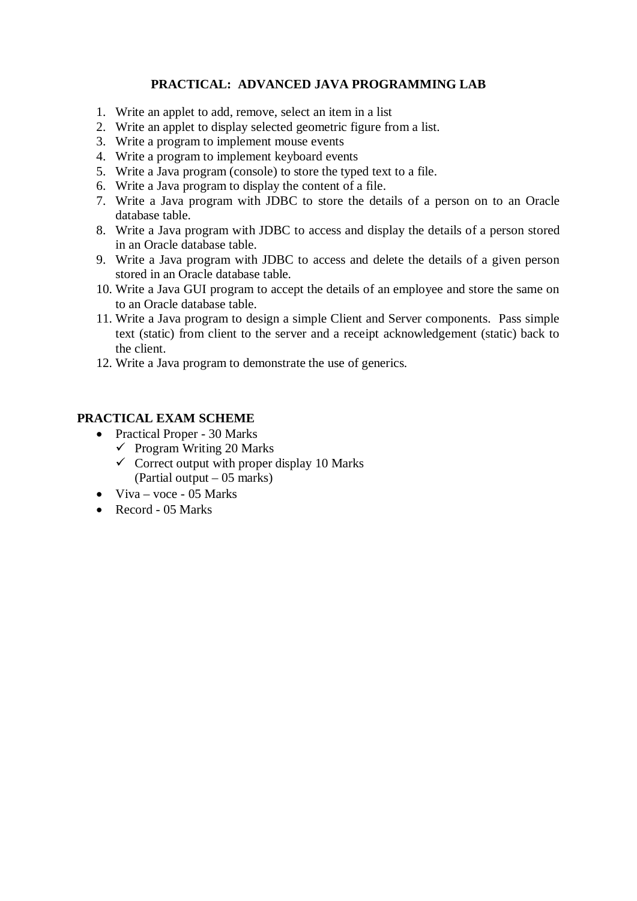## PRACTICAL: ADVANCED JAVA PROGRAMMING LAB

1. Write an applet to add, remove, select an item in a list
2. Write an applet to display selected geometric figure from a list.
3. Write a program to implement mouse events
4. Write a program to implement keyboard events
5. Write a Java program (console) to store the typed text to a file.
6. Write a Java program to display the content of a file.
7. Write a Java program with JDBC to store the details of a person on to an Oracle database table.
8. Write a Java program with JDBC to access and display the details of a person stored in an Oracle database table.
9. Write a Java program with JDBC to access and delete the details of a given person stored in an Oracle database table.
10. Write a Java GUI program to accept the details of an employee and store the same on to an Oracle database table.
11. Write a Java program to design a simple Client and Server components. Pass simple text (static) from client to the server and a receipt acknowledgement (static) back to the client.
12. Write a Java program to demonstrate the use of generics.

### PRACTICAL EXAM SCHEME

- Practical Proper - 30 Marks
  - ✓ Program Writing 20 Marks
  - ✓ Correct output with proper display 10 Marks
    (Partial output – 05 marks)
- Viva – voce - 05 Marks
- Record - 05 Marks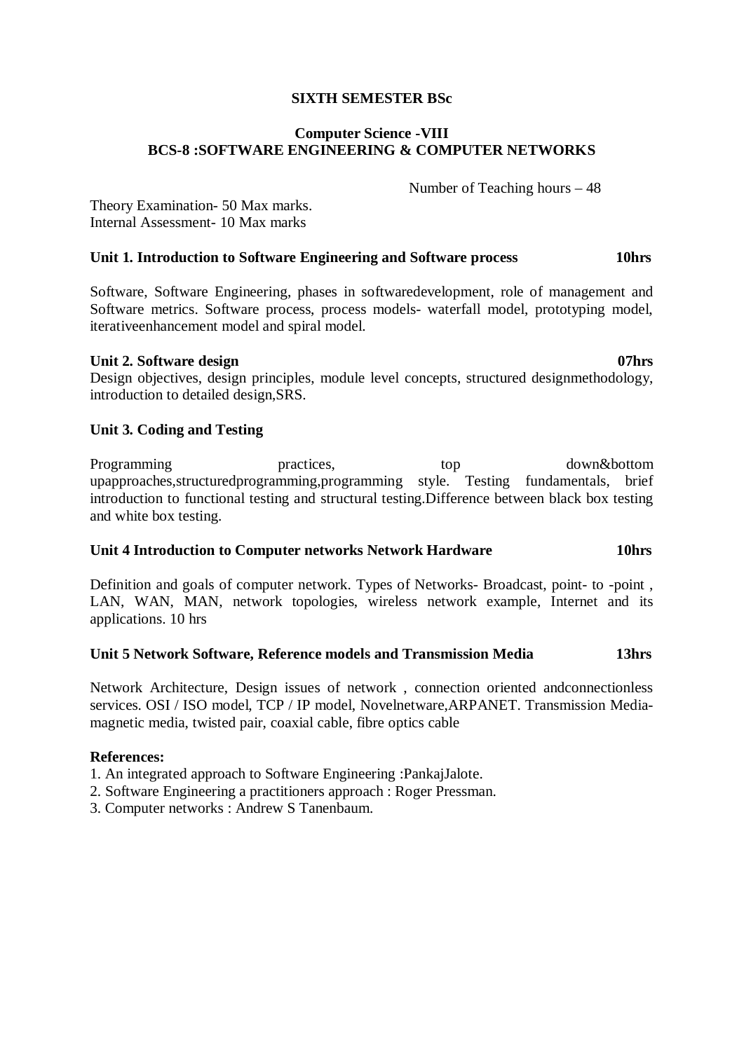**SIXTH SEMESTER BSc**

**Computer Science -VIII**
**BCS-8 :SOFTWARE ENGINEERING & COMPUTER NETWORKS**

Number of Teaching hours – 48

Theory Examination- 50 Max marks.
Internal Assessment- 10 Max marks

**Unit 1. Introduction to Software Engineering and Software process 10hrs**

Software, Software Engineering, phases in softwaredevelopment, role of management and Software metrics. Software process, process models- waterfall model, prototyping model, iterativeenhancement model and spiral model.

**Unit 2. Software design 07hrs**

Design objectives, design principles, module level concepts, structured designmethodology, introduction to detailed design,SRS.

**Unit 3. Coding and Testing**

Programming practices, top down&bottom upapproaches,structuredprogramming,programming style. Testing fundamentals, brief introduction to functional testing and structural testing.Difference between black box testing and white box testing.

**Unit 4 Introduction to Computer networks Network Hardware 10hrs**

Definition and goals of computer network. Types of Networks- Broadcast, point- to -point , LAN, WAN, MAN, network topologies, wireless network example, Internet and its applications. 10 hrs

**Unit 5 Network Software, Reference models and Transmission Media 13hrs**

Network Architecture, Design issues of network , connection oriented andconnectionless services. OSI / ISO model, TCP / IP model, Novelnetware,ARPANET. Transmission Media-magnetic media, twisted pair, coaxial cable, fibre optics cable

**References:**

1. An integrated approach to Software Engineering :PankajJalote.
2. Software Engineering a practitioners approach : Roger Pressman.
3. Computer networks : Andrew S Tanenbaum.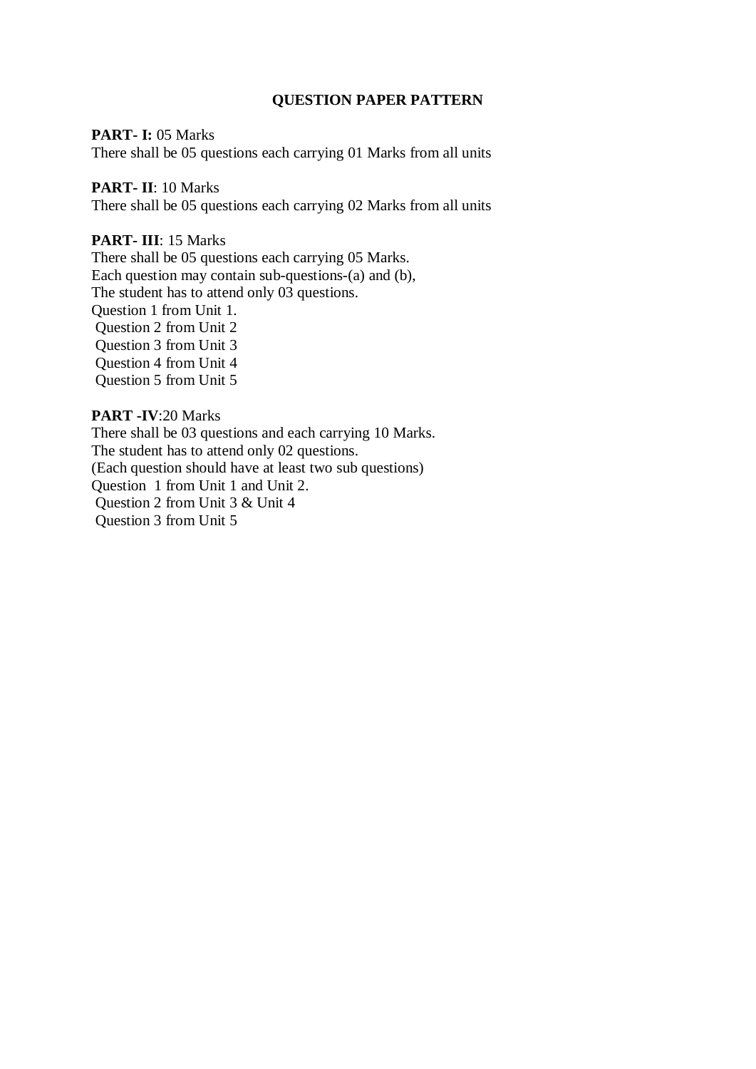## QUESTION PAPER PATTERN

**PART- I:** 05 Marks
There shall be 05 questions each carrying 01 Marks from all units

**PART- II**: 10 Marks
There shall be 05 questions each carrying 02 Marks from all units

**PART- III**: 15 Marks
There shall be 05 questions each carrying 05 Marks.
Each question may contain sub-questions-(a) and (b),
The student has to attend only 03 questions.
Question 1 from Unit 1.
Question 2 from Unit 2
Question 3 from Unit 3
Question 4 from Unit 4
Question 5 from Unit 5

**PART -IV**:20 Marks
There shall be 03 questions and each carrying 10 Marks.
The student has to attend only 02 questions.
(Each question should have at least two sub questions)
Question 1 from Unit 1 and Unit 2.
Question 2 from Unit 3 & Unit 4
Question 3 from Unit 5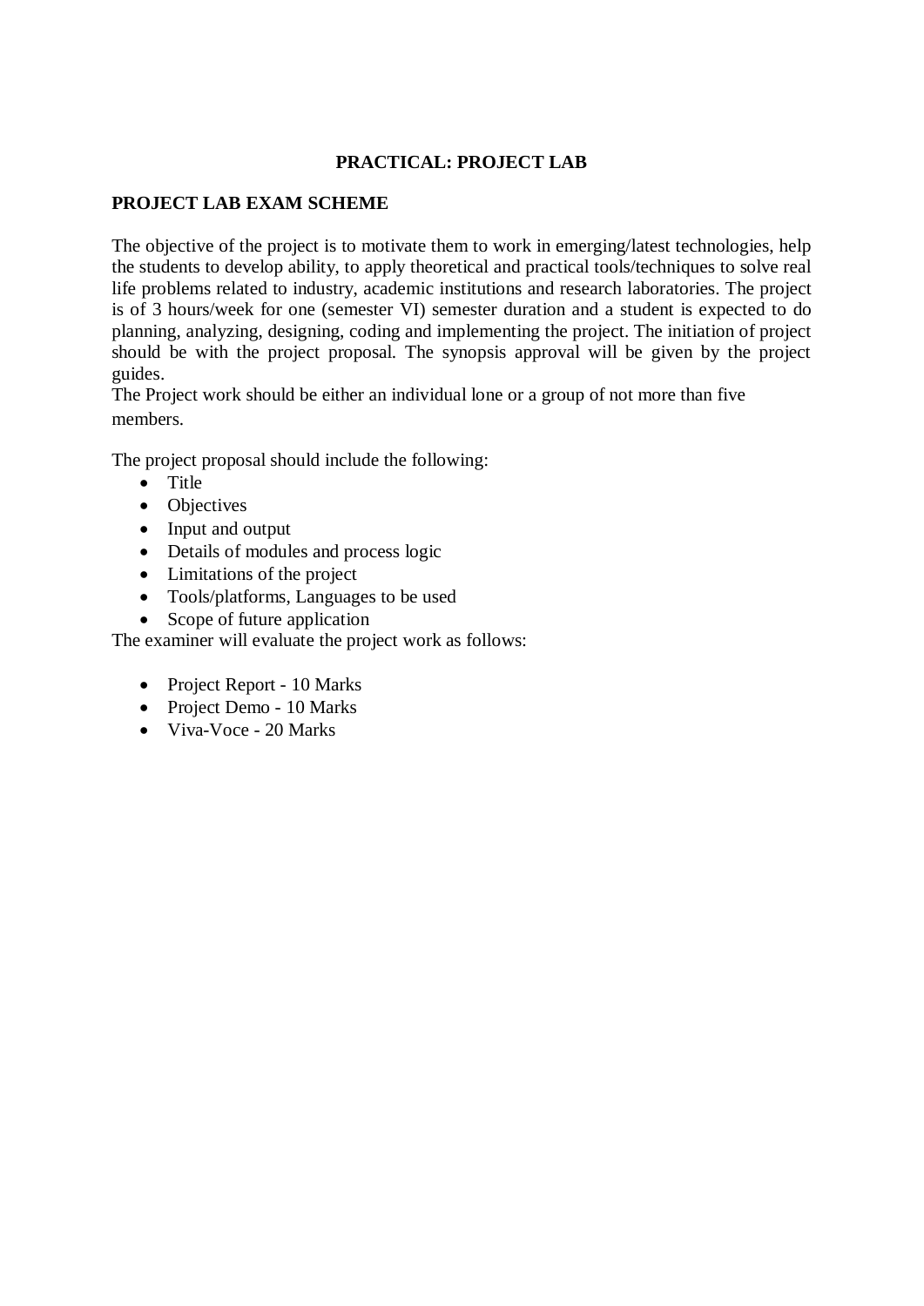## PRACTICAL: PROJECT LAB

### PROJECT LAB EXAM SCHEME

The objective of the project is to motivate them to work in emerging/latest technologies, help the students to develop ability, to apply theoretical and practical tools/techniques to solve real life problems related to industry, academic institutions and research laboratories. The project is of 3 hours/week for one (semester VI) semester duration and a student is expected to do planning, analyzing, designing, coding and implementing the project. The initiation of project should be with the project proposal. The synopsis approval will be given by the project guides.

The Project work should be either an individual lone or a group of not more than five members.

The project proposal should include the following:

- Title
- Objectives
- Input and output
- Details of modules and process logic
- Limitations of the project
- Tools/platforms, Languages to be used
- Scope of future application

The examiner will evaluate the project work as follows:

- Project Report - 10 Marks
- Project Demo - 10 Marks
- Viva-Voce - 20 Marks